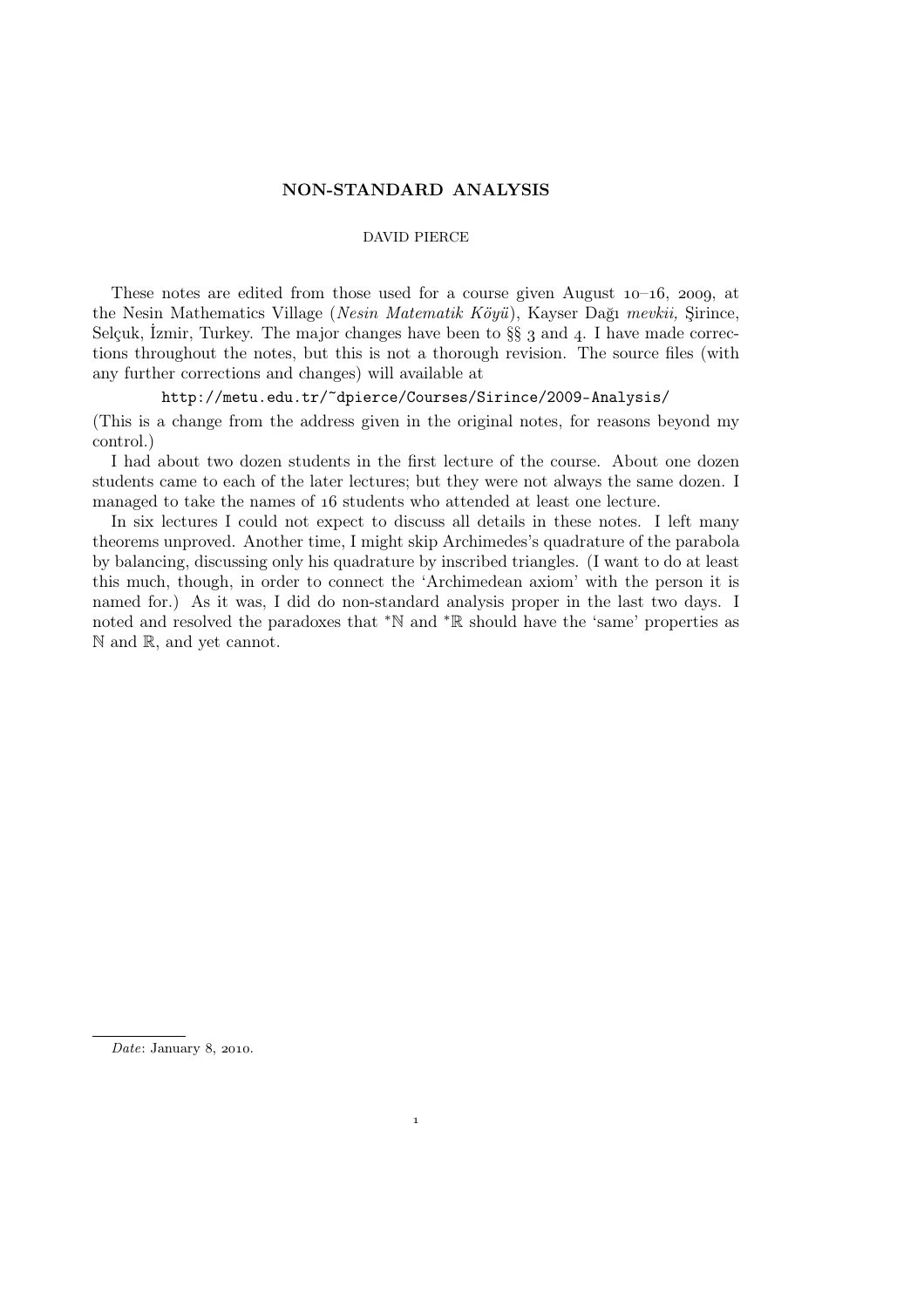# NON-STANDARD ANALYSIS

DAVID PIERCE

These notes are edited from those used for a course given August 10–16, 2009, at the Nesin Mathematics Village (*Nesin Matematik Köyü*), Kayser Dağı *mevkii,* Şirince, Selçuk, İzmir, Turkey. The major changes have been to §§ 3 and 4. I have made corrections throughout the notes, but this is not a thorough revision. The source files (with any further corrections and changes) will available at

```
http://metu.edu.tr/~dpierce/Courses/Sirince/2009-Analysis/
```

(This is a change from the address given in the original notes, for reasons beyond my control.)

I had about two dozen students in the first lecture of the course. About one dozen students came to each of the later lectures; but they were not always the same dozen. I managed to take the names of 16 students who attended at least one lecture.

In six lectures I could not expect to discuss all details in these notes. I left many theorems unproved. Another time, I might skip Archimedes's quadrature of the parabola by balancing, discussing only his quadrature by inscribed triangles. (I want to do at least this much, though, in order to connect the 'Archimedean axiom' with the person it is named for.) As it was, I did do non-standard analysis proper in the last two days. I noted and resolved the paradoxes that ${}^*\mathbb{N}$ and ${}^*\mathbb{R}$ should have the 'same' properties as $\mathbb{N}$ and $\mathbb{R}$, and yet cannot.

*Date*: January 8, 2010.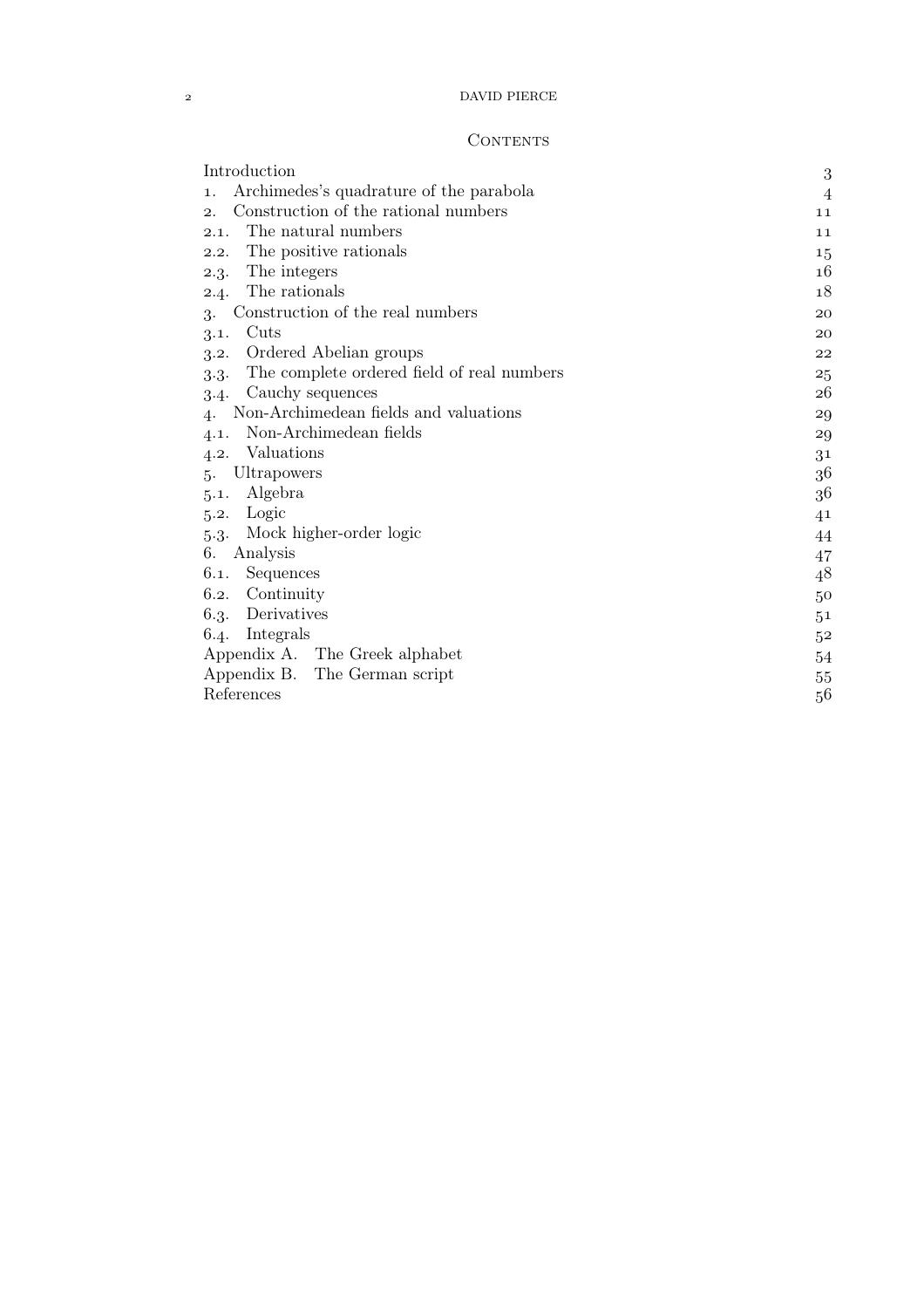## Contents

- Introduction 3
- 1. Archimedes's quadrature of the parabola 4
- 2. Construction of the rational numbers 11
  - 2.1. The natural numbers 11
  - 2.2. The positive rationals 15
  - 2.3. The integers 16
  - 2.4. The rationals 18
- 3. Construction of the real numbers 20
  - 3.1. Cuts 20
  - 3.2. Ordered Abelian groups 22
  - 3.3. The complete ordered field of real numbers 25
  - 3.4. Cauchy sequences 26
- 4. Non-Archimedean fields and valuations 29
  - 4.1. Non-Archimedean fields 29
  - 4.2. Valuations 31
- 5. Ultrapowers 36
  - 5.1. Algebra 36
  - 5.2. Logic 41
  - 5.3. Mock higher-order logic 44
- 6. Analysis 47
  - 6.1. Sequences 48
  - 6.2. Continuity 50
  - 6.3. Derivatives 51
  - 6.4. Integrals 52
- Appendix A. The Greek alphabet 54
- Appendix B. The German script 55
- References 56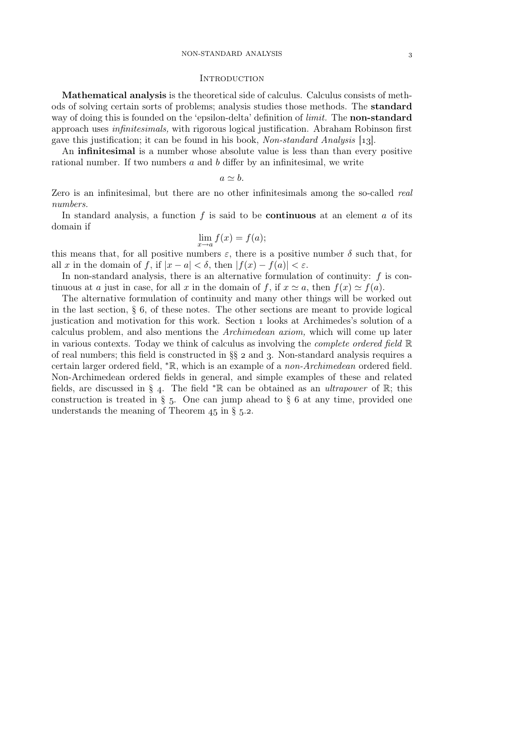## Introduction

**Mathematical analysis** is the theoretical side of calculus. Calculus consists of methods of solving certain sorts of problems; analysis studies those methods. The **standard** way of doing this is founded on the 'epsilon-delta' definition of *limit.* The **non-standard** approach uses *infinitesimals,* with rigorous logical justification. Abraham Robinson first gave this justification; it can be found in his book, *Non-standard Analysis* [13].

An **infinitesimal** is a number whose absolute value is less than than every positive rational number. If two numbers $a$ and $b$ differ by an infinitesimal, we write

$$a \simeq b.$$

Zero is an infinitesimal, but there are no other infinitesimals among the so-called *real numbers.*

In standard analysis, a function $f$ is said to be **continuous** at an element $a$ of its domain if

$$\lim_{x \to a} f(x) = f(a);$$

this means that, for all positive numbers $\varepsilon$, there is a positive number $\delta$ such that, for all $x$ in the domain of $f$, if $|x - a| < \delta$, then $|f(x) - f(a)| < \varepsilon$.

In non-standard analysis, there is an alternative formulation of continuity: $f$ is continuous at $a$ just in case, for all $x$ in the domain of $f$, if $x \simeq a$, then $f(x) \simeq f(a)$.

The alternative formulation of continuity and many other things will be worked out in the last section, § 6, of these notes. The other sections are meant to provide logical justication and motivation for this work. Section 1 looks at Archimedes's solution of a calculus problem, and also mentions the *Archimedean axiom,* which will come up later in various contexts. Today we think of calculus as involving the *complete ordered field* $\mathbb{R}$ of real numbers; this field is constructed in §§ 2 and 3. Non-standard analysis requires a certain larger ordered field, $^*\mathbb{R}$, which is an example of a *non-Archimedean* ordered field. Non-Archimedean ordered fields in general, and simple examples of these and related fields, are discussed in § 4. The field $^*\mathbb{R}$ can be obtained as an *ultrapower* of $\mathbb{R}$; this construction is treated in § 5. One can jump ahead to § 6 at any time, provided one understands the meaning of Theorem 45 in § 5.2.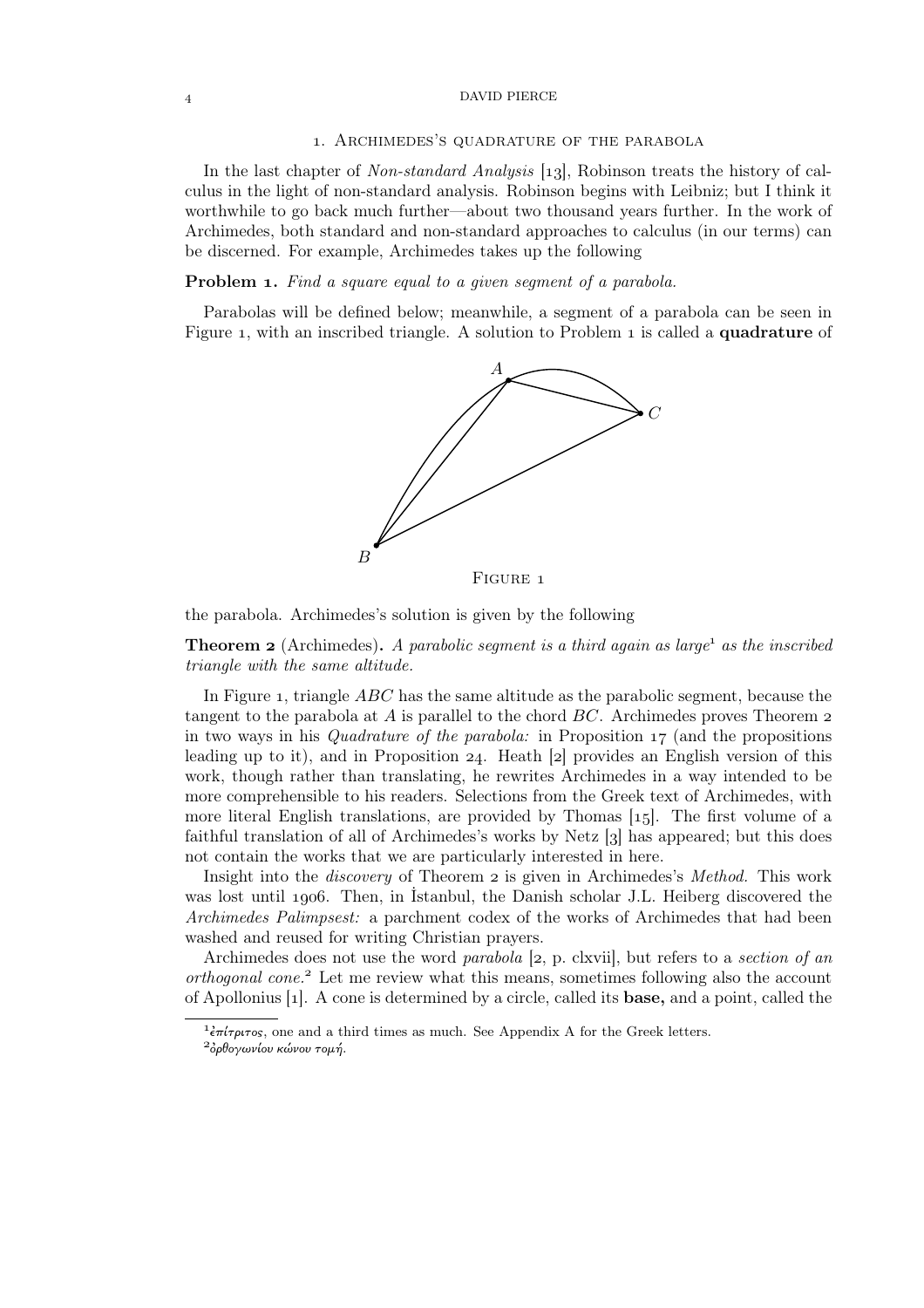## 1. Archimedes's quadrature of the parabola

In the last chapter of *Non-standard Analysis* [13], Robinson treats the history of calculus in the light of non-standard analysis. Robinson begins with Leibniz; but I think it worthwhile to go back much further—about two thousand years further. In the work of Archimedes, both standard and non-standard approaches to calculus (in our terms) can be discerned. For example, Archimedes takes up the following

**Problem 1.** *Find a square equal to a given segment of a parabola.*

Parabolas will be defined below; meanwhile, a segment of a parabola can be seen in Figure 1, with an inscribed triangle. A solution to Problem 1 is called a **quadrature** of the parabola. Archimedes's solution is given by the following

Figure 1

**Theorem 2** (Archimedes)**.** *A parabolic segment is a third again as large*[1] *as the inscribed triangle with the same altitude.*

In Figure 1, triangle $ABC$ has the same altitude as the parabolic segment, because the tangent to the parabola at $A$ is parallel to the chord $BC$. Archimedes proves Theorem 2 in two ways in his *Quadrature of the parabola:* in Proposition 17 (and the propositions leading up to it), and in Proposition 24. Heath [2] provides an English version of this work, though rather than translating, he rewrites Archimedes in a way intended to be more comprehensible to his readers. Selections from the Greek text of Archimedes, with more literal English translations, are provided by Thomas [15]. The first volume of a faithful translation of all of Archimedes's works by Netz [3] has appeared; but this does not contain the works that we are particularly interested in here.

Insight into the *discovery* of Theorem 2 is given in Archimedes's *Method.* This work was lost until 1906. Then, in İstanbul, the Danish scholar J.L. Heiberg discovered the *Archimedes Palimpsest:* a parchment codex of the works of Archimedes that had been washed and reused for writing Christian prayers.

Archimedes does not use the word *parabola* [2, p. clxvii], but refers to a *section of an orthogonal cone.*[2] Let me review what this means, sometimes following also the account of Apollonius [1]. A cone is determined by a circle, called its **base,** and a point, called the

---

[1] ἐπίτριτος, one and a third times as much. See Appendix A for the Greek letters.

[2] ὀρθογωνίου κώνου τομή.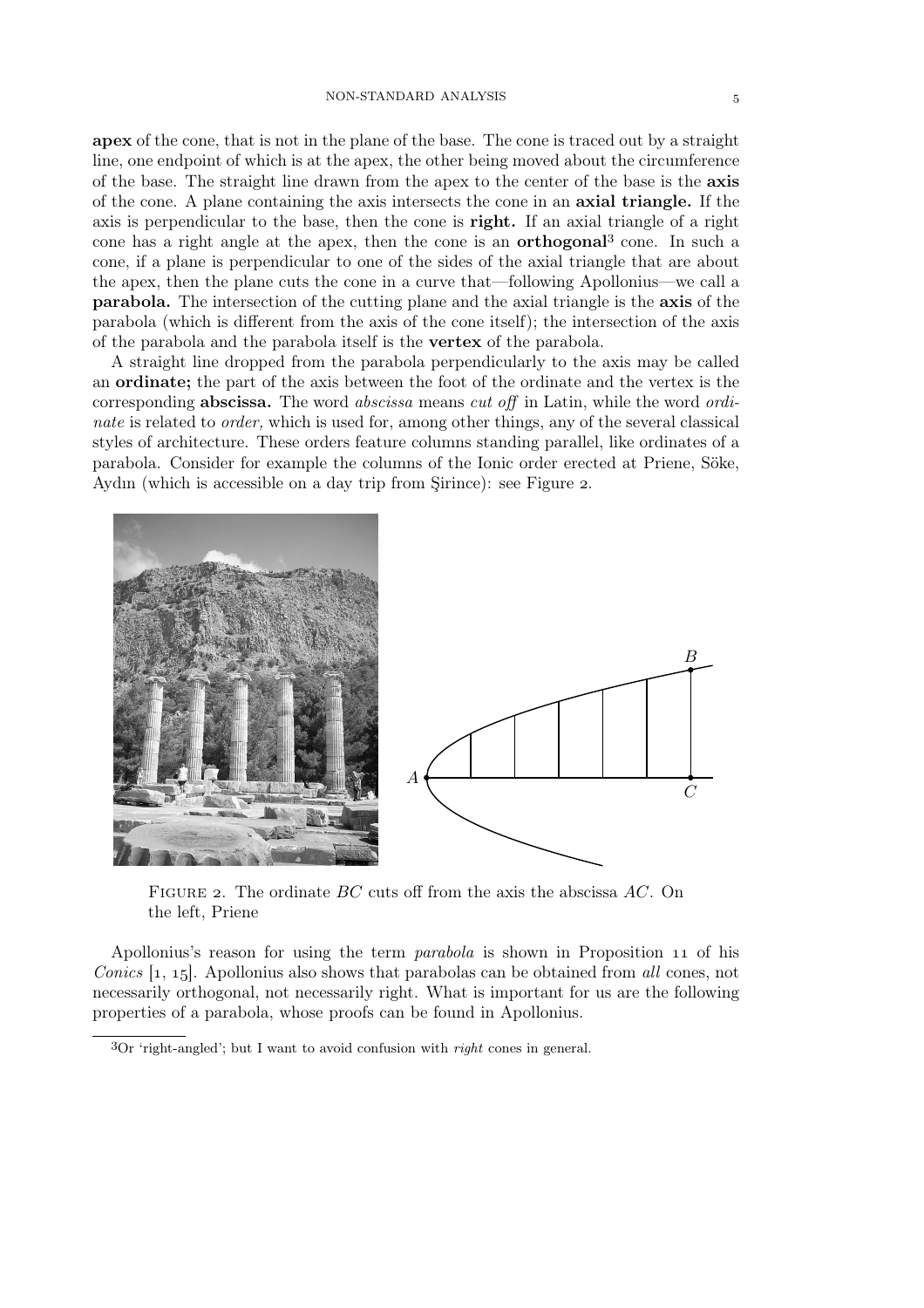**apex** of the cone, that is not in the plane of the base. The cone is traced out by a straight line, one endpoint of which is at the apex, the other being moved about the circumference of the base. The straight line drawn from the apex to the center of the base is the **axis** of the cone. A plane containing the axis intersects the cone in an **axial triangle.** If the axis is perpendicular to the base, then the cone is **right.** If an axial triangle of a right cone has a right angle at the apex, then the cone is an **orthogonal**[3] cone. In such a cone, if a plane is perpendicular to one of the sides of the axial triangle that are about the apex, then the plane cuts the cone in a curve that—following Apollonius—we call a **parabola.** The intersection of the cutting plane and the axial triangle is the **axis** of the parabola (which is different from the axis of the cone itself); the intersection of the axis of the parabola and the parabola itself is the **vertex** of the parabola.

A straight line dropped from the parabola perpendicularly to the axis may be called an **ordinate;** the part of the axis between the foot of the ordinate and the vertex is the corresponding **abscissa.** The word *abscissa* means *cut off* in Latin, while the word *ordinate* is related to *order,* which is used for, among other things, any of the several classical styles of architecture. These orders feature columns standing parallel, like ordinates of a parabola. Consider for example the columns of the Ionic order erected at Priene, Söke, Aydın (which is accessible on a day trip from Şirince): see Figure 2.

FIGURE 2. The ordinate $BC$ cuts off from the axis the abscissa $AC$. On the left, Priene

Apollonius's reason for using the term *parabola* is shown in Proposition 11 of his *Conics* [1, 15]. Apollonius also shows that parabolas can be obtained from *all* cones, not necessarily orthogonal, not necessarily right. What is important for us are the following properties of a parabola, whose proofs can be found in Apollonius.

[3]Or 'right-angled'; but I want to avoid confusion with *right* cones in general.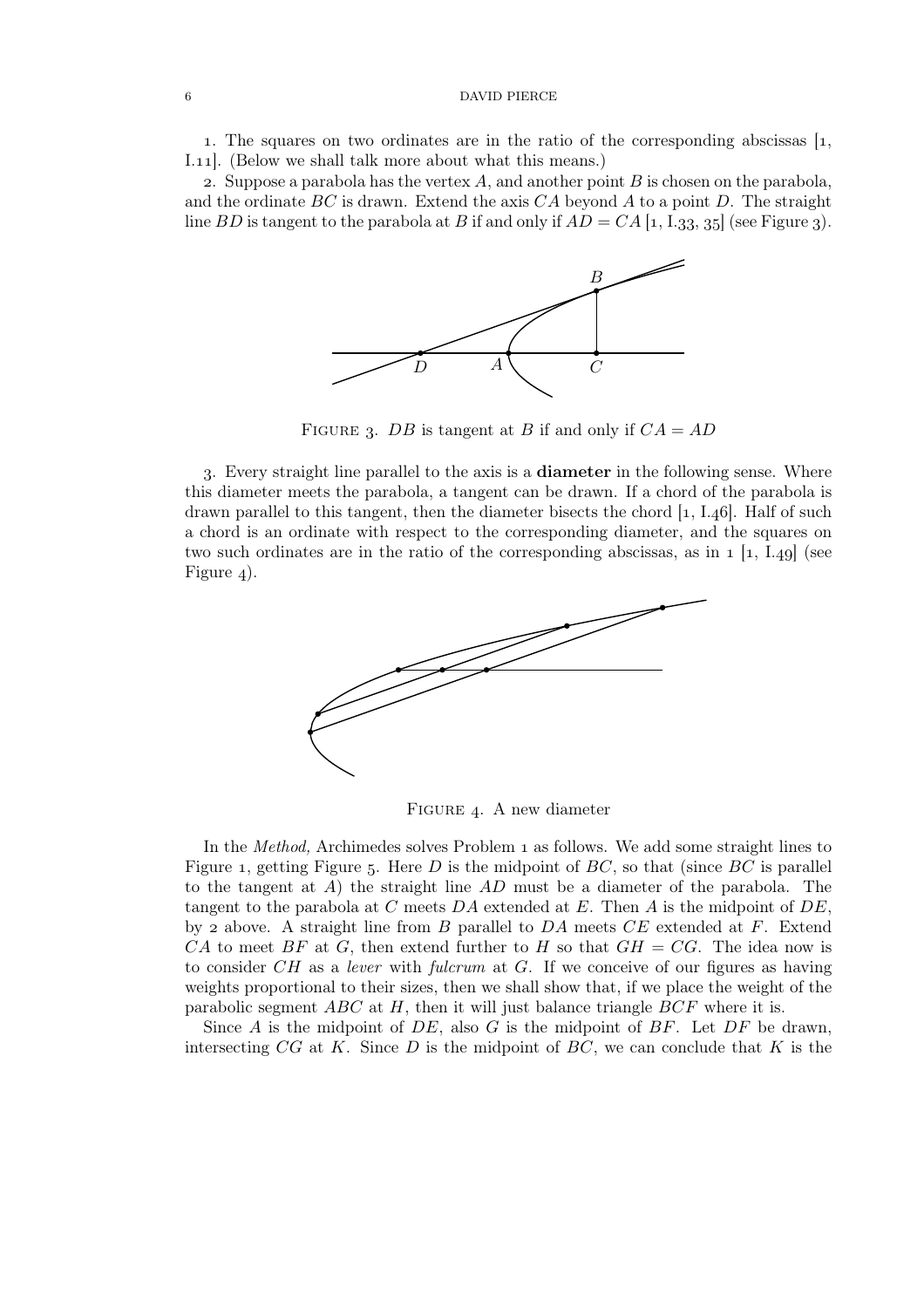1. The squares on two ordinates are in the ratio of the corresponding abscissas [1, I.11]. (Below we shall talk more about what this means.)

2. Suppose a parabola has the vertex $A$, and another point $B$ is chosen on the parabola, and the ordinate $BC$ is drawn. Extend the axis $CA$ beyond $A$ to a point $D$. The straight line $BD$ is tangent to the parabola at $B$ if and only if $AD = CA$ [1, I.33, 35] (see Figure 3).

Figure 3. $DB$ is tangent at $B$ if and only if $CA = AD$

3. Every straight line parallel to the axis is a **diameter** in the following sense. Where this diameter meets the parabola, a tangent can be drawn. If a chord of the parabola is drawn parallel to this tangent, then the diameter bisects the chord [1, I.46]. Half of such a chord is an ordinate with respect to the corresponding diameter, and the squares on two such ordinates are in the ratio of the corresponding abscissas, as in 1 [1, I.49] (see Figure 4).

Figure 4. A new diameter

In the *Method,* Archimedes solves Problem 1 as follows. We add some straight lines to Figure 1, getting Figure 5. Here $D$ is the midpoint of $BC$, so that (since $BC$ is parallel to the tangent at $A$) the straight line $AD$ must be a diameter of the parabola. The tangent to the parabola at $C$ meets $DA$ extended at $E$. Then $A$ is the midpoint of $DE$, by 2 above. A straight line from $B$ parallel to $DA$ meets $CE$ extended at $F$. Extend $CA$ to meet $BF$ at $G$, then extend further to $H$ so that $GH = CG$. The idea now is to consider $CH$ as a *lever* with *fulcrum* at $G$. If we conceive of our figures as having weights proportional to their sizes, then we shall show that, if we place the weight of the parabolic segment $ABC$ at $H$, then it will just balance triangle $BCF$ where it is.

Since $A$ is the midpoint of $DE$, also $G$ is the midpoint of $BF$. Let $DF$ be drawn, intersecting $CG$ at $K$. Since $D$ is the midpoint of $BC$, we can conclude that $K$ is the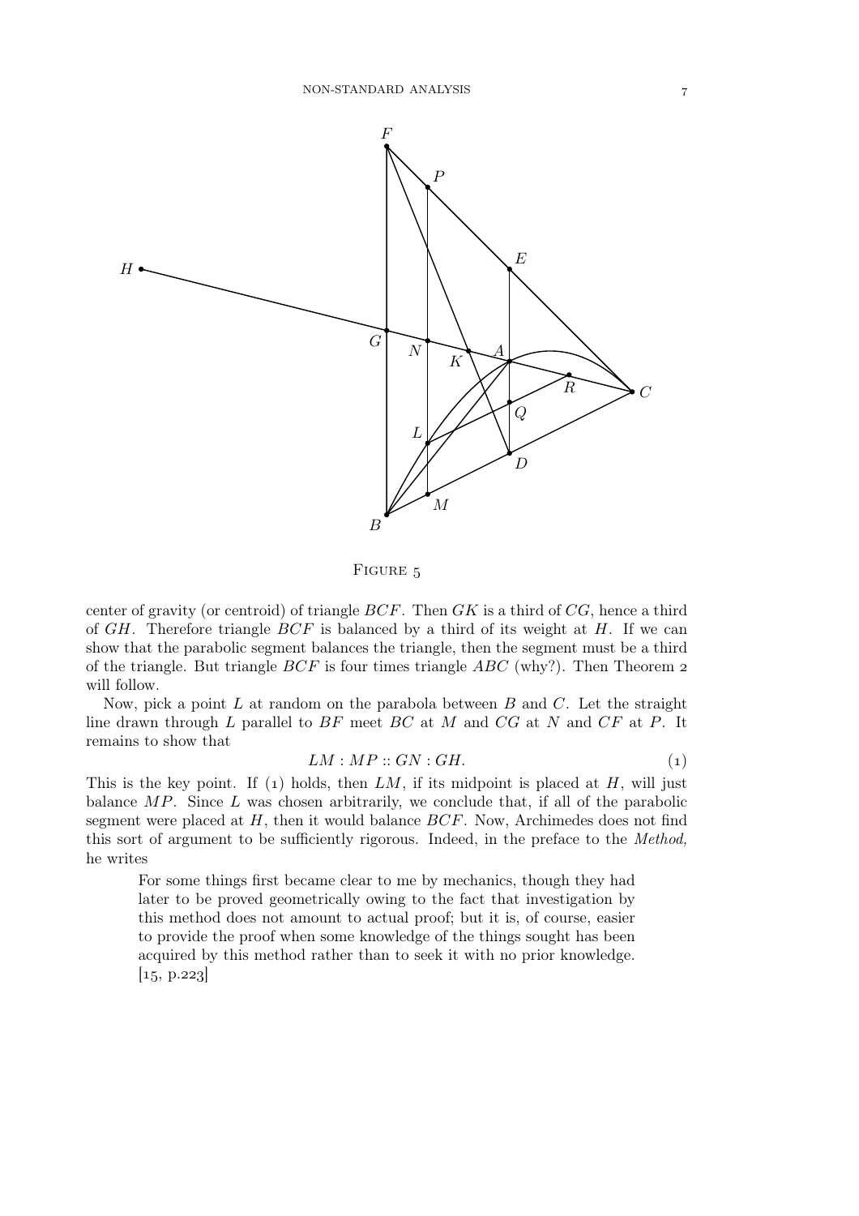FIGURE 5

center of gravity (or centroid) of triangle $BCF$. Then $GK$ is a third of $CG$, hence a third of $GH$. Therefore triangle $BCF$ is balanced by a third of its weight at $H$. If we can show that the parabolic segment balances the triangle, then the segment must be a third of the triangle. But triangle $BCF$ is four times triangle $ABC$ (why?). Then Theorem 2 will follow.

Now, pick a point $L$ at random on the parabola between $B$ and $C$. Let the straight line drawn through $L$ parallel to $BF$ meet $BC$ at $M$ and $CG$ at $N$ and $CF$ at $P$. It remains to show that

$$LM : MP :: GN : GH. \tag{1}$$

This is the key point. If (1) holds, then $LM$, if its midpoint is placed at $H$, will just balance $MP$. Since $L$ was chosen arbitrarily, we conclude that, if all of the parabolic segment were placed at $H$, then it would balance $BCF$. Now, Archimedes does not find this sort of argument to be sufficiently rigorous. Indeed, in the preface to the *Method,* he writes

> For some things first became clear to me by mechanics, though they had later to be proved geometrically owing to the fact that investigation by this method does not amount to actual proof; but it is, of course, easier to provide the proof when some knowledge of the things sought has been acquired by this method rather than to seek it with no prior knowledge. [15, p.223]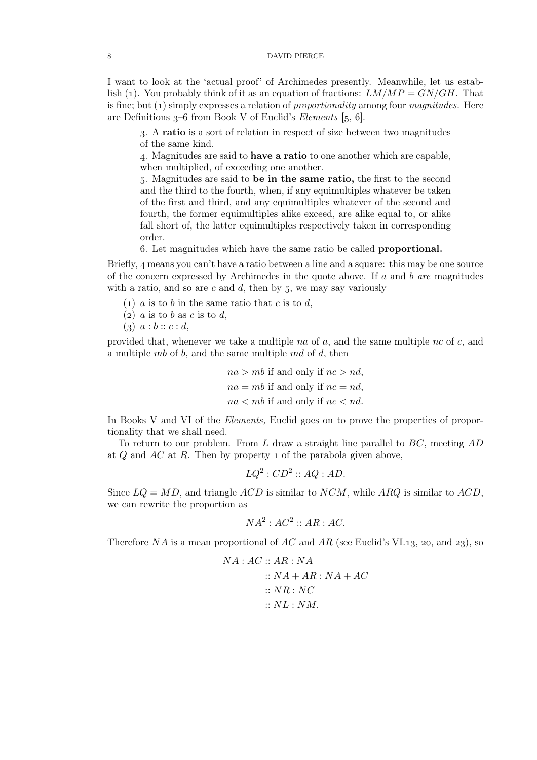I want to look at the 'actual proof' of Archimedes presently. Meanwhile, let us establish (1). You probably think of it as an equation of fractions: $LM/MP = GN/GH$. That is fine; but (1) simply expresses a relation of *proportionality* among four *magnitudes*. Here are Definitions 3–6 from Book V of Euclid's *Elements* [5, 6].

> 3. A **ratio** is a sort of relation in respect of size between two magnitudes of the same kind.
> 4. Magnitudes are said to **have a ratio** to one another which are capable, when multiplied, of exceeding one another.
> 5. Magnitudes are said to **be in the same ratio,** the first to the second and the third to the fourth, when, if any equimultiples whatever be taken of the first and third, and any equimultiples whatever of the second and fourth, the former equimultiples alike exceed, are alike equal to, or alike fall short of, the latter equimultiples respectively taken in corresponding order.
> 6. Let magnitudes which have the same ratio be called **proportional.**

Briefly, 4 means you can't have a ratio between a line and a square: this may be one source of the concern expressed by Archimedes in the quote above. If $a$ and $b$ *are* magnitudes with a ratio, and so are $c$ and $d$, then by 5, we may say variously

(1) $a$ is to $b$ in the same ratio that $c$ is to $d$,
(2) $a$ is to $b$ as $c$ is to $d$,
(3) $a : b :: c : d$,

provided that, whenever we take a multiple $na$ of $a$, and the same multiple $nc$ of $c$, and a multiple $mb$ of $b$, and the same multiple $md$ of $d$, then

$$na > mb \text{ if and only if } nc > nd,$$
$$na = mb \text{ if and only if } nc = nd,$$
$$na < mb \text{ if and only if } nc < nd.$$

In Books V and VI of the *Elements,* Euclid goes on to prove the properties of proportionality that we shall need.

To return to our problem. From $L$ draw a straight line parallel to $BC$, meeting $AD$ at $Q$ and $AC$ at $R$. Then by property 1 of the parabola given above,

$$LQ^2 : CD^2 :: AQ : AD.$$

Since $LQ = MD$, and triangle $ACD$ is similar to $NCM$, while $ARQ$ is similar to $ACD$, we can rewrite the proportion as

$$NA^2 : AC^2 :: AR : AC.$$

Therefore $NA$ is a mean proportional of $AC$ and $AR$ (see Euclid's VI.13, 20, and 23), so

$$\begin{aligned} NA : AC &:: AR : NA \\ &:: NA + AR : NA + AC \\ &:: NR : NC \\ &:: NL : NM. \end{aligned}$$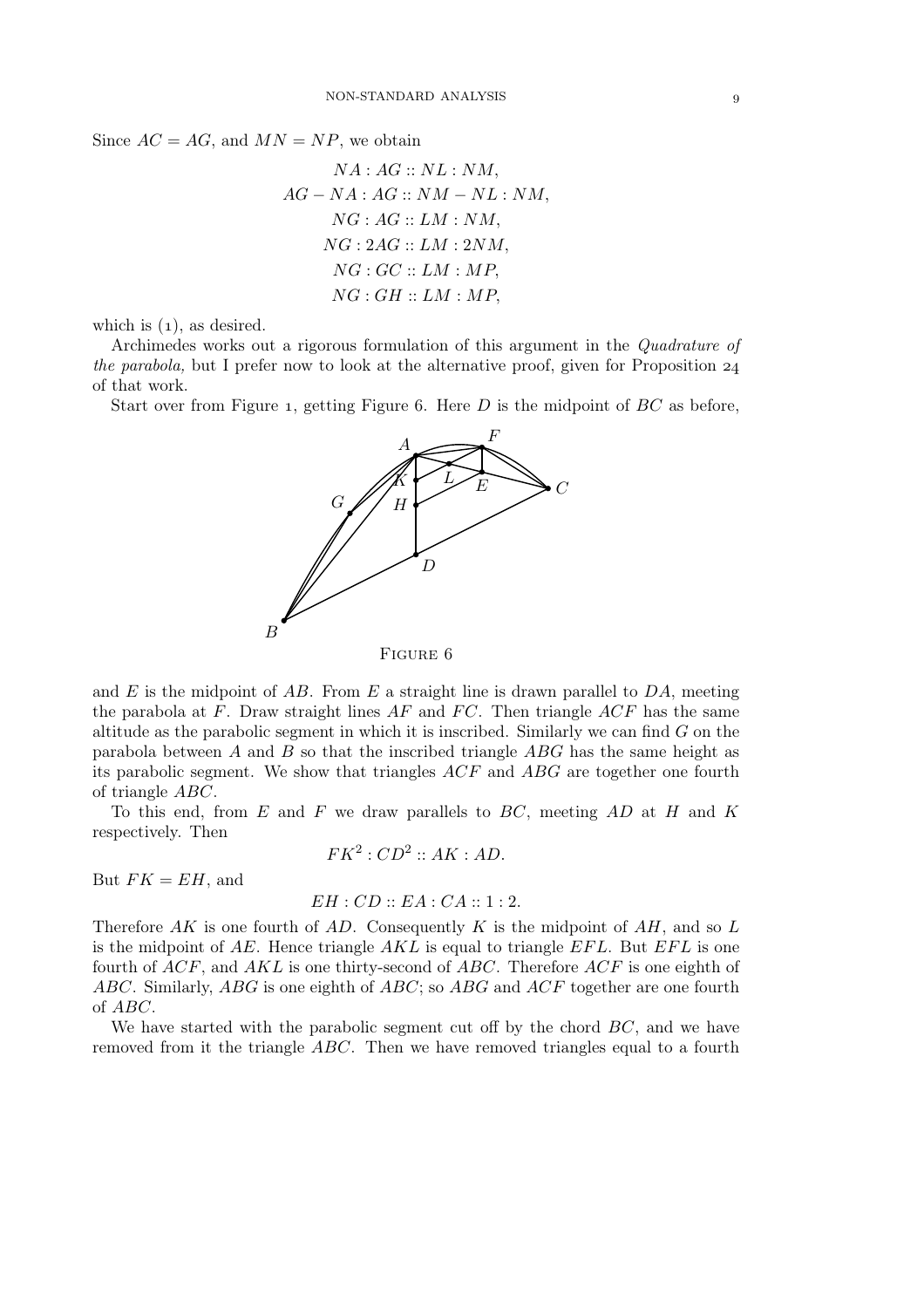Since $AC = AG$, and $MN = NP$, we obtain

$$NA : AG :: NL : NM,$$
$$AG - NA : AG :: NM - NL : NM,$$
$$NG : AG :: LM : NM,$$
$$NG : 2AG :: LM : 2NM,$$
$$NG : GC :: LM : MP,$$
$$NG : GH :: LM : MP,$$

which is (1), as desired.

Archimedes works out a rigorous formulation of this argument in the *Quadrature of the parabola,* but I prefer now to look at the alternative proof, given for Proposition 24 of that work.

Start over from Figure 1, getting Figure 6. Here $D$ is the midpoint of $BC$ as before,

FIGURE 6

and $E$ is the midpoint of $AB$. From $E$ a straight line is drawn parallel to $DA$, meeting the parabola at $F$. Draw straight lines $AF$ and $FC$. Then triangle $ACF$ has the same altitude as the parabolic segment in which it is inscribed. Similarly we can find $G$ on the parabola between $A$ and $B$ so that the inscribed triangle $ABG$ has the same height as its parabolic segment. We show that triangles $ACF$ and $ABG$ are together one fourth of triangle $ABC$.

To this end, from $E$ and $F$ we draw parallels to $BC$, meeting $AD$ at $H$ and $K$ respectively. Then

$$FK^2 : CD^2 :: AK : AD.$$

But $FK = EH$, and

$$EH : CD :: EA : CA :: 1 : 2.$$

Therefore $AK$ is one fourth of $AD$. Consequently $K$ is the midpoint of $AH$, and so $L$ is the midpoint of $AE$. Hence triangle $AKL$ is equal to triangle $EFL$. But $EFL$ is one fourth of $ACF$, and $AKL$ is one thirty-second of $ABC$. Therefore $ACF$ is one eighth of $ABC$. Similarly, $ABG$ is one eighth of $ABC$; so $ABG$ and $ACF$ together are one fourth of $ABC$.

We have started with the parabolic segment cut off by the chord $BC$, and we have removed from it the triangle $ABC$. Then we have removed triangles equal to a fourth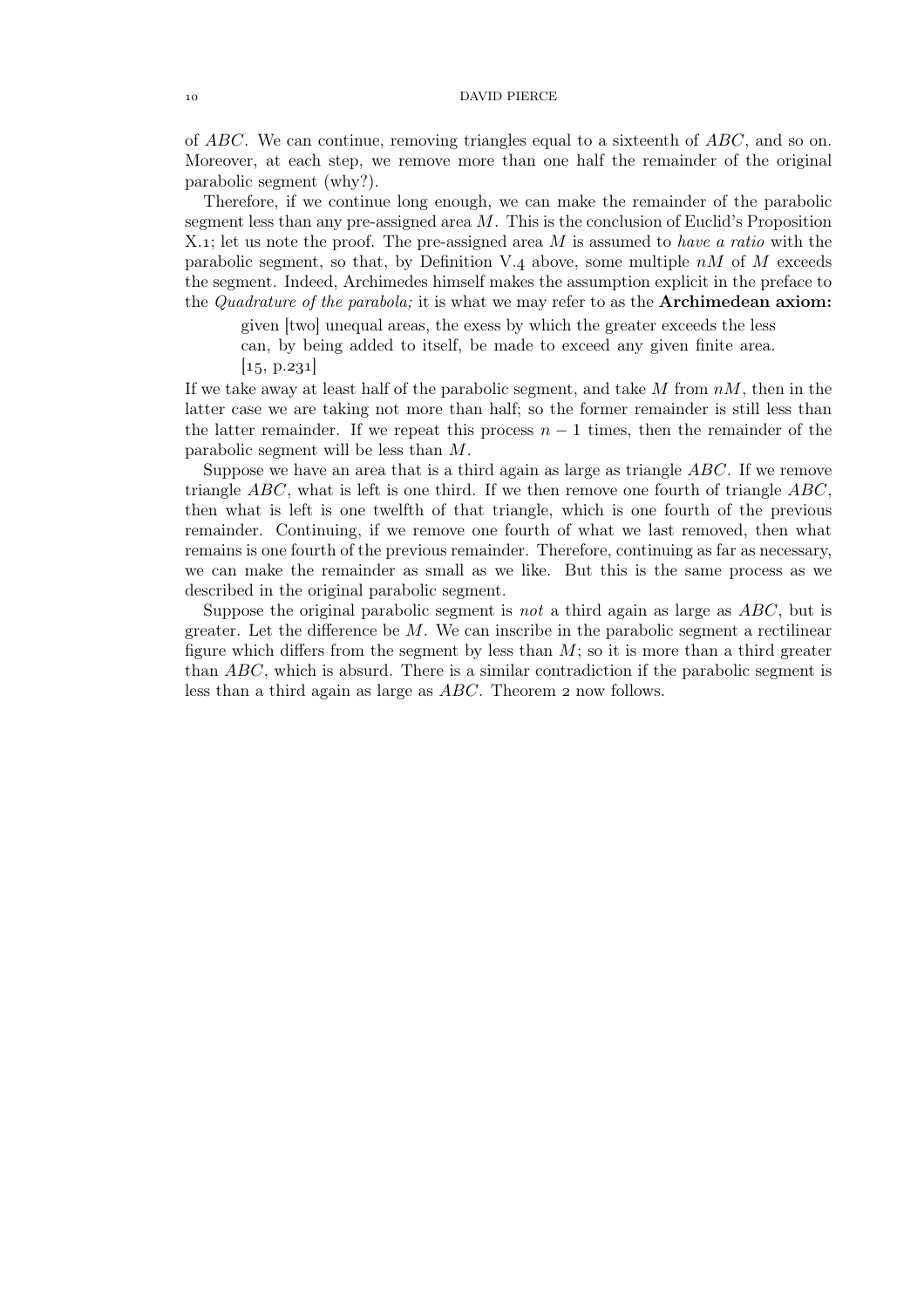of $ABC$. We can continue, removing triangles equal to a sixteenth of $ABC$, and so on. Moreover, at each step, we remove more than one half the remainder of the original parabolic segment (why?).

Therefore, if we continue long enough, we can make the remainder of the parabolic segment less than any pre-assigned area $M$. This is the conclusion of Euclid's Proposition X.1; let us note the proof. The pre-assigned area $M$ is assumed to *have a ratio* with the parabolic segment, so that, by Definition V.4 above, some multiple $nM$ of $M$ exceeds the segment. Indeed, Archimedes himself makes the assumption explicit in the preface to the *Quadrature of the parabola;* it is what we may refer to as the **Archimedean axiom:**

> given [two] unequal areas, the exess by which the greater exceeds the less can, by being added to itself, be made to exceed any given finite area. [15, p.231]

If we take away at least half of the parabolic segment, and take $M$ from $nM$, then in the latter case we are taking not more than half; so the former remainder is still less than the latter remainder. If we repeat this process $n-1$ times, then the remainder of the parabolic segment will be less than $M$.

Suppose we have an area that is a third again as large as triangle $ABC$. If we remove triangle $ABC$, what is left is one third. If we then remove one fourth of triangle $ABC$, then what is left is one twelfth of that triangle, which is one fourth of the previous remainder. Continuing, if we remove one fourth of what we last removed, then what remains is one fourth of the previous remainder. Therefore, continuing as far as necessary, we can make the remainder as small as we like. But this is the same process as we described in the original parabolic segment.

Suppose the original parabolic segment is *not* a third again as large as $ABC$, but is greater. Let the difference be $M$. We can inscribe in the parabolic segment a rectilinear figure which differs from the segment by less than $M$; so it is more than a third greater than $ABC$, which is absurd. There is a similar contradiction if the parabolic segment is less than a third again as large as $ABC$. Theorem 2 now follows.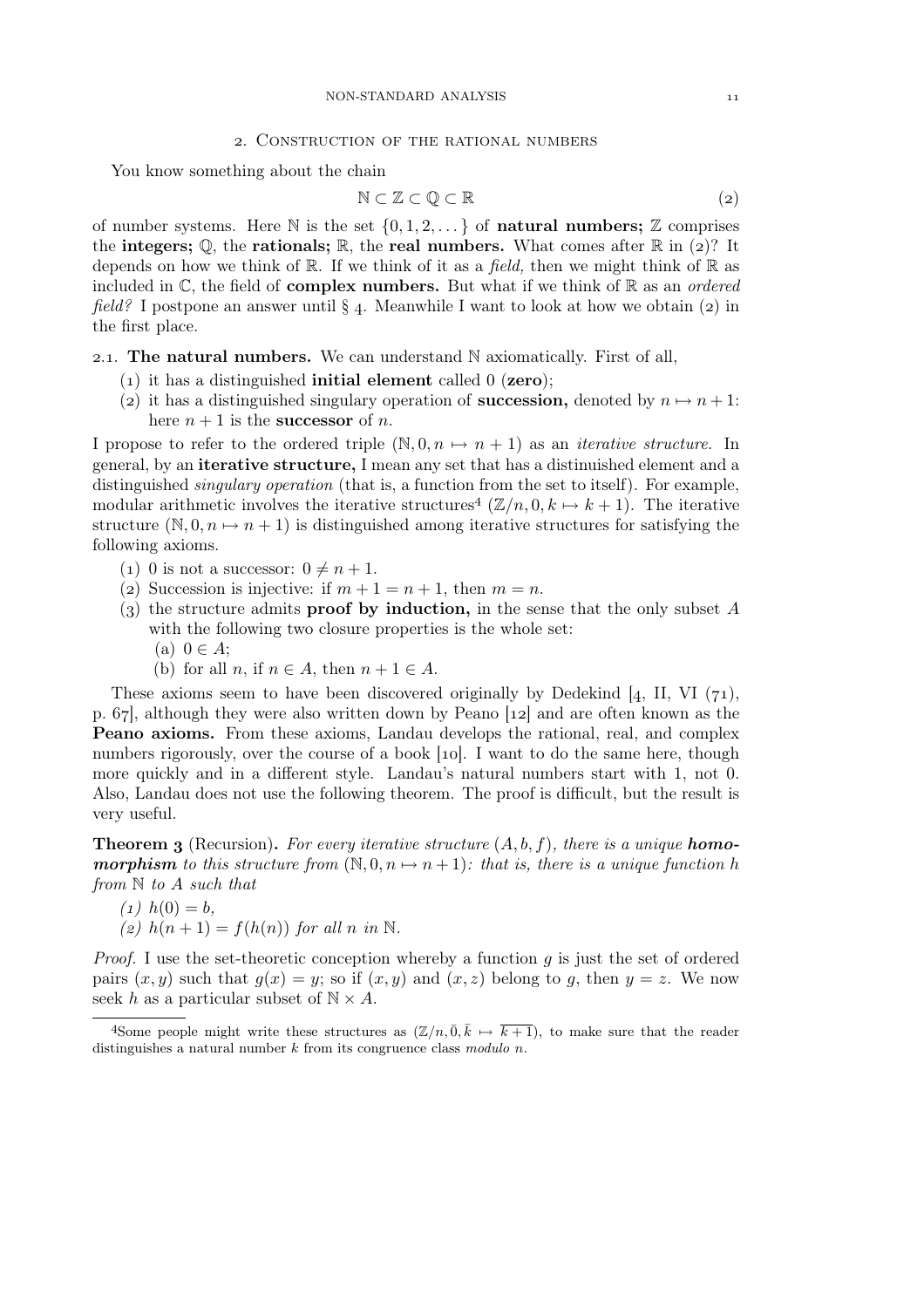## 2. Construction of the rational numbers

You know something about the chain

$$\mathbb{N} \subset \mathbb{Z} \subset \mathbb{Q} \subset \mathbb{R} \tag{2}$$

of number systems. Here $\mathbb{N}$ is the set $\{0, 1, 2, \dots\}$ of **natural numbers;** $\mathbb{Z}$ comprises the **integers;** $\mathbb{Q}$, the **rationals;** $\mathbb{R}$, the **real numbers.** What comes after $\mathbb{R}$ in (2)? It depends on how we think of $\mathbb{R}$. If we think of it as a *field,* then we might think of $\mathbb{R}$ as included in $\mathbb{C}$, the field of **complex numbers.** But what if we think of $\mathbb{R}$ as an *ordered field?* I postpone an answer until § 4. Meanwhile I want to look at how we obtain (2) in the first place.

### 2.1. The natural numbers.

We can understand $\mathbb{N}$ axiomatically. First of all,

(1) it has a distinguished **initial element** called $0$ (**zero**);
(2) it has a distinguished singulary operation of **succession,** denoted by $n \mapsto n+1$: here $n+1$ is the **successor** of $n$.

I propose to refer to the ordered triple $(\mathbb{N}, 0, n \mapsto n+1)$ as an *iterative structure.* In general, by an **iterative structure,** I mean any set that has a distinuished element and a distinguished *singulary operation* (that is, a function from the set to itself). For example, modular arithmetic involves the iterative structures[4] $(\mathbb{Z}/n, 0, k \mapsto k+1)$. The iterative structure $(\mathbb{N}, 0, n \mapsto n+1)$ is distinguished among iterative structures for satisfying the following axioms.

(1) 0 is not a successor: $0 \neq n+1$.
(2) Succession is injective: if $m+1 = n+1$, then $m = n$.
(3) the structure admits **proof by induction,** in the sense that the only subset $A$ with the following two closure properties is the whole set:
   (a) $0 \in A$;
   (b) for all $n$, if $n \in A$, then $n+1 \in A$.

These axioms seem to have been discovered originally by Dedekind [4, II, VI (71), p. 67], although they were also written down by Peano [12] and are often known as the **Peano axioms.** From these axioms, Landau develops the rational, real, and complex numbers rigorously, over the course of a book [10]. I want to do the same here, though more quickly and in a different style. Landau's natural numbers start with 1, not 0. Also, Landau does not use the following theorem. The proof is difficult, but the result is very useful.

**Theorem 3** (Recursion). *For every iterative structure $(A, b, f)$, there is a unique* ***homomorphism*** *to this structure from $(\mathbb{N}, 0, n \mapsto n+1)$: that is, there is a unique function $h$ from $\mathbb{N}$ to $A$ such that*

*(1) $h(0) = b$,*
*(2) $h(n+1) = f(h(n))$ for all $n$ in $\mathbb{N}$.*

*Proof.* I use the set-theoretic conception whereby a function $g$ is just the set of ordered pairs $(x, y)$ such that $g(x) = y$; so if $(x, y)$ and $(x, z)$ belong to $g$, then $y = z$. We now seek $h$ as a particular subset of $\mathbb{N} \times A$.

---

[4] Some people might write these structures as $(\mathbb{Z}/n, \bar{0}, \bar{k} \mapsto \overline{k+1})$, to make sure that the reader distinguishes a natural number $k$ from its congruence class *modulo* $n$.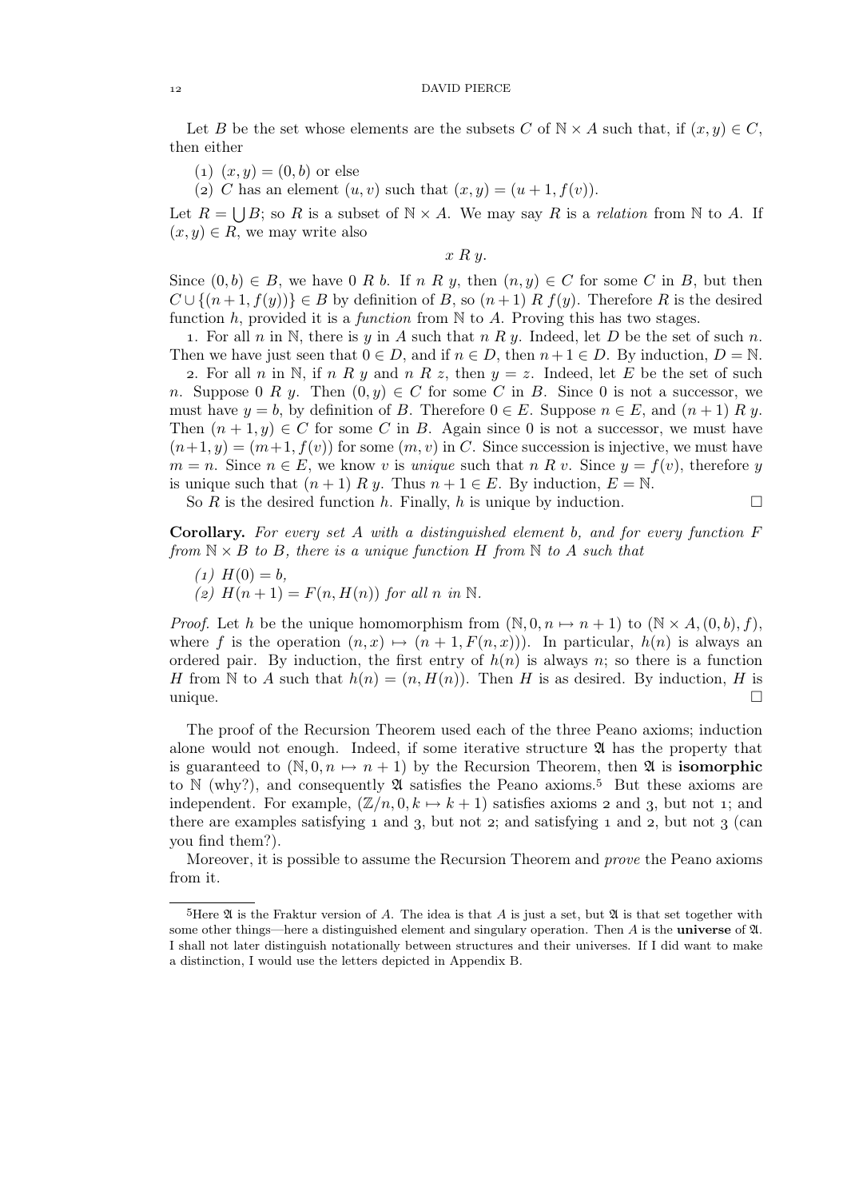Let $B$ be the set whose elements are the subsets $C$ of $\mathbb{N} \times A$ such that, if $(x, y) \in C$, then either

(1) $(x, y) = (0, b)$ or else
(2) $C$ has an element $(u, v)$ such that $(x, y) = (u + 1, f(v))$.

Let $R = \bigcup B$; so $R$ is a subset of $\mathbb{N} \times A$. We may say $R$ is a *relation* from $\mathbb{N}$ to $A$. If $(x, y) \in R$, we may write also

$$x \; R \; y.$$

Since $(0, b) \in B$, we have $0 \; R \; b$. If $n \; R \; y$, then $(n, y) \in C$ for some $C$ in $B$, but then $C \cup \{(n + 1, f(y))\} \in B$ by definition of $B$, so $(n + 1) \; R \; f(y)$. Therefore $R$ is the desired function $h$, provided it is a *function* from $\mathbb{N}$ to $A$. Proving this has two stages.

1. For all $n$ in $\mathbb{N}$, there is $y$ in $A$ such that $n \; R \; y$. Indeed, let $D$ be the set of such $n$. Then we have just seen that $0 \in D$, and if $n \in D$, then $n + 1 \in D$. By induction, $D = \mathbb{N}$.

2. For all $n$ in $\mathbb{N}$, if $n \; R \; y$ and $n \; R \; z$, then $y = z$. Indeed, let $E$ be the set of such $n$. Suppose $0 \; R \; y$. Then $(0, y) \in C$ for some $C$ in $B$. Since 0 is not a successor, we must have $y = b$, by definition of $B$. Therefore $0 \in E$. Suppose $n \in E$, and $(n + 1) \; R \; y$. Then $(n + 1, y) \in C$ for some $C$ in $B$. Again since 0 is not a successor, we must have $(n+1, y) = (m+1, f(v))$ for some $(m, v)$ in $C$. Since succession is injective, we must have $m = n$. Since $n \in E$, we know $v$ is *unique* such that $n \; R \; v$. Since $y = f(v)$, therefore $y$ is unique such that $(n + 1) \; R \; y$. Thus $n + 1 \in E$. By induction, $E = \mathbb{N}$.

So $R$ is the desired function $h$. Finally, $h$ is unique by induction. □

**Corollary.** *For every set $A$ with a distinguished element $b$, and for every function $F$ from $\mathbb{N} \times B$ to $B$, there is a unique function $H$ from $\mathbb{N}$ to $A$ such that*

*(1) $H(0) = b$,*
*(2) $H(n + 1) = F(n, H(n))$ for all $n$ in $\mathbb{N}$.*

*Proof.* Let $h$ be the unique homomorphism from $(\mathbb{N}, 0, n \mapsto n + 1)$ to $(\mathbb{N} \times A, (0, b), f)$, where $f$ is the operation $(n, x) \mapsto (n + 1, F(n, x)))$. In particular, $h(n)$ is always an ordered pair. By induction, the first entry of $h(n)$ is always $n$; so there is a function $H$ from $\mathbb{N}$ to $A$ such that $h(n) = (n, H(n))$. Then $H$ is as desired. By induction, $H$ is unique. □

The proof of the Recursion Theorem used each of the three Peano axioms; induction alone would not enough. Indeed, if some iterative structure $\mathfrak{A}$ has the property that is guaranteed to $(\mathbb{N}, 0, n \mapsto n + 1)$ by the Recursion Theorem, then $\mathfrak{A}$ is **isomorphic** to $\mathbb{N}$ (why?), and consequently $\mathfrak{A}$ satisfies the Peano axioms.[5] But these axioms are independent. For example, $(\mathbb{Z}/n, 0, k \mapsto k + 1)$ satisfies axioms 2 and 3, but not 1; and there are examples satisfying 1 and 3, but not 2; and satisfying 1 and 2, but not 3 (can you find them?).

Moreover, it is possible to assume the Recursion Theorem and *prove* the Peano axioms from it.

---

[5]Here $\mathfrak{A}$ is the Fraktur version of $A$. The idea is that $A$ is just a set, but $\mathfrak{A}$ is that set together with some other things—here a distinguished element and singulary operation. Then $A$ is the **universe** of $\mathfrak{A}$. I shall not later distinguish notationally between structures and their universes. If I did want to make a distinction, I would use the letters depicted in Appendix B.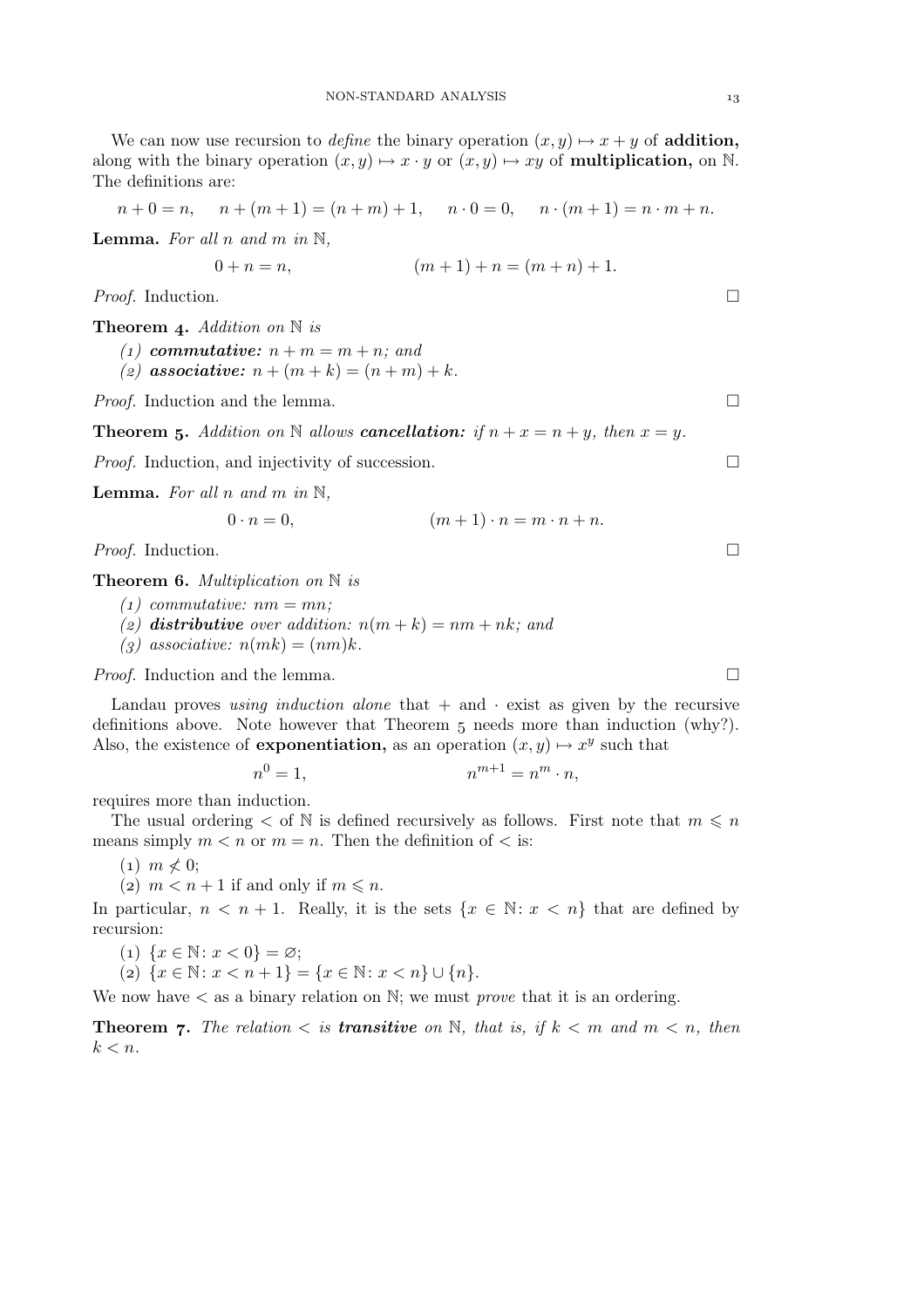We can now use recursion to *define* the binary operation $(x, y) \mapsto x + y$ of **addition,** along with the binary operation $(x, y) \mapsto x \cdot y$ or $(x, y) \mapsto xy$ of **multiplication,** on $\mathbb{N}$. The definitions are:

$$n + 0 = n, \qquad n + (m + 1) = (n + m) + 1, \qquad n \cdot 0 = 0, \qquad n \cdot (m + 1) = n \cdot m + n.$$

**Lemma.** *For all $n$ and $m$ in $\mathbb{N}$,*

$$0 + n = n, \qquad\qquad (m + 1) + n = (m + n) + 1.$$

*Proof.* Induction. □

**Theorem 4.** *Addition on $\mathbb{N}$ is*

*(1) **commutative:** $n + m = m + n$; and*
*(2) **associative:** $n + (m + k) = (n + m) + k$.*

*Proof.* Induction and the lemma. □

**Theorem 5.** *Addition on $\mathbb{N}$ allows **cancellation:** if $n + x = n + y$, then $x = y$.*

*Proof.* Induction, and injectivity of succession. □

**Lemma.** *For all $n$ and $m$ in $\mathbb{N}$,*

$$0 \cdot n = 0, \qquad\qquad (m + 1) \cdot n = m \cdot n + n.$$

*Proof.* Induction. □

**Theorem 6.** *Multiplication on $\mathbb{N}$ is*

*(1) commutative: $nm = mn$;*
*(2) **distributive** over addition: $n(m + k) = nm + nk$; and*
*(3) associative: $n(mk) = (nm)k$.*

*Proof.* Induction and the lemma. □

Landau proves *using induction alone* that $+$ and $\cdot$ exist as given by the recursive definitions above. Note however that Theorem 5 needs more than induction (why?). Also, the existence of **exponentiation,** as an operation $(x, y) \mapsto x^y$ such that

$$n^0 = 1, \qquad\qquad n^{m+1} = n^m \cdot n,$$

requires more than induction.

The usual ordering $<$ of $\mathbb{N}$ is defined recursively as follows. First note that $m \leqslant n$ means simply $m < n$ or $m = n$. Then the definition of $<$ is:

(1) $m \nless 0$;
(2) $m < n + 1$ if and only if $m \leqslant n$.

In particular, $n < n + 1$. Really, it is the sets $\{x \in \mathbb{N} \colon x < n\}$ that are defined by recursion:

(1) $\{x \in \mathbb{N} \colon x < 0\} = \varnothing$;
(2) $\{x \in \mathbb{N} \colon x < n + 1\} = \{x \in \mathbb{N} \colon x < n\} \cup \{n\}$.

We now have $<$ as a binary relation on $\mathbb{N}$; we must *prove* that it is an ordering.

**Theorem 7.** *The relation $<$ is **transitive** on $\mathbb{N}$, that is, if $k < m$ and $m < n$, then $k < n$.*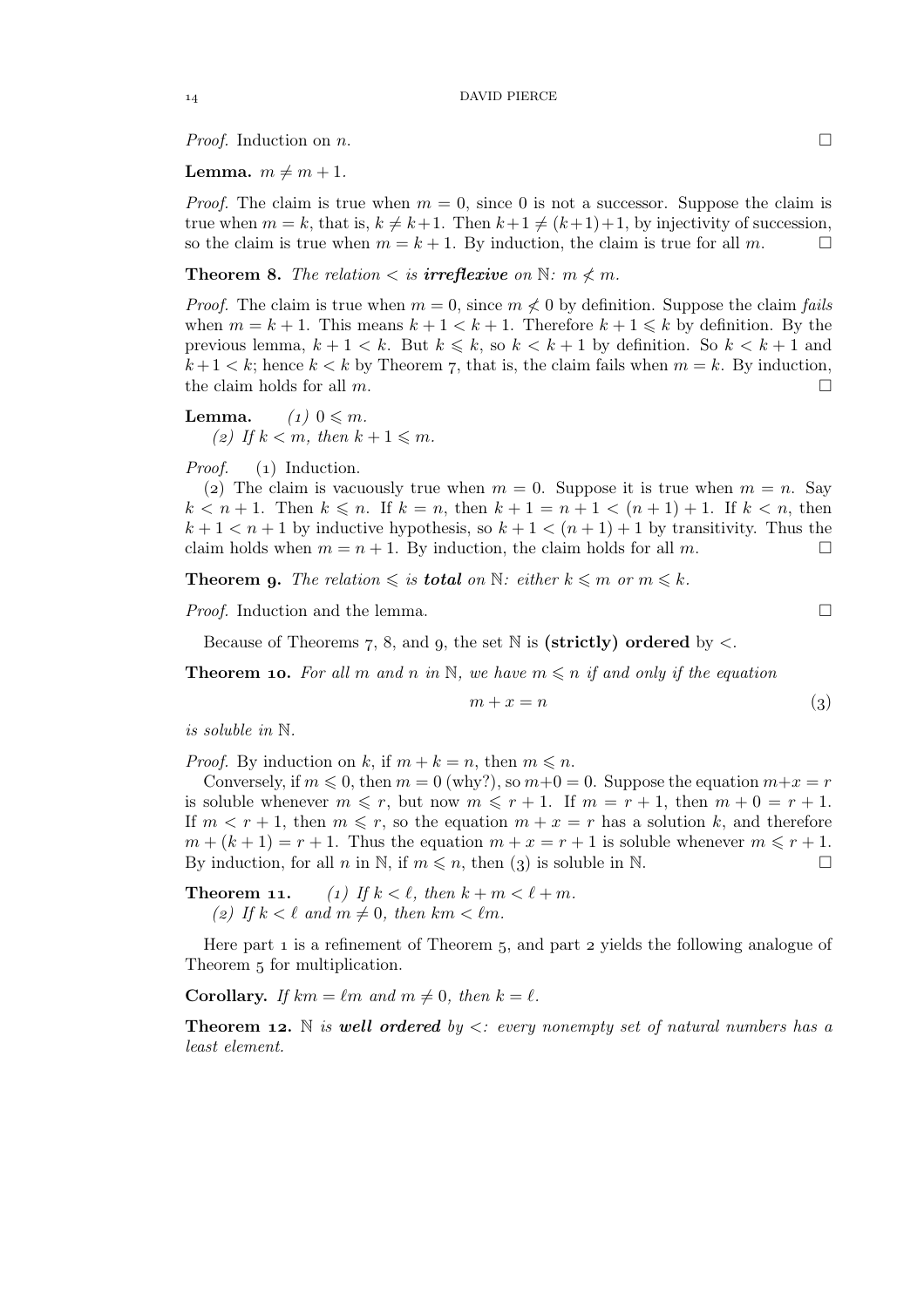*Proof.* Induction on $n$. □

**Lemma.** $m \neq m+1$.

*Proof.* The claim is true when $m = 0$, since 0 is not a successor. Suppose the claim is true when $m = k$, that is, $k \neq k+1$. Then $k+1 \neq (k+1)+1$, by injectivity of succession, so the claim is true when $m = k+1$. By induction, the claim is true for all $m$. □

**Theorem 8.** *The relation $<$ is **irreflexive** on $\mathbb{N}$: $m \not< m$.*

*Proof.* The claim is true when $m = 0$, since $m \not< 0$ by definition. Suppose the claim *fails* when $m = k+1$. This means $k+1 < k+1$. Therefore $k+1 \leqslant k$ by definition. By the previous lemma, $k+1 < k$. But $k \leqslant k$, so $k < k+1$ by definition. So $k < k+1$ and $k+1 < k$; hence $k < k$ by Theorem 7, that is, the claim fails when $m = k$. By induction, the claim holds for all $m$. □

**Lemma.** *(1) $0 \leqslant m$.*
*(2) If $k < m$, then $k+1 \leqslant m$.*

*Proof.* (1) Induction.
(2) The claim is vacuously true when $m = 0$. Suppose it is true when $m = n$. Say $k < n+1$. Then $k \leqslant n$. If $k = n$, then $k+1 = n+1 < (n+1)+1$. If $k < n$, then $k+1 < n+1$ by inductive hypothesis, so $k+1 < (n+1)+1$ by transitivity. Thus the claim holds when $m = n+1$. By induction, the claim holds for all $m$. □

**Theorem 9.** *The relation $\leqslant$ is **total** on $\mathbb{N}$: either $k \leqslant m$ or $m \leqslant k$.*

*Proof.* Induction and the lemma. □

Because of Theorems 7, 8, and 9, the set $\mathbb{N}$ is **(strictly) ordered** by $<$.

**Theorem 10.** *For all $m$ and $n$ in $\mathbb{N}$, we have $m \leqslant n$ if and only if the equation*

$$m + x = n \tag{3}$$

*is soluble in $\mathbb{N}$.*

*Proof.* By induction on $k$, if $m + k = n$, then $m \leqslant n$.

Conversely, if $m \leqslant 0$, then $m = 0$ (why?), so $m+0 = 0$. Suppose the equation $m+x = r$ is soluble whenever $m \leqslant r$, but now $m \leqslant r+1$. If $m = r+1$, then $m+0 = r+1$. If $m < r+1$, then $m \leqslant r$, so the equation $m+x = r$ has a solution $k$, and therefore $m+(k+1) = r+1$. Thus the equation $m+x = r+1$ is soluble whenever $m \leqslant r+1$. By induction, for all $n$ in $\mathbb{N}$, if $m \leqslant n$, then (3) is soluble in $\mathbb{N}$. □

**Theorem 11.** *(1) If $k < \ell$, then $k+m < \ell+m$.*
*(2) If $k < \ell$ and $m \neq 0$, then $km < \ell m$.*

Here part 1 is a refinement of Theorem 5, and part 2 yields the following analogue of Theorem 5 for multiplication.

**Corollary.** *If $km = \ell m$ and $m \neq 0$, then $k = \ell$.*

**Theorem 12.** *$\mathbb{N}$ is **well ordered** by $<$: every nonempty set of natural numbers has a least element.*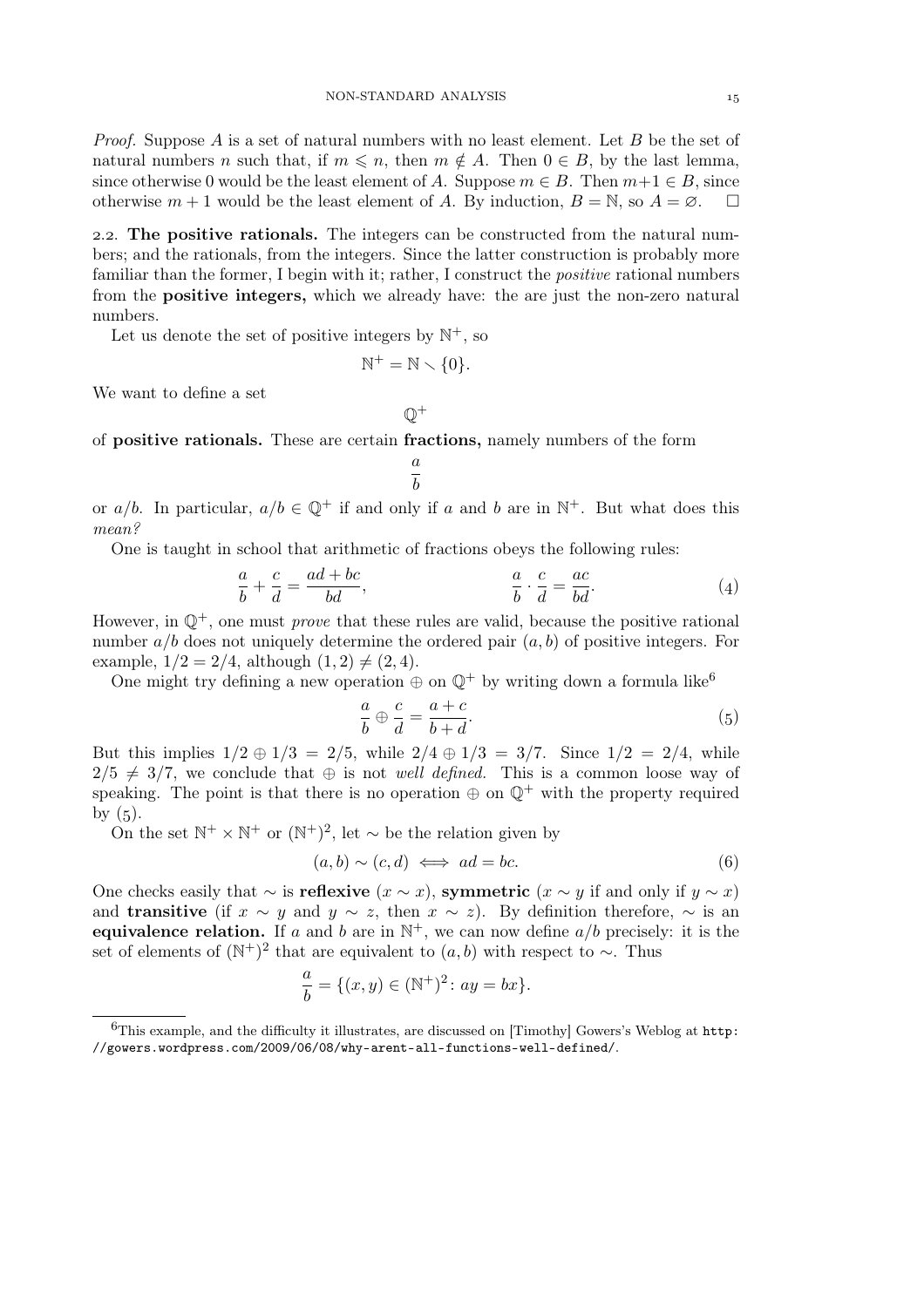*Proof.* Suppose $A$ is a set of natural numbers with no least element. Let $B$ be the set of natural numbers $n$ such that, if $m \leqslant n$, then $m \notin A$. Then $0 \in B$, by the last lemma, since otherwise 0 would be the least element of $A$. Suppose $m \in B$. Then $m+1 \in B$, since otherwise $m+1$ would be the least element of $A$. By induction, $B = \mathbb{N}$, so $A = \varnothing$. □

2.2. **The positive rationals.** The integers can be constructed from the natural numbers; and the rationals, from the integers. Since the latter construction is probably more familiar than the former, I begin with it; rather, I construct the *positive* rational numbers from the **positive integers,** which we already have: the are just the non-zero natural numbers.

Let us denote the set of positive integers by $\mathbb{N}^+$, so

$$\mathbb{N}^+ = \mathbb{N} \smallsetminus \{0\}.$$

We want to define a set

$$\mathbb{Q}^+$$

of **positive rationals.** These are certain **fractions,** namely numbers of the form

$$\frac{a}{b}$$

or $a/b$. In particular, $a/b \in \mathbb{Q}^+$ if and only if $a$ and $b$ are in $\mathbb{N}^+$. But what does this *mean?*

One is taught in school that arithmetic of fractions obeys the following rules:

$$\frac{a}{b} + \frac{c}{d} = \frac{ad+bc}{bd}, \qquad\qquad \frac{a}{b} \cdot \frac{c}{d} = \frac{ac}{bd}. \tag{4}$$

However, in $\mathbb{Q}^+$, one must *prove* that these rules are valid, because the positive rational number $a/b$ does not uniquely determine the ordered pair $(a, b)$ of positive integers. For example, $1/2 = 2/4$, although $(1, 2) \neq (2, 4)$.

One might try defining a new operation $\oplus$ on $\mathbb{Q}^+$ by writing down a formula like[6]

$$\frac{a}{b} \oplus \frac{c}{d} = \frac{a+c}{b+d}. \tag{5}$$

But this implies $1/2 \oplus 1/3 = 2/5$, while $2/4 \oplus 1/3 = 3/7$. Since $1/2 = 2/4$, while $2/5 \neq 3/7$, we conclude that $\oplus$ is not *well defined.* This is a common loose way of speaking. The point is that there is no operation $\oplus$ on $\mathbb{Q}^+$ with the property required by (5).

On the set $\mathbb{N}^+ \times \mathbb{N}^+$ or $(\mathbb{N}^+)^2$, let $\sim$ be the relation given by

$$(a, b) \sim (c, d) \iff ad = bc. \tag{6}$$

One checks easily that $\sim$ is **reflexive** ($x \sim x$), **symmetric** ($x \sim y$ if and only if $y \sim x$) and **transitive** (if $x \sim y$ and $y \sim z$, then $x \sim z$). By definition therefore, $\sim$ is an **equivalence relation.** If $a$ and $b$ are in $\mathbb{N}^+$, we can now define $a/b$ precisely: it is the set of elements of $(\mathbb{N}^+)^2$ that are equivalent to $(a, b)$ with respect to $\sim$. Thus

$$\frac{a}{b} = \{(x, y) \in (\mathbb{N}^+)^2 \colon ay = bx\}.$$

[6]This example, and the difficulty it illustrates, are discussed on [Timothy] Gowers's Weblog at `http://gowers.wordpress.com/2009/06/08/why-arent-all-functions-well-defined/`.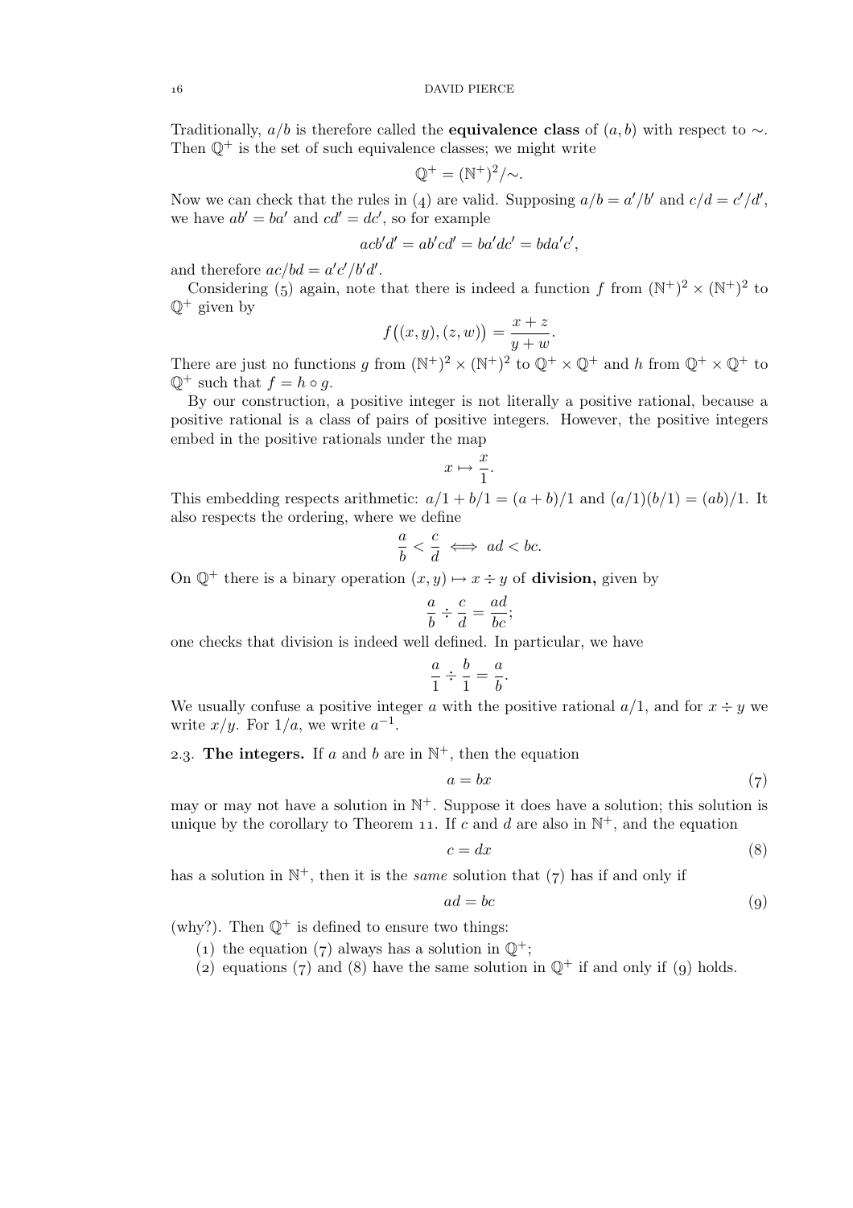Traditionally, $a/b$ is therefore called the **equivalence class** of $(a, b)$ with respect to $\sim$. Then $\mathbb{Q}^+$ is the set of such equivalence classes; we might write

$$\mathbb{Q}^+ = (\mathbb{N}^+)^2/{\sim}.$$

Now we can check that the rules in (4) are valid. Supposing $a/b = a'/b'$ and $c/d = c'/d'$, we have $ab' = ba'$ and $cd' = dc'$, so for example

$$acb'd' = ab'cd' = ba'dc' = bda'c',$$

and therefore $ac/bd = a'c'/b'd'$.

Considering (5) again, note that there is indeed a function $f$ from $(\mathbb{N}^+)^2 \times (\mathbb{N}^+)^2$ to $\mathbb{Q}^+$ given by

$$f\big((x, y), (z, w)\big) = \frac{x + z}{y + w}.$$

There are just no functions $g$ from $(\mathbb{N}^+)^2 \times (\mathbb{N}^+)^2$ to $\mathbb{Q}^+ \times \mathbb{Q}^+$ and $h$ from $\mathbb{Q}^+ \times \mathbb{Q}^+$ to $\mathbb{Q}^+$ such that $f = h \circ g$.

By our construction, a positive integer is not literally a positive rational, because a positive rational is a class of pairs of positive integers. However, the positive integers embed in the positive rationals under the map

$$x \mapsto \frac{x}{1}.$$

This embedding respects arithmetic: $a/1 + b/1 = (a + b)/1$ and $(a/1)(b/1) = (ab)/1$. It also respects the ordering, where we define

$$\frac{a}{b} < \frac{c}{d} \iff ad < bc.$$

On $\mathbb{Q}^+$ there is a binary operation $(x, y) \mapsto x \div y$ of **division,** given by

$$\frac{a}{b} \div \frac{c}{d} = \frac{ad}{bc};$$

one checks that division is indeed well defined. In particular, we have

$$\frac{a}{1} \div \frac{b}{1} = \frac{a}{b}.$$

We usually confuse a positive integer $a$ with the positive rational $a/1$, and for $x \div y$ we write $x/y$. For $1/a$, we write $a^{-1}$.

2.3. **The integers.** If $a$ and $b$ are in $\mathbb{N}^+$, then the equation

$$a = bx \tag{7}$$

may or may not have a solution in $\mathbb{N}^+$. Suppose it does have a solution; this solution is unique by the corollary to Theorem 11. If $c$ and $d$ are also in $\mathbb{N}^+$, and the equation

$$c = dx \tag{8}$$

has a solution in $\mathbb{N}^+$, then it is the *same* solution that (7) has if and only if

$$ad = bc \tag{9}$$

(why?). Then $\mathbb{Q}^+$ is defined to ensure two things:

(1) the equation (7) always has a solution in $\mathbb{Q}^+$;
(2) equations (7) and (8) have the same solution in $\mathbb{Q}^+$ if and only if (9) holds.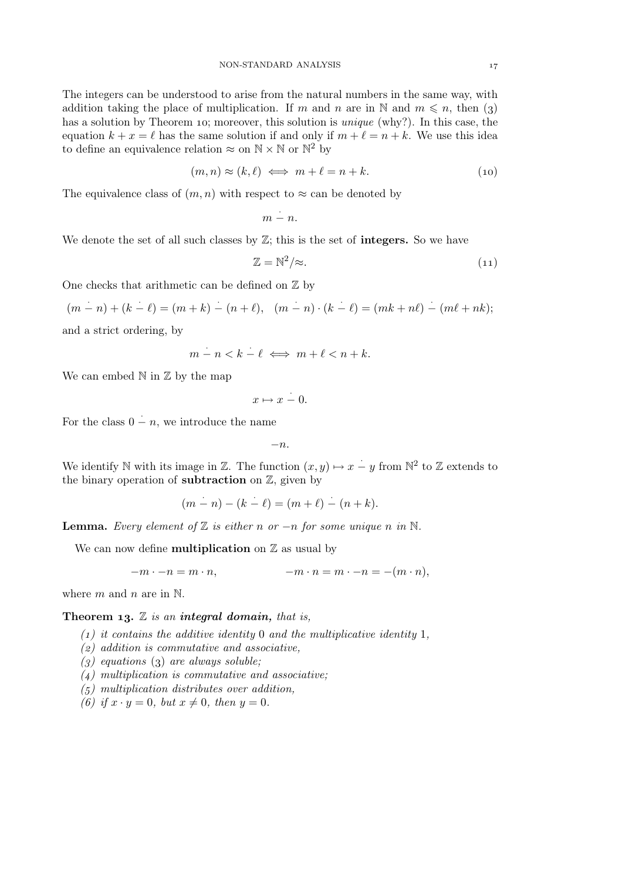The integers can be understood to arise from the natural numbers in the same way, with addition taking the place of multiplication. If $m$ and $n$ are in $\mathbb{N}$ and $m \leqslant n$, then (3) has a solution by Theorem 10; moreover, this solution is *unique* (why?). In this case, the equation $k + x = \ell$ has the same solution if and only if $m + \ell = n + k$. We use this idea to define an equivalence relation $\approx$ on $\mathbb{N} \times \mathbb{N}$ or $\mathbb{N}^2$ by

$$(m, n) \approx (k, \ell) \iff m + \ell = n + k. \tag{10}$$

The equivalence class of $(m, n)$ with respect to $\approx$ can be denoted by

$$m \mathbin{\dot{-}} n.$$

We denote the set of all such classes by $\mathbb{Z}$; this is the set of **integers.** So we have

$$\mathbb{Z} = \mathbb{N}^2/\approx. \tag{11}$$

One checks that arithmetic can be defined on $\mathbb{Z}$ by

$$(m \mathbin{\dot{-}} n) + (k \mathbin{\dot{-}} \ell) = (m + k) \mathbin{\dot{-}} (n + \ell), \quad (m \mathbin{\dot{-}} n) \cdot (k \mathbin{\dot{-}} \ell) = (mk + n\ell) \mathbin{\dot{-}} (m\ell + nk);$$

and a strict ordering, by

$$m \mathbin{\dot{-}} n < k \mathbin{\dot{-}} \ell \iff m + \ell < n + k.$$

We can embed $\mathbb{N}$ in $\mathbb{Z}$ by the map

$$x \mapsto x \mathbin{\dot{-}} 0.$$

For the class $0 \mathbin{\dot{-}} n$, we introduce the name

$$-n.$$

We identify $\mathbb{N}$ with its image in $\mathbb{Z}$. The function $(x, y) \mapsto x \mathbin{\dot{-}} y$ from $\mathbb{N}^2$ to $\mathbb{Z}$ extends to the binary operation of **subtraction** on $\mathbb{Z}$, given by

$$(m \mathbin{\dot{-}} n) - (k \mathbin{\dot{-}} \ell) = (m + \ell) \mathbin{\dot{-}} (n + k).$$

**Lemma.** *Every element of $\mathbb{Z}$ is either $n$ or $-n$ for some unique $n$ in $\mathbb{N}$.*

We can now define **multiplication** on $\mathbb{Z}$ as usual by

$$-m \cdot -n = m \cdot n, \qquad\qquad -m \cdot n = m \cdot -n = -(m \cdot n),$$

where $m$ and $n$ are in $\mathbb{N}$.

**Theorem 13.** *$\mathbb{Z}$ is an **integral domain,** that is,*

*(1) it contains the additive identity $0$ and the multiplicative identity $1$,*
*(2) addition is commutative and associative,*
*(3) equations (3) are always soluble;*
*(4) multiplication is commutative and associative;*
*(5) multiplication distributes over addition,*
*(6) if $x \cdot y = 0$, but $x \neq 0$, then $y = 0$.*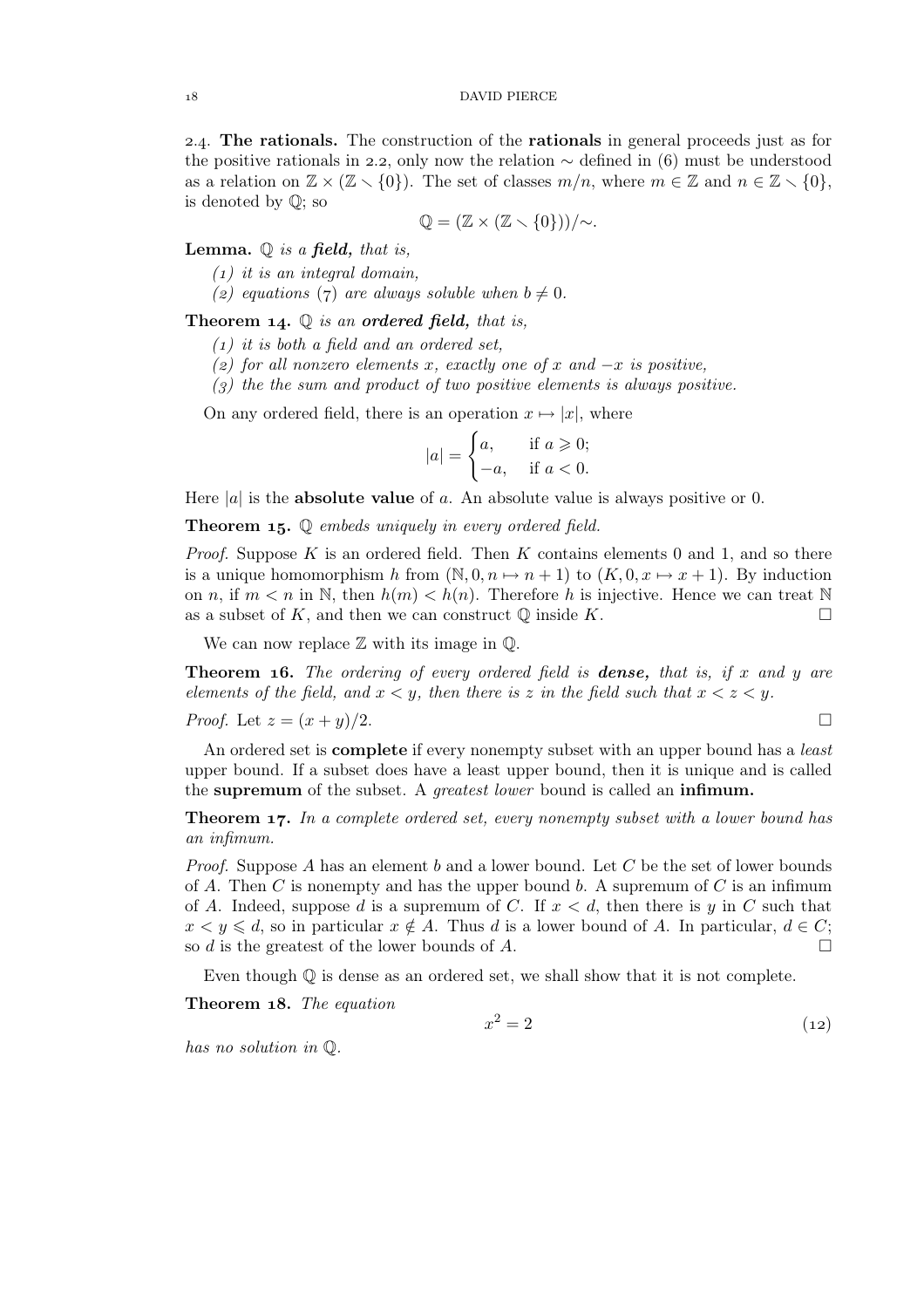2.4. **The rationals.** The construction of the **rationals** in general proceeds just as for the positive rationals in 2.2, only now the relation $\sim$ defined in (6) must be understood as a relation on $\mathbb{Z} \times (\mathbb{Z} \smallsetminus \{0\})$. The set of classes $m/n$, where $m \in \mathbb{Z}$ and $n \in \mathbb{Z} \smallsetminus \{0\}$, is denoted by $\mathbb{Q}$; so

$$\mathbb{Q} = (\mathbb{Z} \times (\mathbb{Z} \smallsetminus \{0\}))/\sim.$$

**Lemma.** *$\mathbb{Q}$ is a **field,** that is,*

*(1) it is an integral domain,*

*(2) equations (7) are always soluble when $b \neq 0$.*

**Theorem 14.** *$\mathbb{Q}$ is an **ordered field,** that is,*

*(1) it is both a field and an ordered set,*

*(2) for all nonzero elements $x$, exactly one of $x$ and $-x$ is positive,*

*(3) the the sum and product of two positive elements is always positive.*

On any ordered field, there is an operation $x \mapsto |x|$, where

$$|a| = \begin{cases} a, & \text{if } a \geqslant 0; \\ -a, & \text{if } a < 0. \end{cases}$$

Here $|a|$ is the **absolute value** of $a$. An absolute value is always positive or 0.

**Theorem 15.** *$\mathbb{Q}$ embeds uniquely in every ordered field.*

*Proof.* Suppose $K$ is an ordered field. Then $K$ contains elements 0 and 1, and so there is a unique homomorphism $h$ from $(\mathbb{N}, 0, n \mapsto n+1)$ to $(K, 0, x \mapsto x+1)$. By induction on $n$, if $m < n$ in $\mathbb{N}$, then $h(m) < h(n)$. Therefore $h$ is injective. Hence we can treat $\mathbb{N}$ as a subset of $K$, and then we can construct $\mathbb{Q}$ inside $K$. □

We can now replace $\mathbb{Z}$ with its image in $\mathbb{Q}$.

**Theorem 16.** *The ordering of every ordered field is **dense,** that is, if $x$ and $y$ are elements of the field, and $x < y$, then there is $z$ in the field such that $x < z < y$.*

*Proof.* Let $z = (x + y)/2$. □

An ordered set is **complete** if every nonempty subset with an upper bound has a *least* upper bound. If a subset does have a least upper bound, then it is unique and is called the **supremum** of the subset. A *greatest lower* bound is called an **infimum.**

**Theorem 17.** *In a complete ordered set, every nonempty subset with a lower bound has an infimum.*

*Proof.* Suppose $A$ has an element $b$ and a lower bound. Let $C$ be the set of lower bounds of $A$. Then $C$ is nonempty and has the upper bound $b$. A supremum of $C$ is an infimum of $A$. Indeed, suppose $d$ is a supremum of $C$. If $x < d$, then there is $y$ in $C$ such that $x < y \leqslant d$, so in particular $x \notin A$. Thus $d$ is a lower bound of $A$. In particular, $d \in C$; so $d$ is the greatest of the lower bounds of $A$. □

Even though $\mathbb{Q}$ is dense as an ordered set, we shall show that it is not complete.

**Theorem 18.** *The equation*

$$x^2 = 2 \tag{12}$$

*has no solution in $\mathbb{Q}$.*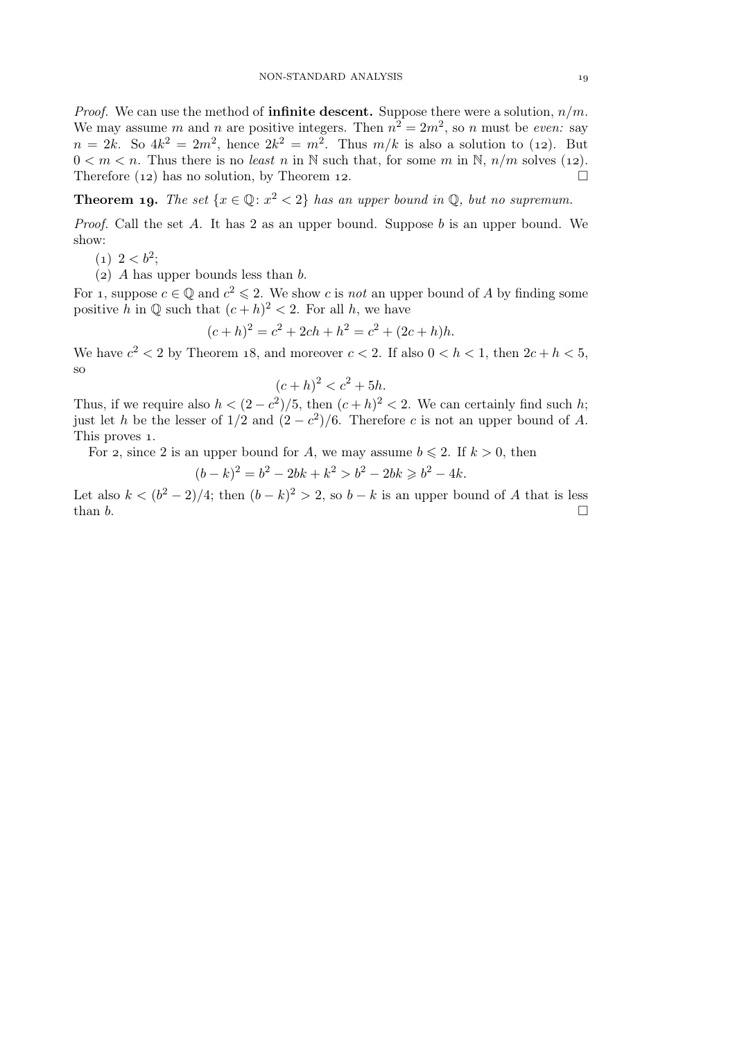*Proof.* We can use the method of **infinite descent.** Suppose there were a solution, $n/m$. We may assume $m$ and $n$ are positive integers. Then $n^2 = 2m^2$, so $n$ must be *even:* say $n = 2k$. So $4k^2 = 2m^2$, hence $2k^2 = m^2$. Thus $m/k$ is also a solution to (12). But $0 < m < n$. Thus there is no *least* $n$ in $\mathbb{N}$ such that, for some $m$ in $\mathbb{N}$, $n/m$ solves (12). Therefore (12) has no solution, by Theorem 12. □

**Theorem 19.** *The set* $\{x \in \mathbb{Q} \colon x^2 < 2\}$ *has an upper bound in* $\mathbb{Q}$*, but no supremum.*

*Proof.* Call the set $A$. It has 2 as an upper bound. Suppose $b$ is an upper bound. We show:

(1) $2 < b^2$;

(2) $A$ has upper bounds less than $b$.

For 1, suppose $c \in \mathbb{Q}$ and $c^2 \leqslant 2$. We show $c$ is *not* an upper bound of $A$ by finding some positive $h$ in $\mathbb{Q}$ such that $(c+h)^2 < 2$. For all $h$, we have

$$(c+h)^2 = c^2 + 2ch + h^2 = c^2 + (2c+h)h.$$

We have $c^2 < 2$ by Theorem 18, and moreover $c < 2$. If also $0 < h < 1$, then $2c + h < 5$, so

$$(c+h)^2 < c^2 + 5h.$$

Thus, if we require also $h < (2 - c^2)/5$, then $(c+h)^2 < 2$. We can certainly find such $h$; just let $h$ be the lesser of $1/2$ and $(2 - c^2)/6$. Therefore $c$ is not an upper bound of $A$. This proves 1.

For 2, since 2 is an upper bound for $A$, we may assume $b \leqslant 2$. If $k > 0$, then

$$(b-k)^2 = b^2 - 2bk + k^2 > b^2 - 2bk \geqslant b^2 - 4k.$$

Let also $k < (b^2 - 2)/4$; then $(b-k)^2 > 2$, so $b - k$ is an upper bound of $A$ that is less than $b$. □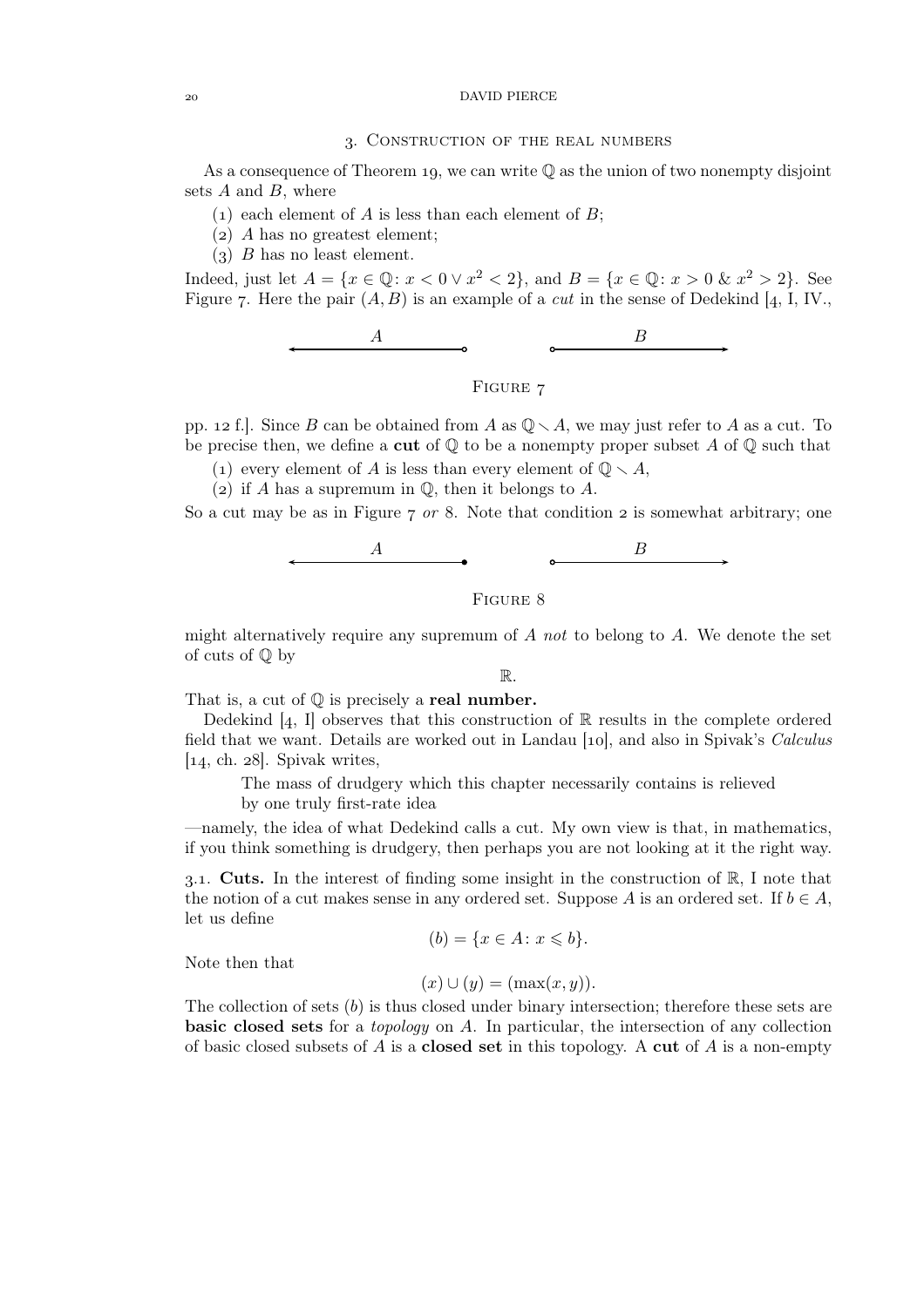## 3. Construction of the real numbers

As a consequence of Theorem 19, we can write $\mathbb{Q}$ as the union of two nonempty disjoint sets $A$ and $B$, where

(1) each element of $A$ is less than each element of $B$;
(2) $A$ has no greatest element;
(3) $B$ has no least element.

Indeed, just let $A = \{x \in \mathbb{Q} : x < 0 \lor x^2 < 2\}$, and $B = \{x \in \mathbb{Q} : x > 0 \ \& \ x^2 > 2\}$. See Figure 7. Here the pair $(A, B)$ is an example of a *cut* in the sense of Dedekind [4, I, IV., pp. 12 f.]. Since $B$ can be obtained from $A$ as $\mathbb{Q} \smallsetminus A$, we may just refer to $A$ as a cut. To be precise then, we define a **cut** of $\mathbb{Q}$ to be a nonempty proper subset $A$ of $\mathbb{Q}$ such that

Figure 7

(1) every element of $A$ is less than every element of $\mathbb{Q} \smallsetminus A$,
(2) if $A$ has a supremum in $\mathbb{Q}$, then it belongs to $A$.

So a cut may be as in Figure 7 *or* 8. Note that condition 2 is somewhat arbitrary; one might alternatively require any supremum of $A$ *not* to belong to $A$. We denote the set of cuts of $\mathbb{Q}$ by

Figure 8

$$\mathbb{R}.$$

That is, a cut of $\mathbb{Q}$ is precisely a **real number.**

Dedekind [4, I] observes that this construction of $\mathbb{R}$ results in the complete ordered field that we want. Details are worked out in Landau [10], and also in Spivak's *Calculus* [14, ch. 28]. Spivak writes,

> The mass of drudgery which this chapter necessarily contains is relieved by one truly first-rate idea

—namely, the idea of what Dedekind calls a cut. My own view is that, in mathematics, if you think something is drudgery, then perhaps you are not looking at it the right way.

### 3.1. Cuts.

In the interest of finding some insight in the construction of $\mathbb{R}$, I note that the notion of a cut makes sense in any ordered set. Suppose $A$ is an ordered set. If $b \in A$, let us define

$$(b) = \{x \in A : x \leqslant b\}.$$

Note then that

$$(x) \cup (y) = (\max(x, y)).$$

The collection of sets $(b)$ is thus closed under binary intersection; therefore these sets are **basic closed sets** for a *topology* on $A$. In particular, the intersection of any collection of basic closed subsets of $A$ is a **closed set** in this topology. A **cut** of $A$ is a non-empty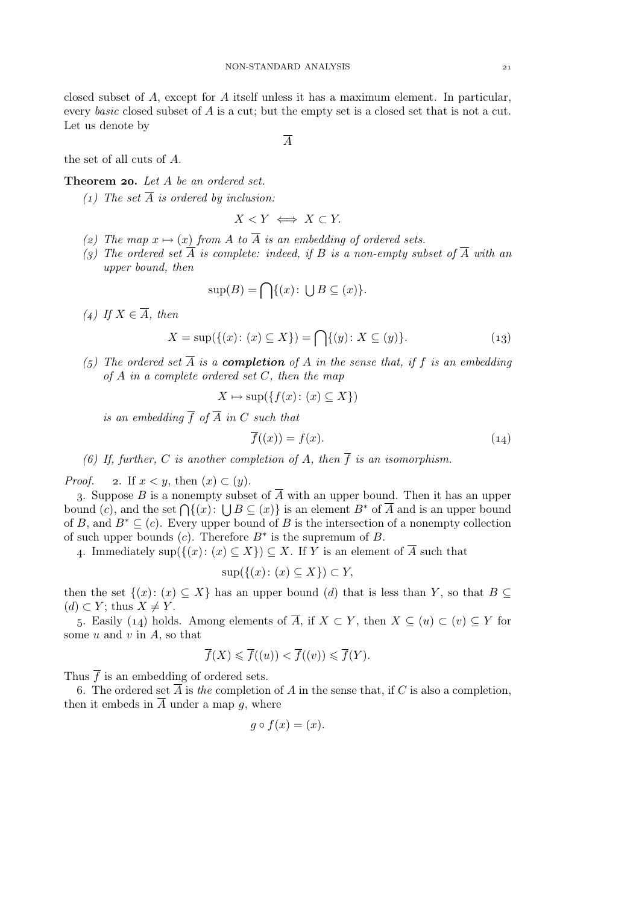closed subset of $A$, except for $A$ itself unless it has a maximum element. In particular, every *basic* closed subset of $A$ is a cut; but the empty set is a closed set that is not a cut. Let us denote by

$$\overline{A}$$

the set of all cuts of $A$.

**Theorem 20.** *Let $A$ be an ordered set.*

*(1) The set $\overline{A}$ is ordered by inclusion:*

$$X < Y \iff X \subset Y.$$

*(2) The map $x \mapsto (x)$ from $A$ to $\overline{A}$ is an embedding of ordered sets.*

*(3) The ordered set $\overline{A}$ is complete: indeed, if $B$ is a non-empty subset of $\overline{A}$ with an upper bound, then*

$$\sup(B) = \bigcap\{(x) \colon \bigcup B \subseteq (x)\}.$$

*(4) If $X \in \overline{A}$, then*

$$X = \sup(\{(x) \colon (x) \subseteq X\}) = \bigcap\{(y) \colon X \subseteq (y)\}. \tag{13}$$

*(5) The ordered set $\overline{A}$ is a* ***completion*** *of $A$ in the sense that, if $f$ is an embedding of $A$ in a complete ordered set $C$, then the map*

$$X \mapsto \sup(\{f(x) \colon (x) \subseteq X\})$$

*is an embedding $\overline{f}$ of $\overline{A}$ in $C$ such that*

$$\overline{f}((x)) = f(x). \tag{14}$$

*(6) If, further, $C$ is another completion of $A$, then $\overline{f}$ is an isomorphism.*

*Proof.* 2. If $x < y$, then $(x) \subset (y)$.

3. Suppose $B$ is a nonempty subset of $\overline{A}$ with an upper bound. Then it has an upper bound $(c)$, and the set $\bigcap\{(x) \colon \bigcup B \subseteq (x)\}$ is an element $B^*$ of $\overline{A}$ and is an upper bound of $B$, and $B^* \subseteq (c)$. Every upper bound of $B$ is the intersection of a nonempty collection of such upper bounds $(c)$. Therefore $B^*$ is the supremum of $B$.

4. Immediately $\sup(\{(x) \colon (x) \subseteq X\}) \subseteq X$. If $Y$ is an element of $\overline{A}$ such that

$$\sup(\{(x) \colon (x) \subseteq X\}) \subset Y,$$

then the set $\{(x) \colon (x) \subseteq X\}$ has an upper bound $(d)$ that is less than $Y$, so that $B \subseteq (d) \subset Y$; thus $X \neq Y$.

5. Easily (14) holds. Among elements of $\overline{A}$, if $X \subset Y$, then $X \subseteq (u) \subset (v) \subseteq Y$ for some $u$ and $v$ in $A$, so that

$$\overline{f}(X) \leqslant \overline{f}((u)) < \overline{f}((v)) \leqslant \overline{f}(Y).$$

Thus $\overline{f}$ is an embedding of ordered sets.

6. The ordered set $\overline{A}$ is *the* completion of $A$ in the sense that, if $C$ is also a completion, then it embeds in $\overline{A}$ under a map $g$, where

$$g \circ f(x) = (x).$$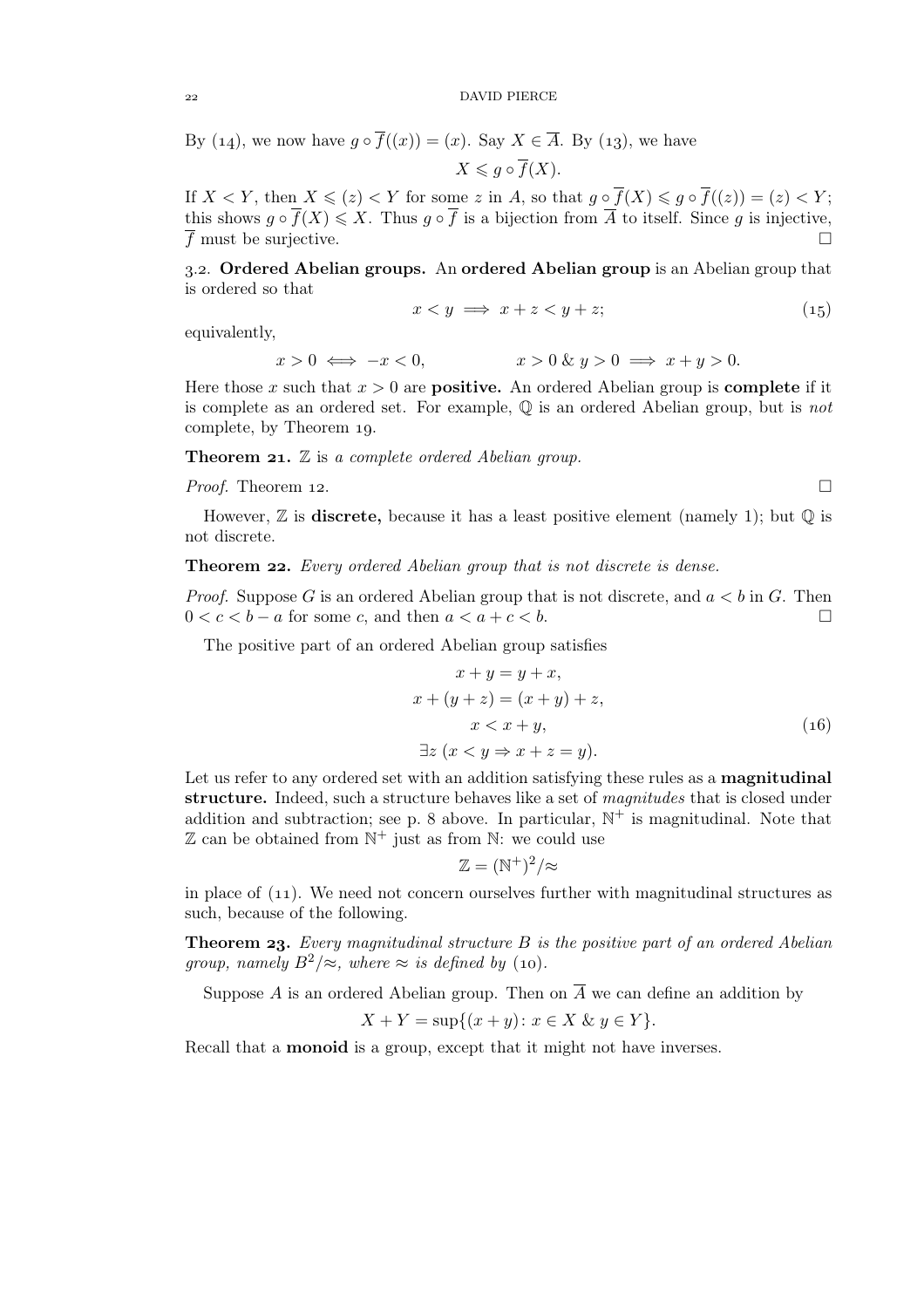By (14), we now have $g \circ \overline{f}((x)) = (x)$. Say $X \in \overline{A}$. By (13), we have

$$X \leqslant g \circ \overline{f}(X).$$

If $X < Y$, then $X \leqslant (z) < Y$ for some $z$ in $A$, so that $g \circ \overline{f}(X) \leqslant g \circ \overline{f}((z)) = (z) < Y$; this shows $g \circ \overline{f}(X) \leqslant X$. Thus $g \circ \overline{f}$ is a bijection from $\overline{A}$ to itself. Since $g$ is injective, $\overline{f}$ must be surjective. □

3.2. **Ordered Abelian groups.** An **ordered Abelian group** is an Abelian group that is ordered so that

$$x < y \implies x + z < y + z; \tag{15}$$

equivalently,

$$x > 0 \iff -x < 0, \qquad\qquad x > 0 \;\&\; y > 0 \implies x + y > 0.$$

Here those $x$ such that $x > 0$ are **positive.** An ordered Abelian group is **complete** if it is complete as an ordered set. For example, $\mathbb{Q}$ is an ordered Abelian group, but is *not* complete, by Theorem 19.

**Theorem 21.** *$\mathbb{Z}$ is a complete ordered Abelian group.*

*Proof.* Theorem 12. □

However, $\mathbb{Z}$ is **discrete,** because it has a least positive element (namely 1); but $\mathbb{Q}$ is not discrete.

**Theorem 22.** *Every ordered Abelian group that is not discrete is dense.*

*Proof.* Suppose $G$ is an ordered Abelian group that is not discrete, and $a < b$ in $G$. Then $0 < c < b - a$ for some $c$, and then $a < a + c < b$. □

The positive part of an ordered Abelian group satisfies

$$\begin{gathered} x + y = y + x, \\ x + (y + z) = (x + y) + z, \\ x < x + y, \\ \exists z\ (x < y \Rightarrow x + z = y). \end{gathered} \tag{16}$$

Let us refer to any ordered set with an addition satisfying these rules as a **magnitudinal structure.** Indeed, such a structure behaves like a set of *magnitudes* that is closed under addition and subtraction; see p. 8 above. In particular, $\mathbb{N}^+$ is magnitudinal. Note that $\mathbb{Z}$ can be obtained from $\mathbb{N}^+$ just as from $\mathbb{N}$: we could use

$$\mathbb{Z} = (\mathbb{N}^+)^2/{\approx}$$

in place of (11). We need not concern ourselves further with magnitudinal structures as such, because of the following.

**Theorem 23.** *Every magnitudinal structure $B$ is the positive part of an ordered Abelian group, namely $B^2/{\approx}$, where $\approx$ is defined by (10).*

Suppose $A$ is an ordered Abelian group. Then on $\overline{A}$ we can define an addition by

$$X + Y = \sup\{(x + y) \colon x \in X \;\&\; y \in Y\}.$$

Recall that a **monoid** is a group, except that it might not have inverses.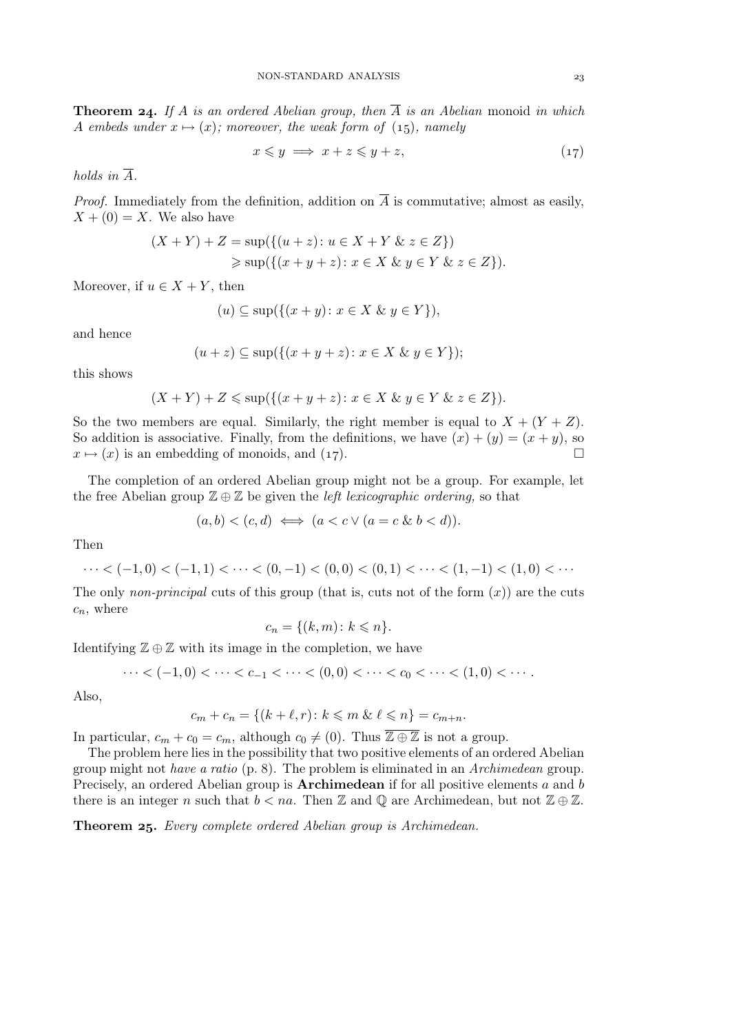**Theorem 24.** *If $A$ is an ordered Abelian group, then $\overline{A}$ is an Abelian* monoid *in which $A$ embeds under $x \mapsto (x)$; moreover, the weak form of (15), namely*

$$x \leqslant y \implies x + z \leqslant y + z, \tag{17}$$

*holds in $\overline{A}$.*

*Proof.* Immediately from the definition, addition on $\overline{A}$ is commutative; almost as easily, $X + (0) = X$. We also have

$$\begin{aligned}(X + Y) + Z &= \sup(\{(u + z) \colon u \in X + Y \;\&\; z \in Z\}) \\ &\geqslant \sup(\{(x + y + z) \colon x \in X \;\&\; y \in Y \;\&\; z \in Z\}).\end{aligned}$$

Moreover, if $u \in X + Y$, then

$$(u) \subseteq \sup(\{(x + y) \colon x \in X \;\&\; y \in Y\}),$$

and hence

$$(u + z) \subseteq \sup(\{(x + y + z) \colon x \in X \;\&\; y \in Y\});$$

this shows

$$(X + Y) + Z \leqslant \sup(\{(x + y + z) \colon x \in X \;\&\; y \in Y \;\&\; z \in Z\}).$$

So the two members are equal. Similarly, the right member is equal to $X + (Y + Z)$. So addition is associative. Finally, from the definitions, we have $(x) + (y) = (x + y)$, so $x \mapsto (x)$ is an embedding of monoids, and (17). □

The completion of an ordered Abelian group might not be a group. For example, let the free Abelian group $\mathbb{Z} \oplus \mathbb{Z}$ be given the *left lexicographic ordering,* so that

$$(a, b) < (c, d) \iff (a < c \vee (a = c \;\&\; b < d)).$$

Then

$$\cdots < (-1, 0) < (-1, 1) < \cdots < (0, -1) < (0, 0) < (0, 1) < \cdots < (1, -1) < (1, 0) < \cdots$$

The only *non-principal* cuts of this group (that is, cuts not of the form $(x)$) are the cuts $c_n$, where

$$c_n = \{(k, m) \colon k \leqslant n\}.$$

Identifying $\mathbb{Z} \oplus \mathbb{Z}$ with its image in the completion, we have

$$\cdots < (-1, 0) < \cdots < c_{-1} < \cdots < (0, 0) < \cdots < c_0 < \cdots < (1, 0) < \cdots .$$

Also,

$$c_m + c_n = \{(k + \ell, r) \colon k \leqslant m \;\&\; \ell \leqslant n\} = c_{m+n}.$$

In particular, $c_m + c_0 = c_m$, although $c_0 \neq (0)$. Thus $\overline{\mathbb{Z} \oplus \mathbb{Z}}$ is not a group.

The problem here lies in the possibility that two positive elements of an ordered Abelian group might not *have a ratio* (p. 8). The problem is eliminated in an *Archimedean* group. Precisely, an ordered Abelian group is **Archimedean** if for all positive elements $a$ and $b$ there is an integer $n$ such that $b < na$. Then $\mathbb{Z}$ and $\mathbb{Q}$ are Archimedean, but not $\mathbb{Z} \oplus \mathbb{Z}$.

**Theorem 25.** *Every complete ordered Abelian group is Archimedean.*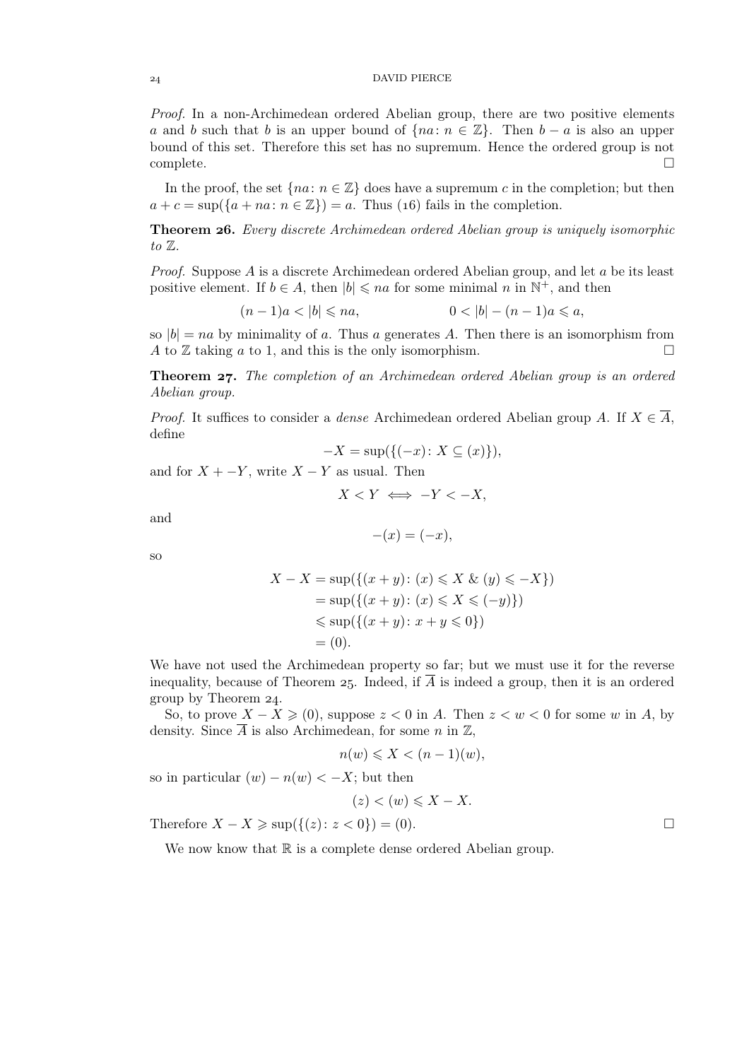*Proof.* In a non-Archimedean ordered Abelian group, there are two positive elements $a$ and $b$ such that $b$ is an upper bound of $\{na\colon n \in \mathbb{Z}\}$. Then $b - a$ is also an upper bound of this set. Therefore this set has no supremum. Hence the ordered group is not complete. $\square$

In the proof, the set $\{na\colon n \in \mathbb{Z}\}$ does have a supremum $c$ in the completion; but then $a + c = \sup(\{a + na\colon n \in \mathbb{Z}\}) = a$. Thus (16) fails in the completion.

**Theorem 26.** *Every discrete Archimedean ordered Abelian group is uniquely isomorphic to $\mathbb{Z}$.*

*Proof.* Suppose $A$ is a discrete Archimedean ordered Abelian group, and let $a$ be its least positive element. If $b \in A$, then $|b| \leqslant na$ for some minimal $n$ in $\mathbb{N}^+$, and then

$$(n-1)a < |b| \leqslant na, \qquad\qquad 0 < |b| - (n-1)a \leqslant a,$$

so $|b| = na$ by minimality of $a$. Thus $a$ generates $A$. Then there is an isomorphism from $A$ to $\mathbb{Z}$ taking $a$ to $1$, and this is the only isomorphism. $\square$

**Theorem 27.** *The completion of an Archimedean ordered Abelian group is an ordered Abelian group.*

*Proof.* It suffices to consider a *dense* Archimedean ordered Abelian group $A$. If $X \in \overline{A}$, define

$$-X = \sup(\{(-x)\colon X \subseteq (x)\}),$$

and for $X + -Y$, write $X - Y$ as usual. Then

$$X < Y \iff -Y < -X,$$

and

$$-(x) = (-x),$$

so

$$\begin{aligned}
X - X &= \sup(\{(x+y)\colon (x) \leqslant X \;\&\; (y) \leqslant -X\}) \\
&= \sup(\{(x+y)\colon (x) \leqslant X \leqslant (-y)\}) \\
&\leqslant \sup(\{(x+y)\colon x + y \leqslant 0\}) \\
&= (0).
\end{aligned}$$

We have not used the Archimedean property so far; but we must use it for the reverse inequality, because of Theorem 25. Indeed, if $\overline{A}$ is indeed a group, then it is an ordered group by Theorem 24.

So, to prove $X - X \geqslant (0)$, suppose $z < 0$ in $A$. Then $z < w < 0$ for some $w$ in $A$, by density. Since $\overline{A}$ is also Archimedean, for some $n$ in $\mathbb{Z}$,

$$n(w) \leqslant X < (n-1)(w),$$

so in particular $(w) - n(w) < -X$; but then

$$(z) < (w) \leqslant X - X.$$

Therefore $X - X \geqslant \sup(\{(z)\colon z < 0\}) = (0)$. $\square$

We now know that $\mathbb{R}$ is a complete dense ordered Abelian group.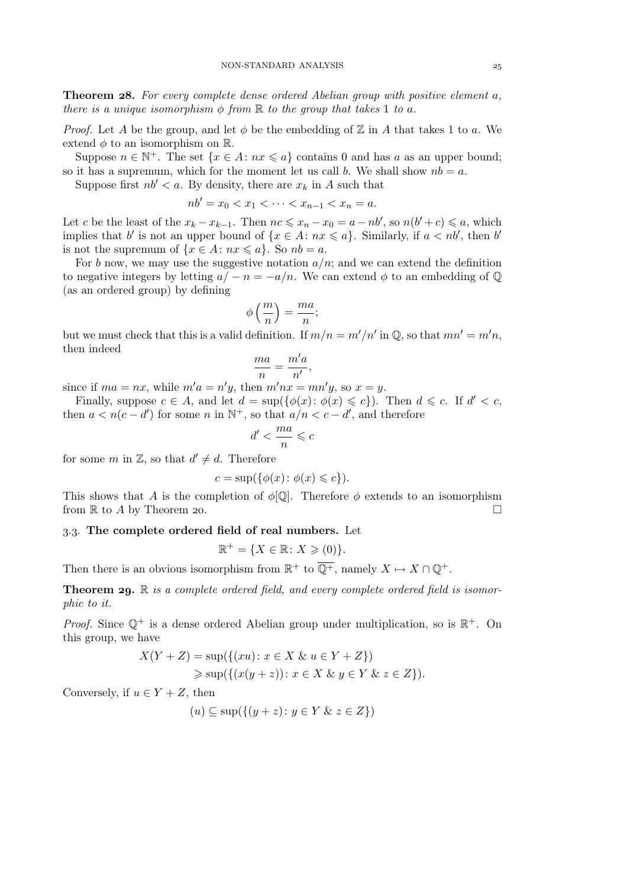**Theorem 28.** *For every complete dense ordered Abelian group with positive element $a$, there is a unique isomorphism $\phi$ from $\mathbb{R}$ to the group that takes $1$ to $a$.*

*Proof.* Let $A$ be the group, and let $\phi$ be the embedding of $\mathbb{Z}$ in $A$ that takes $1$ to $a$. We extend $\phi$ to an isomorphism on $\mathbb{R}$.

Suppose $n \in \mathbb{N}^+$. The set $\{x \in A \colon nx \leqslant a\}$ contains $0$ and has $a$ as an upper bound; so it has a supremum, which for the moment let us call $b$. We shall show $nb = a$.

Suppose first $nb' < a$. By density, there are $x_k$ in $A$ such that

$$nb' = x_0 < x_1 < \cdots < x_{n-1} < x_n = a.$$

Let $c$ be the least of the $x_k - x_{k-1}$. Then $nc \leqslant x_n - x_0 = a - nb'$, so $n(b'+c) \leqslant a$, which implies that $b'$ is not an upper bound of $\{x \in A \colon nx \leqslant a\}$. Similarly, if $a < nb'$, then $b'$ is not the supremum of $\{x \in A \colon nx \leqslant a\}$. So $nb = a$.

For $b$ now, we may use the suggestive notation $a/n$; and we can extend the definition to negative integers by letting $a/-n = -a/n$. We can extend $\phi$ to an embedding of $\mathbb{Q}$ (as an ordered group) by defining

$$\phi\left(\frac{m}{n}\right) = \frac{ma}{n};$$

but we must check that this is a valid definition. If $m/n = m'/n'$ in $\mathbb{Q}$, so that $mn' = m'n$, then indeed

$$\frac{ma}{n} = \frac{m'a}{n'},$$

since if $ma = nx$, while $m'a = n'y$, then $m'nx = mn'y$, so $x = y$.

Finally, suppose $c \in A$, and let $d = \sup(\{\phi(x) \colon \phi(x) \leqslant c\})$. Then $d \leqslant c$. If $d' < c$, then $a < n(c - d')$ for some $n$ in $\mathbb{N}^+$, so that $a/n < c - d'$, and therefore

$$d' < \frac{ma}{n} \leqslant c$$

for some $m$ in $\mathbb{Z}$, so that $d' \neq d$. Therefore

$$c = \sup(\{\phi(x) \colon \phi(x) \leqslant c\}).$$

This shows that $A$ is the completion of $\phi[\mathbb{Q}]$. Therefore $\phi$ extends to an isomorphism from $\mathbb{R}$ to $A$ by Theorem 20. □

### 3.3. The complete ordered field of real numbers.

Let

$$\mathbb{R}^+ = \{X \in \mathbb{R} \colon X \geqslant (0)\}.$$

Then there is an obvious isomorphism from $\mathbb{R}^+$ to $\overline{\mathbb{Q}^+}$, namely $X \mapsto X \cap \mathbb{Q}^+$.

**Theorem 29.** *$\mathbb{R}$ is a complete ordered field, and every complete ordered field is isomorphic to it.*

*Proof.* Since $\mathbb{Q}^+$ is a dense ordered Abelian group under multiplication, so is $\mathbb{R}^+$. On this group, we have

$$\begin{aligned} X(Y+Z) &= \sup(\{(xu) \colon x \in X \;\&\; u \in Y+Z\}) \\ &\geqslant \sup(\{(x(y+z)) \colon x \in X \;\&\; y \in Y \;\&\; z \in Z\}). \end{aligned}$$

Conversely, if $u \in Y + Z$, then

$$(u) \subseteq \sup(\{(y+z) \colon y \in Y \;\&\; z \in Z\})$$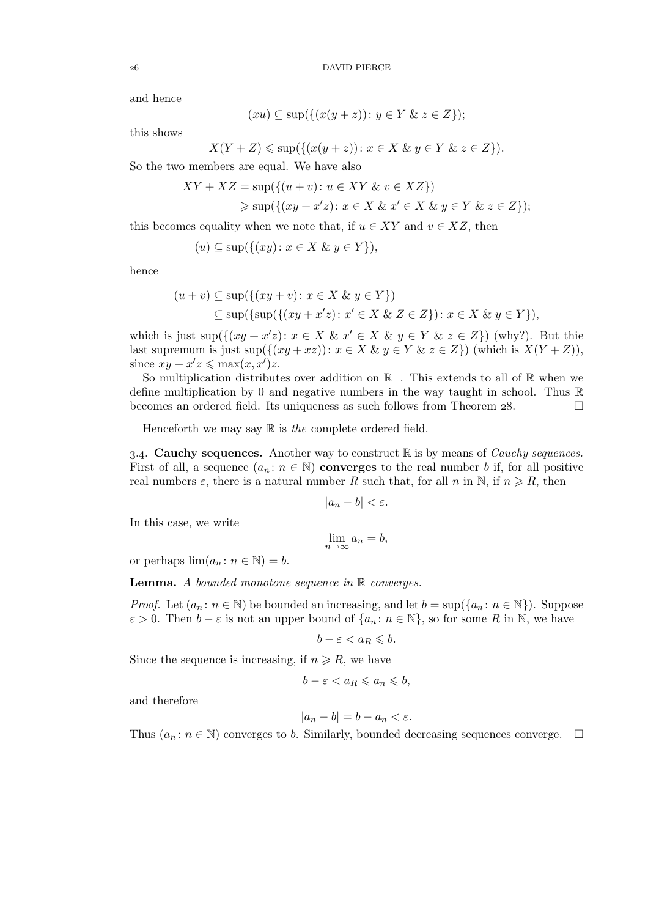and hence

$$(xu) \subseteq \sup(\{(x(y+z))\colon y \in Y \;\&\; z \in Z\});$$

this shows

$$X(Y+Z) \leqslant \sup(\{(x(y+z))\colon x \in X \;\&\; y \in Y \;\&\; z \in Z\}).$$

So the two members are equal. We have also

$$\begin{aligned} XY + XZ &= \sup(\{(u+v)\colon u \in XY \;\&\; v \in XZ\}) \\ &\geqslant \sup(\{(xy + x'z)\colon x \in X \;\&\; x' \in X \;\&\; y \in Y \;\&\; z \in Z\}); \end{aligned}$$

this becomes equality when we note that, if $u \in XY$ and $v \in XZ$, then

$$(u) \subseteq \sup(\{(xy)\colon x \in X \;\&\; y \in Y\}),$$

hence

$$\begin{aligned} (u+v) &\subseteq \sup(\{(xy+v)\colon x \in X \;\&\; y \in Y\}) \\ &\subseteq \sup(\{\sup(\{(xy + x'z)\colon x' \in X \;\&\; Z \in Z\})\colon x \in X \;\&\; y \in Y\}), \end{aligned}$$

which is just $\sup(\{(xy + x'z)\colon x \in X \;\&\; x' \in X \;\&\; y \in Y \;\&\; z \in Z\})$ (why?). But thie last supremum is just $\sup(\{(xy + xz))\colon x \in X \;\&\; y \in Y \;\&\; z \in Z\})$ (which is $X(Y+Z)$), since $xy + x'z \leqslant \max(x, x')z$.

So multiplication distributes over addition on $\mathbb{R}^+$. This extends to all of $\mathbb{R}$ when we define multiplication by 0 and negative numbers in the way taught in school. Thus $\mathbb{R}$ becomes an ordered field. Its uniqueness as such follows from Theorem 28. □

Henceforth we may say $\mathbb{R}$ is *the* complete ordered field.

3.4. **Cauchy sequences.** Another way to construct $\mathbb{R}$ is by means of *Cauchy sequences.* First of all, a sequence $(a_n\colon n \in \mathbb{N})$ **converges** to the real number $b$ if, for all positive real numbers $\varepsilon$, there is a natural number $R$ such that, for all $n$ in $\mathbb{N}$, if $n \geqslant R$, then

$$|a_n - b| < \varepsilon.$$

In this case, we write

$$\lim_{n \to \infty} a_n = b,$$

or perhaps $\lim(a_n\colon n \in \mathbb{N}) = b$.

**Lemma.** *A bounded monotone sequence in $\mathbb{R}$ converges.*

*Proof.* Let $(a_n\colon n \in \mathbb{N})$ be bounded an increasing, and let $b = \sup(\{a_n\colon n \in \mathbb{N}\})$. Suppose $\varepsilon > 0$. Then $b - \varepsilon$ is not an upper bound of $\{a_n\colon n \in \mathbb{N}\}$, so for some $R$ in $\mathbb{N}$, we have

$$b - \varepsilon < a_R \leqslant b.$$

Since the sequence is increasing, if $n \geqslant R$, we have

$$b - \varepsilon < a_R \leqslant a_n \leqslant b,$$

and therefore

$$|a_n - b| = b - a_n < \varepsilon.$$

Thus $(a_n\colon n \in \mathbb{N})$ converges to $b$. Similarly, bounded decreasing sequences converge. □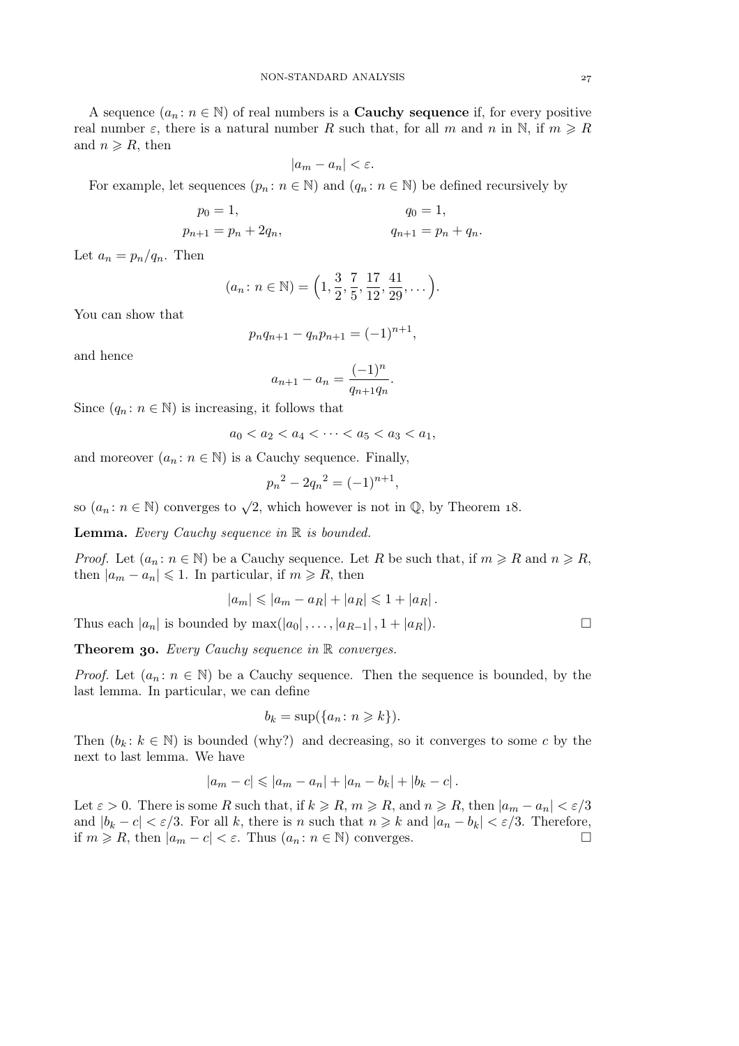A sequence $(a_n\colon n \in \mathbb{N})$ of real numbers is a **Cauchy sequence** if, for every positive real number $\varepsilon$, there is a natural number $R$ such that, for all $m$ and $n$ in $\mathbb{N}$, if $m \geqslant R$ and $n \geqslant R$, then

$$|a_m - a_n| < \varepsilon.$$

For example, let sequences $(p_n\colon n \in \mathbb{N})$ and $(q_n\colon n \in \mathbb{N})$ be defined recursively by

$$\begin{aligned} p_0 &= 1, & q_0 &= 1, \\ p_{n+1} &= p_n + 2q_n, & q_{n+1} &= p_n + q_n. \end{aligned}$$

Let $a_n = p_n/q_n$. Then

$$(a_n\colon n \in \mathbb{N}) = \Big(1, \frac{3}{2}, \frac{7}{5}, \frac{17}{12}, \frac{41}{29}, \dots\Big).$$

You can show that

$$p_n q_{n+1} - q_n p_{n+1} = (-1)^{n+1},$$

and hence

$$a_{n+1} - a_n = \frac{(-1)^n}{q_{n+1}q_n}.$$

Since $(q_n\colon n \in \mathbb{N})$ is increasing, it follows that

$$a_0 < a_2 < a_4 < \dots < a_5 < a_3 < a_1,$$

and moreover $(a_n\colon n \in \mathbb{N})$ is a Cauchy sequence. Finally,

$${p_n}^2 - 2{q_n}^2 = (-1)^{n+1},$$

so $(a_n\colon n \in \mathbb{N})$ converges to $\sqrt{2}$, which however is not in $\mathbb{Q}$, by Theorem 18.

**Lemma.** *Every Cauchy sequence in $\mathbb{R}$ is bounded.*

*Proof.* Let $(a_n\colon n \in \mathbb{N})$ be a Cauchy sequence. Let $R$ be such that, if $m \geqslant R$ and $n \geqslant R$, then $|a_m - a_n| \leqslant 1$. In particular, if $m \geqslant R$, then

$$|a_m| \leqslant |a_m - a_R| + |a_R| \leqslant 1 + |a_R|.$$

Thus each $|a_n|$ is bounded by $\max(|a_0|, \dots, |a_{R-1}|, 1 + |a_R|)$. □

**Theorem 30.** *Every Cauchy sequence in $\mathbb{R}$ converges.*

*Proof.* Let $(a_n\colon n \in \mathbb{N})$ be a Cauchy sequence. Then the sequence is bounded, by the last lemma. In particular, we can define

$$b_k = \sup(\{a_n\colon n \geqslant k\}).$$

Then $(b_k\colon k \in \mathbb{N})$ is bounded (why?) and decreasing, so it converges to some $c$ by the next to last lemma. We have

$$|a_m - c| \leqslant |a_m - a_n| + |a_n - b_k| + |b_k - c|.$$

Let $\varepsilon > 0$. There is some $R$ such that, if $k \geqslant R$, $m \geqslant R$, and $n \geqslant R$, then $|a_m - a_n| < \varepsilon/3$ and $|b_k - c| < \varepsilon/3$. For all $k$, there is $n$ such that $n \geqslant k$ and $|a_n - b_k| < \varepsilon/3$. Therefore, if $m \geqslant R$, then $|a_m - c| < \varepsilon$. Thus $(a_n\colon n \in \mathbb{N})$ converges. □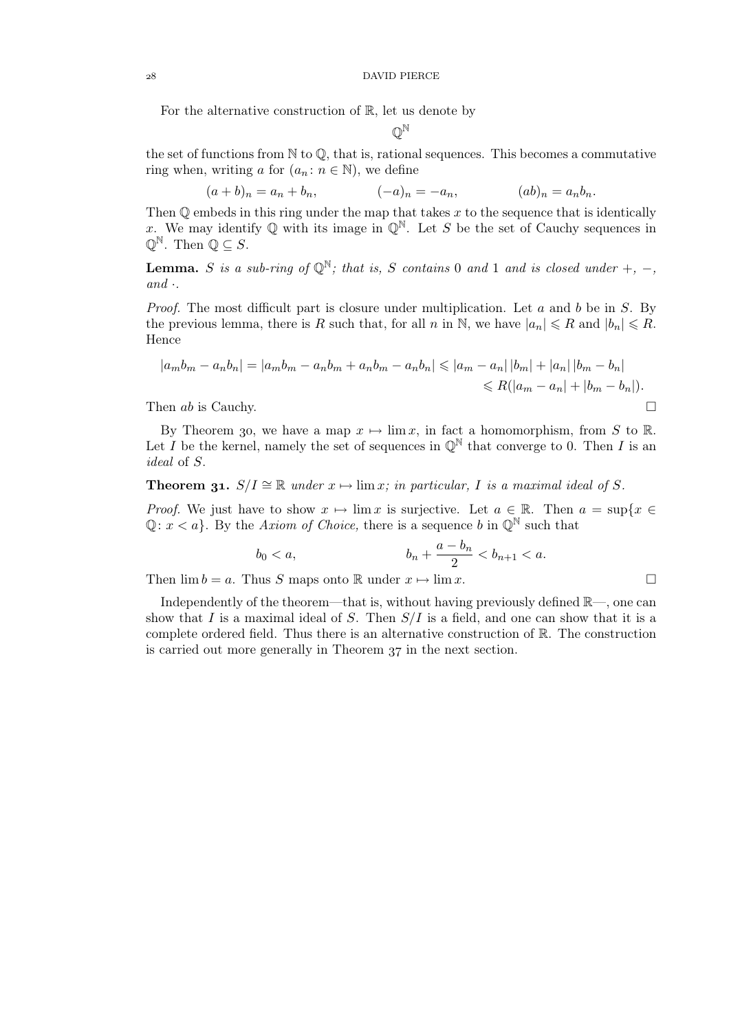For the alternative construction of $\mathbb{R}$, let us denote by

$$\mathbb{Q}^{\mathbb{N}}$$

the set of functions from $\mathbb{N}$ to $\mathbb{Q}$, that is, rational sequences. This becomes a commutative ring when, writing $a$ for $(a_n : n \in \mathbb{N})$, we define

$$(a+b)_n = a_n + b_n, \qquad (-a)_n = -a_n, \qquad (ab)_n = a_n b_n.$$

Then $\mathbb{Q}$ embeds in this ring under the map that takes $x$ to the sequence that is identically $x$. We may identify $\mathbb{Q}$ with its image in $\mathbb{Q}^{\mathbb{N}}$. Let $S$ be the set of Cauchy sequences in $\mathbb{Q}^{\mathbb{N}}$. Then $\mathbb{Q} \subseteq S$.

**Lemma.** *$S$ is a sub-ring of $\mathbb{Q}^{\mathbb{N}}$; that is, $S$ contains $0$ and $1$ and is closed under $+$, $-$, and $\cdot$.*

*Proof.* The most difficult part is closure under multiplication. Let $a$ and $b$ be in $S$. By the previous lemma, there is $R$ such that, for all $n$ in $\mathbb{N}$, we have $|a_n| \leqslant R$ and $|b_n| \leqslant R$. Hence

$$\begin{aligned}|a_m b_m - a_n b_n| = |a_m b_m - a_n b_m + a_n b_m - a_n b_n| &\leqslant |a_m - a_n|\,|b_m| + |a_n|\,|b_m - b_n| \\ &\leqslant R(|a_m - a_n| + |b_m - b_n|).\end{aligned}$$

Then $ab$ is Cauchy. □

By Theorem 30, we have a map $x \mapsto \lim x$, in fact a homomorphism, from $S$ to $\mathbb{R}$. Let $I$ be the kernel, namely the set of sequences in $\mathbb{Q}^{\mathbb{N}}$ that converge to $0$. Then $I$ is an *ideal* of $S$.

**Theorem 31.** *$S/I \cong \mathbb{R}$ under $x \mapsto \lim x$; in particular, $I$ is a maximal ideal of $S$.*

*Proof.* We just have to show $x \mapsto \lim x$ is surjective. Let $a \in \mathbb{R}$. Then $a = \sup\{x \in \mathbb{Q} : x < a\}$. By the *Axiom of Choice,* there is a sequence $b$ in $\mathbb{Q}^{\mathbb{N}}$ such that

$$b_0 < a, \qquad b_n + \frac{a - b_n}{2} < b_{n+1} < a.$$

Then $\lim b = a$. Thus $S$ maps onto $\mathbb{R}$ under $x \mapsto \lim x$. □

Independently of the theorem—that is, without having previously defined $\mathbb{R}$—, one can show that $I$ is a maximal ideal of $S$. Then $S/I$ is a field, and one can show that it is a complete ordered field. Thus there is an alternative construction of $\mathbb{R}$. The construction is carried out more generally in Theorem 37 in the next section.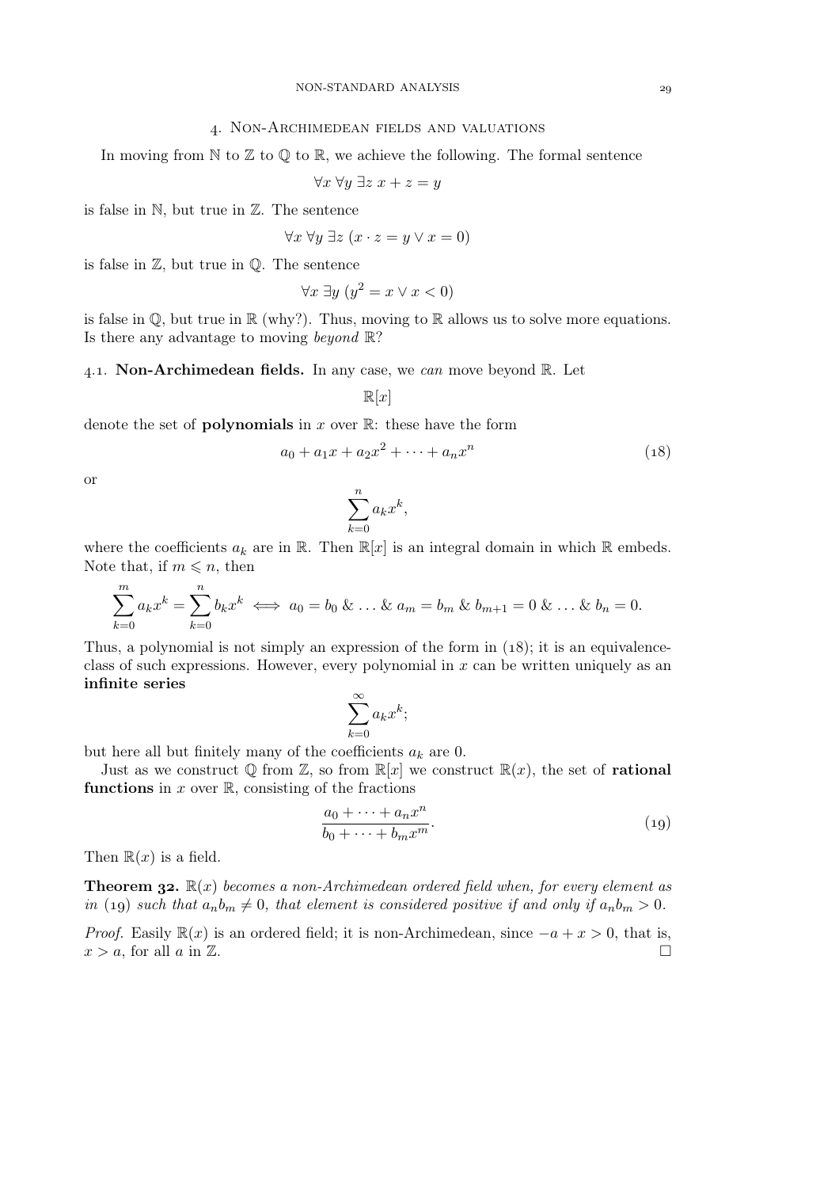## 4. Non-Archimedean fields and valuations

In moving from $\mathbb{N}$ to $\mathbb{Z}$ to $\mathbb{Q}$ to $\mathbb{R}$, we achieve the following. The formal sentence

$$\forall x\ \forall y\ \exists z\ x + z = y$$

is false in $\mathbb{N}$, but true in $\mathbb{Z}$. The sentence

$$\forall x\ \forall y\ \exists z\ (x \cdot z = y \lor x = 0)$$

is false in $\mathbb{Z}$, but true in $\mathbb{Q}$. The sentence

$$\forall x\ \exists y\ (y^2 = x \lor x < 0)$$

is false in $\mathbb{Q}$, but true in $\mathbb{R}$ (why?). Thus, moving to $\mathbb{R}$ allows us to solve more equations. Is there any advantage to moving *beyond* $\mathbb{R}$?

### 4.1. Non-Archimedean fields.

In any case, we *can* move beyond $\mathbb{R}$. Let

$$\mathbb{R}[x]$$

denote the set of **polynomials** in $x$ over $\mathbb{R}$: these have the form

$$a_0 + a_1 x + a_2 x^2 + \cdots + a_n x^n \tag{18}$$

or

$$\sum_{k=0}^{n} a_k x^k,$$

where the coefficients $a_k$ are in $\mathbb{R}$. Then $\mathbb{R}[x]$ is an integral domain in which $\mathbb{R}$ embeds. Note that, if $m \leqslant n$, then

$$\sum_{k=0}^{m} a_k x^k = \sum_{k=0}^{n} b_k x^k \iff a_0 = b_0 \ \&\ \ldots\ \&\ a_m = b_m \ \&\ b_{m+1} = 0 \ \&\ \ldots\ \&\ b_n = 0.$$

Thus, a polynomial is not simply an expression of the form in (18); it is an equivalence-class of such expressions. However, every polynomial in $x$ can be written uniquely as an **infinite series**

$$\sum_{k=0}^{\infty} a_k x^k;$$

but here all but finitely many of the coefficients $a_k$ are 0.

Just as we construct $\mathbb{Q}$ from $\mathbb{Z}$, so from $\mathbb{R}[x]$ we construct $\mathbb{R}(x)$, the set of **rational functions** in $x$ over $\mathbb{R}$, consisting of the fractions

$$\frac{a_0 + \cdots + a_n x^n}{b_0 + \cdots + b_m x^m}. \tag{19}$$

Then $\mathbb{R}(x)$ is a field.

**Theorem 32.** *$\mathbb{R}(x)$ becomes a non-Archimedean ordered field when, for every element as in (19) such that $a_n b_m \neq 0$, that element is considered positive if and only if $a_n b_m > 0$.*

*Proof.* Easily $\mathbb{R}(x)$ is an ordered field; it is non-Archimedean, since $-a + x > 0$, that is, $x > a$, for all $a$ in $\mathbb{Z}$. □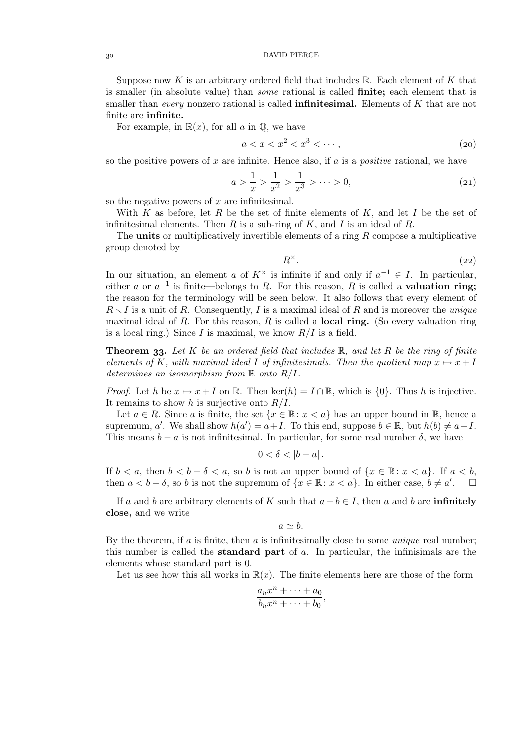Suppose now $K$ is an arbitrary ordered field that includes $\mathbb{R}$. Each element of $K$ that is smaller (in absolute value) than *some* rational is called **finite;** each element that is smaller than *every* nonzero rational is called **infinitesimal.** Elements of $K$ that are not finite are **infinite.**

For example, in $\mathbb{R}(x)$, for all $a$ in $\mathbb{Q}$, we have

$$a < x < x^2 < x^3 < \cdots, \tag{20}$$

so the positive powers of $x$ are infinite. Hence also, if $a$ is a *positive* rational, we have

$$a > \frac{1}{x} > \frac{1}{x^2} > \frac{1}{x^3} > \cdots > 0, \tag{21}$$

so the negative powers of $x$ are infinitesimal.

With $K$ as before, let $R$ be the set of finite elements of $K$, and let $I$ be the set of infinitesimal elements. Then $R$ is a sub-ring of $K$, and $I$ is an ideal of $R$.

The **units** or multiplicatively invertible elements of a ring $R$ compose a multiplicative group denoted by

$$R^{\times}. \tag{22}$$

In our situation, an element $a$ of $K^{\times}$ is infinite if and only if $a^{-1} \in I$. In particular, either $a$ or $a^{-1}$ is finite—belongs to $R$. For this reason, $R$ is called a **valuation ring;** the reason for the terminology will be seen below. It also follows that every element of $R \smallsetminus I$ is a unit of $R$. Consequently, $I$ is a maximal ideal of $R$ and is moreover the *unique* maximal ideal of $R$. For this reason, $R$ is called a **local ring.** (So every valuation ring is a local ring.) Since $I$ is maximal, we know $R/I$ is a field.

**Theorem 33.** *Let $K$ be an ordered field that includes $\mathbb{R}$, and let $R$ be the ring of finite elements of $K$, with maximal ideal $I$ of infinitesimals. Then the quotient map $x \mapsto x + I$ determines an isomorphism from $\mathbb{R}$ onto $R/I$.*

*Proof.* Let $h$ be $x \mapsto x + I$ on $\mathbb{R}$. Then $\ker(h) = I \cap \mathbb{R}$, which is $\{0\}$. Thus $h$ is injective. It remains to show $h$ is surjective onto $R/I$.

Let $a \in R$. Since $a$ is finite, the set $\{x \in \mathbb{R} \colon x < a\}$ has an upper bound in $\mathbb{R}$, hence a supremum, $a'$. We shall show $h(a') = a + I$. To this end, suppose $b \in \mathbb{R}$, but $h(b) \neq a + I$. This means $b - a$ is not infinitesimal. In particular, for some real number $\delta$, we have

$$0 < \delta < |b - a|.$$

If $b < a$, then $b < b + \delta < a$, so $b$ is not an upper bound of $\{x \in \mathbb{R} \colon x < a\}$. If $a < b$, then $a < b - \delta$, so $b$ is not the supremum of $\{x \in \mathbb{R} \colon x < a\}$. In either case, $b \neq a'$. $\square$

If $a$ and $b$ are arbitrary elements of $K$ such that $a - b \in I$, then $a$ and $b$ are **infinitely close,** and we write

$$a \simeq b.$$

By the theorem, if $a$ is finite, then $a$ is infinitesimally close to some *unique* real number; this number is called the **standard part** of $a$. In particular, the infinisimals are the elements whose standard part is 0.

Let us see how this all works in $\mathbb{R}(x)$. The finite elements here are those of the form

$$\frac{a_n x^n + \cdots + a_0}{b_n x^n + \cdots + b_0},$$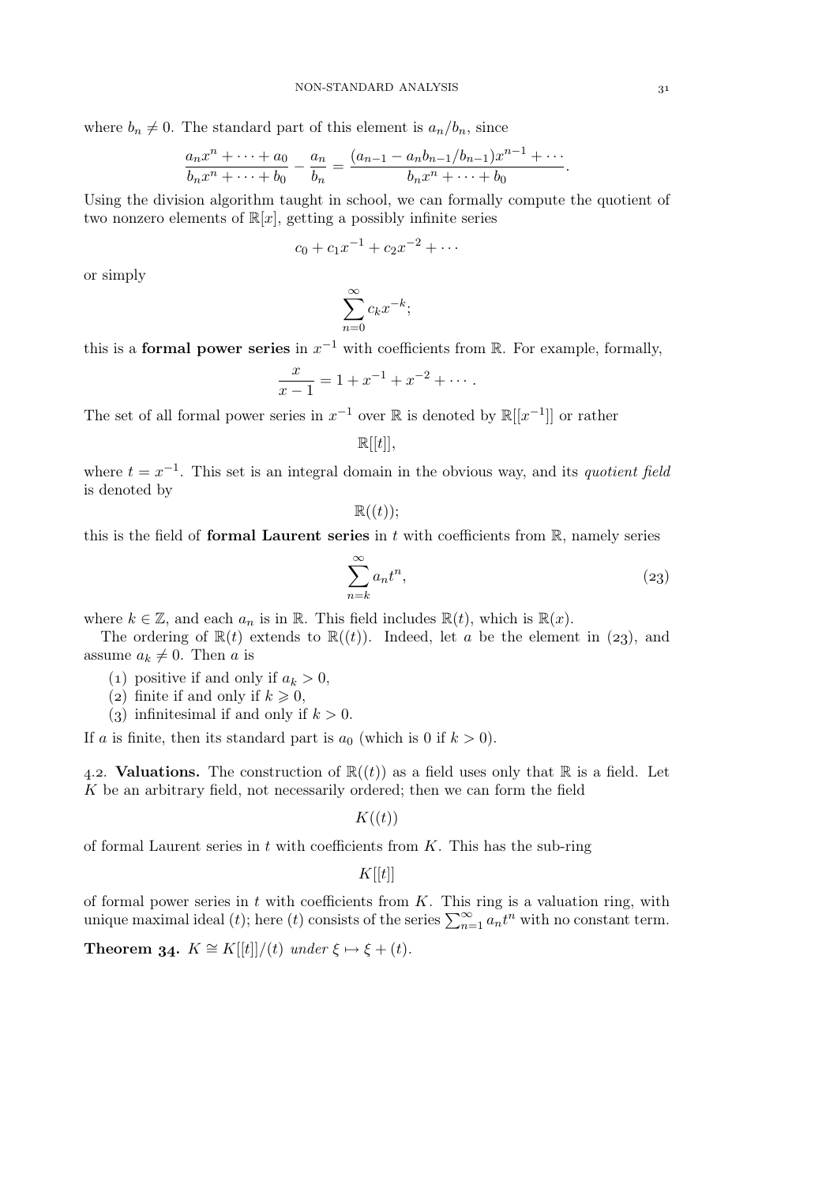where $b_n \neq 0$. The standard part of this element is $a_n/b_n$, since

$$\frac{a_n x^n + \cdots + a_0}{b_n x^n + \cdots + b_0} - \frac{a_n}{b_n} = \frac{(a_{n-1} - a_n b_{n-1}/b_{n-1})x^{n-1} + \cdots}{b_n x^n + \cdots + b_0}.$$

Using the division algorithm taught in school, we can formally compute the quotient of two nonzero elements of $\mathbb{R}[x]$, getting a possibly infinite series

$$c_0 + c_1 x^{-1} + c_2 x^{-2} + \cdots$$

or simply

$$\sum_{n=0}^{\infty} c_k x^{-k};$$

this is a **formal power series** in $x^{-1}$ with coefficients from $\mathbb{R}$. For example, formally,

$$\frac{x}{x-1} = 1 + x^{-1} + x^{-2} + \cdots .$$

The set of all formal power series in $x^{-1}$ over $\mathbb{R}$ is denoted by $\mathbb{R}[[x^{-1}]]$ or rather

$$\mathbb{R}[[t]],$$

where $t = x^{-1}$. This set is an integral domain in the obvious way, and its *quotient field* is denoted by

$$\mathbb{R}((t));$$

this is the field of **formal Laurent series** in $t$ with coefficients from $\mathbb{R}$, namely series

$$\sum_{n=k}^{\infty} a_n t^n, \tag{23}$$

where $k \in \mathbb{Z}$, and each $a_n$ is in $\mathbb{R}$. This field includes $\mathbb{R}(t)$, which is $\mathbb{R}(x)$.

The ordering of $\mathbb{R}(t)$ extends to $\mathbb{R}((t))$. Indeed, let $a$ be the element in (23), and assume $a_k \neq 0$. Then $a$ is

(1) positive if and only if $a_k > 0$,
(2) finite if and only if $k \geqslant 0$,
(3) infinitesimal if and only if $k > 0$.

If $a$ is finite, then its standard part is $a_0$ (which is 0 if $k > 0$).

4.2. **Valuations.** The construction of $\mathbb{R}((t))$ as a field uses only that $\mathbb{R}$ is a field. Let $K$ be an arbitrary field, not necessarily ordered; then we can form the field

$$K((t))$$

of formal Laurent series in $t$ with coefficients from $K$. This has the sub-ring

$$K[[t]]$$

of formal power series in $t$ with coefficients from $K$. This ring is a valuation ring, with unique maximal ideal $(t)$; here $(t)$ consists of the series $\sum_{n=1}^{\infty} a_n t^n$ with no constant term.

**Theorem 34.** *$K \cong K[[t]]/(t)$ under $\xi \mapsto \xi + (t)$.*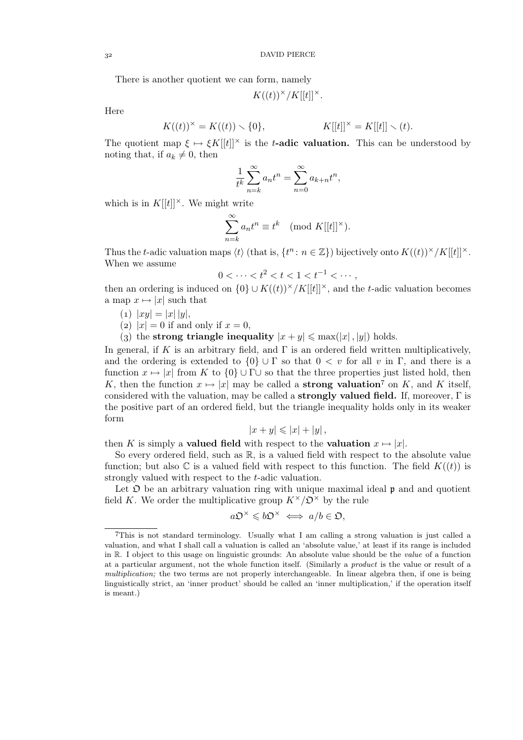There is another quotient we can form, namely

$$K((t))^\times/K[[t]]^\times.$$

Here

$$K((t))^\times = K((t)) \smallsetminus \{0\}, \qquad\qquad K[[t]]^\times = K[[t]] \smallsetminus (t).$$

The quotient map $\xi \mapsto \xi K[[t]]^\times$ is the **$t$-adic valuation.** This can be understood by noting that, if $a_k \neq 0$, then

$$\frac{1}{t^k}\sum_{n=k}^{\infty} a_n t^n = \sum_{n=0}^{\infty} a_{k+n} t^n,$$

which is in $K[[t]]^\times$. We might write

$$\sum_{n=k}^{\infty} a_n t^n \equiv t^k \pmod{K[[t]]^\times}.$$

Thus the $t$-adic valuation maps $\langle t\rangle$ (that is, $\{t^n : n \in \mathbb{Z}\}$) bijectively onto $K((t))^\times/K[[t]]^\times$. When we assume

$$0 < \cdots < t^2 < t < 1 < t^{-1} < \cdots,$$

then an ordering is induced on $\{0\} \cup K((t))^\times/K[[t]]^\times$, and the $t$-adic valuation becomes a map $x \mapsto |x|$ such that

(1) $|xy| = |x|\,|y|$,
(2) $|x| = 0$ if and only if $x = 0$,
(3) the **strong triangle inequality** $|x+y| \leqslant \max(|x|, |y|)$ holds.

In general, if $K$ is an arbitrary field, and $\Gamma$ is an ordered field written multiplicatively, and the ordering is extended to $\{0\} \cup \Gamma$ so that $0 < v$ for all $v$ in $\Gamma$, and there is a function $x \mapsto |x|$ from $K$ to $\{0\} \cup \Gamma \cup$ so that the three properties just listed hold, then $K$, then the function $x \mapsto |x|$ may be called a **strong valuation**[7] on $K$, and $K$ itself, considered with the valuation, may be called a **strongly valued field.** If, moreover, $\Gamma$ is the positive part of an ordered field, but the triangle inequality holds only in its weaker form

$$|x+y| \leqslant |x| + |y|,$$

then $K$ is simply a **valued field** with respect to the **valuation** $x \mapsto |x|$.

So every ordered field, such as $\mathbb{R}$, is a valued field with respect to the absolute value function; but also $\mathbb{C}$ is a valued field with respect to this function. The field $K((t))$ is strongly valued with respect to the $t$-adic valuation.

Let $\mathfrak{O}$ be an arbitrary valuation ring with unique maximal ideal $\mathfrak{p}$ and and quotient field $K$. We order the multiplicative group $K^\times/\mathfrak{O}^\times$ by the rule

$$a\mathfrak{O}^\times \leqslant b\mathfrak{O}^\times \iff a/b \in \mathfrak{O},$$

---

[7] This is not standard terminology. Usually what I am calling a strong valuation is just called a valuation, and what I shall call a valuation is called an 'absolute value,' at least if its range is included in $\mathbb{R}$. I object to this usage on linguistic grounds: An absolute value should be the *value* of a function at a particular argument, not the whole function itself. (Similarly a *product* is the value or result of a *multiplication;* the two terms are not properly interchangeable. In linear algebra then, if one is being linguistically strict, an 'inner product' should be called an 'inner multiplication,' if the operation itself is meant.)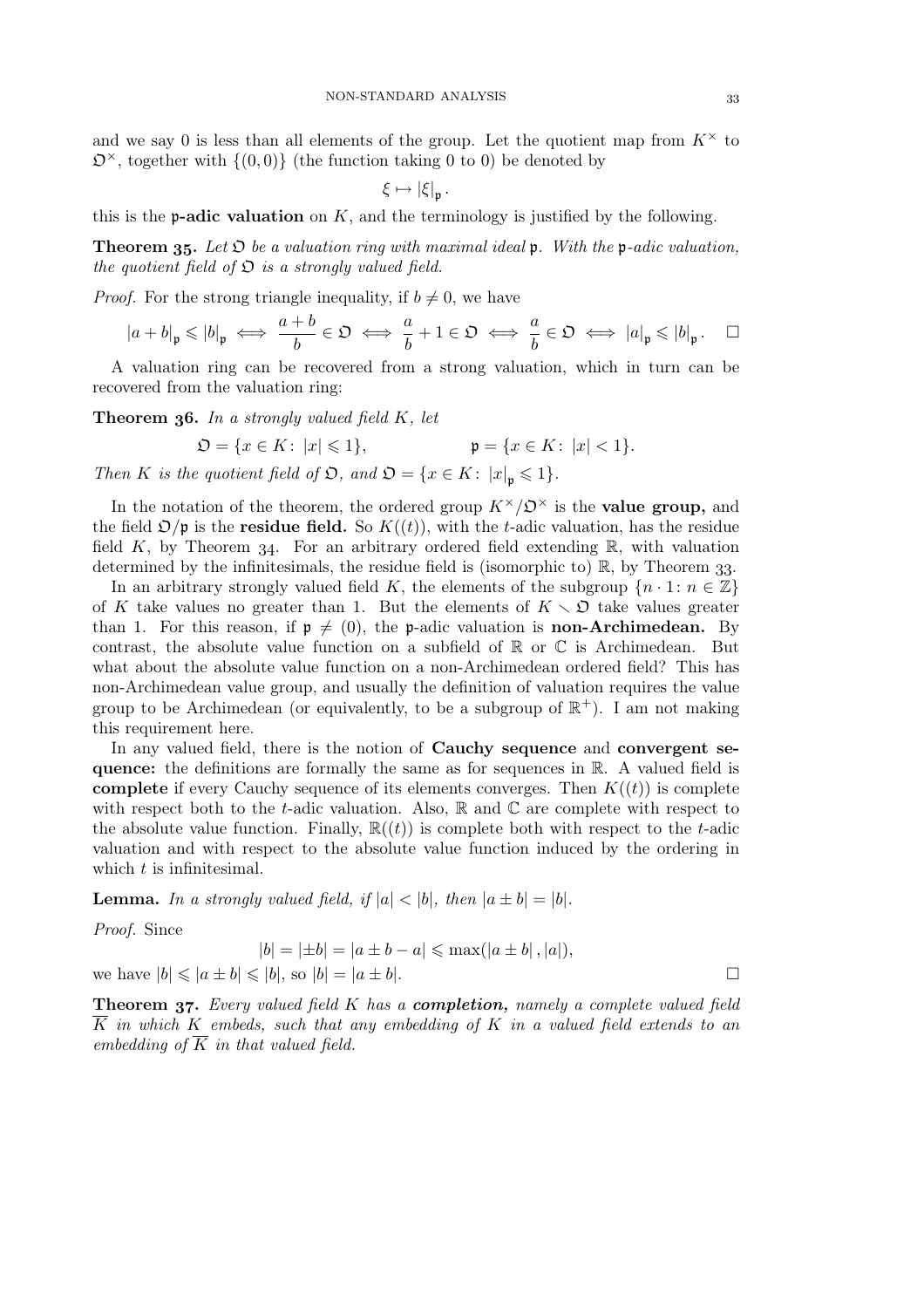and we say 0 is less than all elements of the group. Let the quotient map from $K^\times$ to $\mathfrak{O}^\times$, together with $\{(0,0)\}$ (the function taking 0 to 0) be denoted by

$$\xi \mapsto |\xi|_{\mathfrak{p}}.$$

this is the **$\mathfrak{p}$-adic valuation** on $K$, and the terminology is justified by the following.

**Theorem 35.** *Let $\mathfrak{O}$ be a valuation ring with maximal ideal $\mathfrak{p}$. With the $\mathfrak{p}$-adic valuation, the quotient field of $\mathfrak{O}$ is a strongly valued field.*

*Proof.* For the strong triangle inequality, if $b \neq 0$, we have

$$|a+b|_{\mathfrak{p}} \leqslant |b|_{\mathfrak{p}} \iff \frac{a+b}{b} \in \mathfrak{O} \iff \frac{a}{b} + 1 \in \mathfrak{O} \iff \frac{a}{b} \in \mathfrak{O} \iff |a|_{\mathfrak{p}} \leqslant |b|_{\mathfrak{p}}. \quad \square$$

A valuation ring can be recovered from a strong valuation, which in turn can be recovered from the valuation ring:

**Theorem 36.** *In a strongly valued field $K$, let*

$$\mathfrak{O} = \{x \in K \colon |x| \leqslant 1\}, \qquad \mathfrak{p} = \{x \in K \colon |x| < 1\}.$$

*Then $K$ is the quotient field of $\mathfrak{O}$, and $\mathfrak{O} = \{x \in K \colon |x|_{\mathfrak{p}} \leqslant 1\}$.*

In the notation of the theorem, the ordered group $K^\times/\mathfrak{O}^\times$ is the **value group,** and the field $\mathfrak{O}/\mathfrak{p}$ is the **residue field.** So $K((t))$, with the $t$-adic valuation, has the residue field $K$, by Theorem 34. For an arbitrary ordered field extending $\mathbb{R}$, with valuation determined by the infinitesimals, the residue field is (isomorphic to) $\mathbb{R}$, by Theorem 33.

In an arbitrary strongly valued field $K$, the elements of the subgroup $\{n \cdot 1 \colon n \in \mathbb{Z}\}$ of $K$ take values no greater than 1. But the elements of $K \smallsetminus \mathfrak{O}$ take values greater than 1. For this reason, if $\mathfrak{p} \neq (0)$, the $\mathfrak{p}$-adic valuation is **non-Archimedean.** By contrast, the absolute value function on a subfield of $\mathbb{R}$ or $\mathbb{C}$ is Archimedean. But what about the absolute value function on a non-Archimedean ordered field? This has non-Archimedean value group, and usually the definition of valuation requires the value group to be Archimedean (or equivalently, to be a subgroup of $\mathbb{R}^+$). I am not making this requirement here.

In any valued field, there is the notion of **Cauchy sequence** and **convergent sequence:** the definitions are formally the same as for sequences in $\mathbb{R}$. A valued field is **complete** if every Cauchy sequence of its elements converges. Then $K((t))$ is complete with respect both to the $t$-adic valuation. Also, $\mathbb{R}$ and $\mathbb{C}$ are complete with respect to the absolute value function. Finally, $\mathbb{R}((t))$ is complete both with respect to the $t$-adic valuation and with respect to the absolute value function induced by the ordering in which $t$ is infinitesimal.

**Lemma.** *In a strongly valued field, if $|a| < |b|$, then $|a \pm b| = |b|$.*

*Proof.* Since

$$|b| = |\pm b| = |a \pm b - a| \leqslant \max(|a \pm b|, |a|),$$

we have $|b| \leqslant |a \pm b| \leqslant |b|$, so $|b| = |a \pm b|$. $\square$

**Theorem 37.** *Every valued field $K$ has a **completion,** namely a complete valued field $\overline{K}$ in which $K$ embeds, such that any embedding of $K$ in a valued field extends to an embedding of $\overline{K}$ in that valued field.*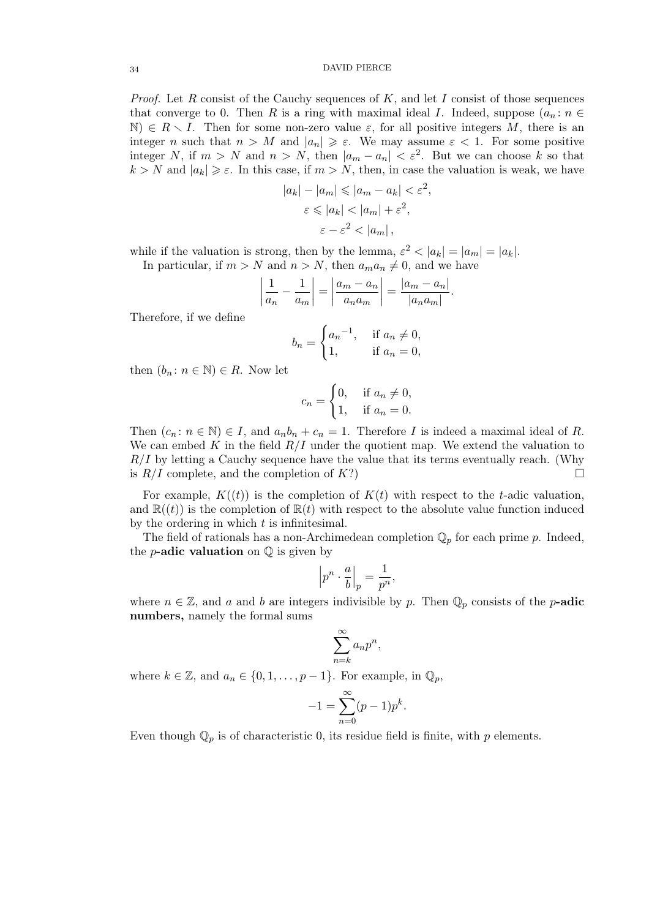*Proof.* Let $R$ consist of the Cauchy sequences of $K$, and let $I$ consist of those sequences that converge to 0. Then $R$ is a ring with maximal ideal $I$. Indeed, suppose $(a_n : n \in \mathbb{N}) \in R \smallsetminus I$. Then for some non-zero value $\varepsilon$, for all positive integers $M$, there is an integer $n$ such that $n > M$ and $|a_n| \geqslant \varepsilon$. We may assume $\varepsilon < 1$. For some positive integer $N$, if $m > N$ and $n > N$, then $|a_m - a_n| < \varepsilon^2$. But we can choose $k$ so that $k > N$ and $|a_k| \geqslant \varepsilon$. In this case, if $m > N$, then, in case the valuation is weak, we have

$$|a_k| - |a_m| \leqslant |a_m - a_k| < \varepsilon^2,$$
$$\varepsilon \leqslant |a_k| < |a_m| + \varepsilon^2,$$
$$\varepsilon - \varepsilon^2 < |a_m|,$$

while if the valuation is strong, then by the lemma, $\varepsilon^2 < |a_k| = |a_m| = |a_k|$.

In particular, if $m > N$ and $n > N$, then $a_m a_n \neq 0$, and we have

$$\left| \frac{1}{a_n} - \frac{1}{a_m} \right| = \left| \frac{a_m - a_n}{a_n a_m} \right| = \frac{|a_m - a_n|}{|a_n a_m|}.$$

Therefore, if we define

$$b_n = \begin{cases} {a_n}^{-1}, & \text{if } a_n \neq 0, \\ 1, & \text{if } a_n = 0, \end{cases}$$

then $(b_n : n \in \mathbb{N}) \in R$. Now let

$$c_n = \begin{cases} 0, & \text{if } a_n \neq 0, \\ 1, & \text{if } a_n = 0. \end{cases}$$

Then $(c_n : n \in \mathbb{N}) \in I$, and $a_n b_n + c_n = 1$. Therefore $I$ is indeed a maximal ideal of $R$. We can embed $K$ in the field $R/I$ under the quotient map. We extend the valuation to $R/I$ by letting a Cauchy sequence have the value that its terms eventually reach. (Why is $R/I$ complete, and the completion of $K$?) □

For example, $K((t))$ is the completion of $K(t)$ with respect to the $t$-adic valuation, and $\mathbb{R}((t))$ is the completion of $\mathbb{R}(t)$ with respect to the absolute value function induced by the ordering in which $t$ is infinitesimal.

The field of rationals has a non-Archimedean completion $\mathbb{Q}_p$ for each prime $p$. Indeed, the **$p$-adic valuation** on $\mathbb{Q}$ is given by

$$\left| p^n \cdot \frac{a}{b} \right|_p = \frac{1}{p^n},$$

where $n \in \mathbb{Z}$, and $a$ and $b$ are integers indivisible by $p$. Then $\mathbb{Q}_p$ consists of the **$p$-adic numbers,** namely the formal sums

$$\sum_{n=k}^{\infty} a_n p^n,$$

where $k \in \mathbb{Z}$, and $a_n \in \{0, 1, \ldots, p-1\}$. For example, in $\mathbb{Q}_p$,

$$-1 = \sum_{n=0}^{\infty} (p-1)p^k.$$

Even though $\mathbb{Q}_p$ is of characteristic 0, its residue field is finite, with $p$ elements.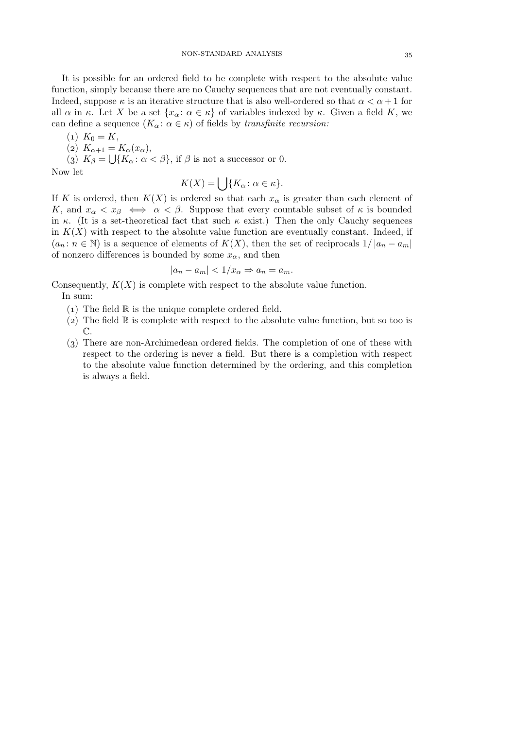It is possible for an ordered field to be complete with respect to the absolute value function, simply because there are no Cauchy sequences that are not eventually constant. Indeed, suppose $\kappa$ is an iterative structure that is also well-ordered so that $\alpha < \alpha + 1$ for all $\alpha$ in $\kappa$. Let $X$ be a set $\{x_\alpha : \alpha \in \kappa\}$ of variables indexed by $\kappa$. Given a field $K$, we can define a sequence $(K_\alpha : \alpha \in \kappa)$ of fields by *transfinite recursion:*

(1) $K_0 = K$,
(2) $K_{\alpha+1} = K_\alpha(x_\alpha)$,
(3) $K_\beta = \bigcup\{K_\alpha : \alpha < \beta\}$, if $\beta$ is not a successor or 0.

Now let

$$K(X) = \bigcup\{K_\alpha : \alpha \in \kappa\}.$$

If $K$ is ordered, then $K(X)$ is ordered so that each $x_\alpha$ is greater than each element of $K$, and $x_\alpha < x_\beta \iff \alpha < \beta$. Suppose that every countable subset of $\kappa$ is bounded in $\kappa$. (It is a set-theoretical fact that such $\kappa$ exist.) Then the only Cauchy sequences in $K(X)$ with respect to the absolute value function are eventually constant. Indeed, if $(a_n : n \in \mathbb{N})$ is a sequence of elements of $K(X)$, then the set of reciprocals $1/|a_n - a_m|$ of nonzero differences is bounded by some $x_\alpha$, and then

$$|a_n - a_m| < 1/x_\alpha \Rightarrow a_n = a_m.$$

Consequently, $K(X)$ is complete with respect to the absolute value function.

In sum:

(1) The field $\mathbb{R}$ is the unique complete ordered field.
(2) The field $\mathbb{R}$ is complete with respect to the absolute value function, but so too is $\mathbb{C}$.
(3) There are non-Archimedean ordered fields. The completion of one of these with respect to the ordering is never a field. But there is a completion with respect to the absolute value function determined by the ordering, and this completion is always a field.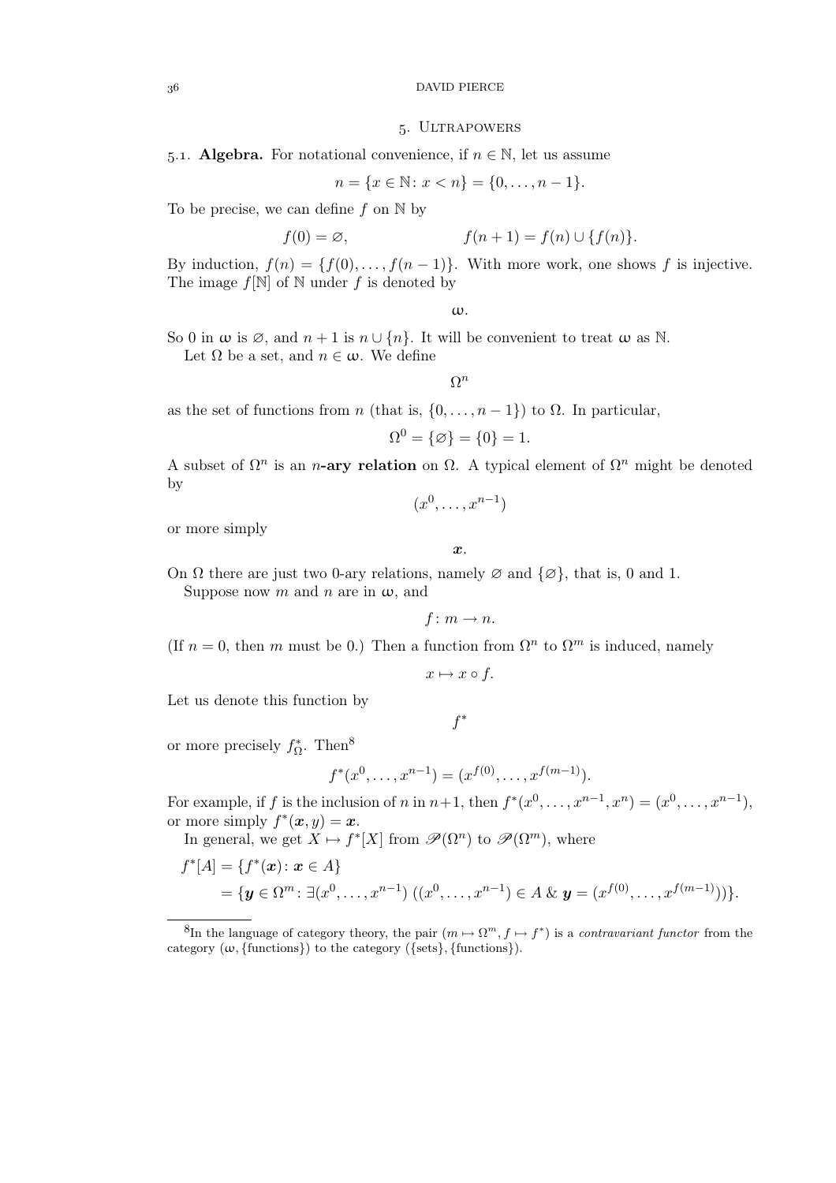## 5. Ultrapowers

5.1. **Algebra.** For notational convenience, if $n \in \mathbb{N}$, let us assume

$$n = \{x \in \mathbb{N} : x < n\} = \{0, \dots, n-1\}.$$

To be precise, we can define $f$ on $\mathbb{N}$ by

$$f(0) = \varnothing, \qquad f(n+1) = f(n) \cup \{f(n)\}.$$

By induction, $f(n) = \{f(0), \dots, f(n-1)\}$. With more work, one shows $f$ is injective. The image $f[\mathbb{N}]$ of $\mathbb{N}$ under $f$ is denoted by

$$\boldsymbol{\omega}.$$

So 0 in $\boldsymbol{\omega}$ is $\varnothing$, and $n+1$ is $n \cup \{n\}$. It will be convenient to treat $\boldsymbol{\omega}$ as $\mathbb{N}$.

Let $\Omega$ be a set, and $n \in \boldsymbol{\omega}$. We define

$$\Omega^n$$

as the set of functions from $n$ (that is, $\{0, \dots, n-1\}$) to $\Omega$. In particular,

$$\Omega^0 = \{\varnothing\} = \{0\} = 1.$$

A subset of $\Omega^n$ is an **$n$-ary relation** on $\Omega$. A typical element of $\Omega^n$ might be denoted by

$$(x^0, \dots, x^{n-1})$$

or more simply

$$\boldsymbol{x}.$$

On $\Omega$ there are just two 0-ary relations, namely $\varnothing$ and $\{\varnothing\}$, that is, 0 and 1.

Suppose now $m$ and $n$ are in $\boldsymbol{\omega}$, and

$$f : m \to n.$$

(If $n = 0$, then $m$ must be 0.) Then a function from $\Omega^n$ to $\Omega^m$ is induced, namely

$$x \mapsto x \circ f.$$

Let us denote this function by

$$f^*$$

or more precisely $f^*_\Omega$. Then[8]

$$f^*(x^0, \dots, x^{n-1}) = (x^{f(0)}, \dots, x^{f(m-1)}).$$

For example, if $f$ is the inclusion of $n$ in $n+1$, then $f^*(x^0, \dots, x^{n-1}, x^n) = (x^0, \dots, x^{n-1})$, or more simply $f^*(\boldsymbol{x}, y) = \boldsymbol{x}$.

In general, we get $X \mapsto f^*[X]$ from $\mathscr{P}(\Omega^n)$ to $\mathscr{P}(\Omega^m)$, where

$$\begin{aligned} f^*[A] &= \{f^*(\boldsymbol{x}) : \boldsymbol{x} \in A\} \\ &= \{\boldsymbol{y} \in \Omega^m : \exists (x^0, \dots, x^{n-1})\ ((x^0, \dots, x^{n-1}) \in A \ \&\ \boldsymbol{y} = (x^{f(0)}, \dots, x^{f(m-1)}))\}. \end{aligned}$$

---

[8] In the language of category theory, the pair $(m \mapsto \Omega^m, f \mapsto f^*)$ is a *contravariant functor* from the category $(\boldsymbol{\omega}, \{\text{functions}\})$ to the category $(\{\text{sets}\}, \{\text{functions}\})$.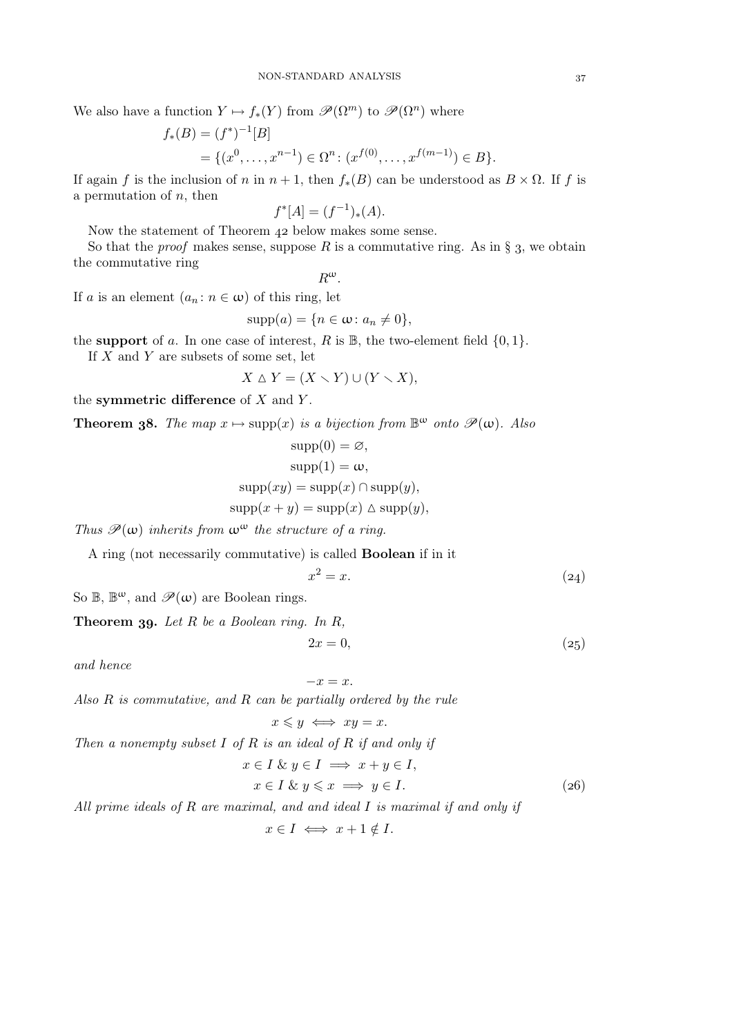We also have a function $Y \mapsto f_*(Y)$ from $\mathscr{P}(\Omega^m)$ to $\mathscr{P}(\Omega^n)$ where

$$\begin{aligned} f_*(B) &= (f^*)^{-1}[B] \\ &= \{(x^0, \dots, x^{n-1}) \in \Omega^n \colon (x^{f(0)}, \dots, x^{f(m-1)}) \in B\}. \end{aligned}$$

If again $f$ is the inclusion of $n$ in $n+1$, then $f_*(B)$ can be understood as $B \times \Omega$. If $f$ is a permutation of $n$, then

$$f^*[A] = (f^{-1})_*(A).$$

Now the statement of Theorem 42 below makes some sense.

So that the *proof* makes sense, suppose $R$ is a commutative ring. As in § 3, we obtain the commutative ring

$$R^\omega.$$

If $a$ is an element $(a_n \colon n \in \omega)$ of this ring, let

$$\operatorname{supp}(a) = \{n \in \omega \colon a_n \neq 0\},$$

the **support** of $a$. In one case of interest, $R$ is $\mathbb{B}$, the two-element field $\{0, 1\}$.

If $X$ and $Y$ are subsets of some set, let

$$X \vartriangle Y = (X \smallsetminus Y) \cup (Y \smallsetminus X),$$

the **symmetric difference** of $X$ and $Y$.

**Theorem 38.** *The map $x \mapsto \operatorname{supp}(x)$ is a bijection from $\mathbb{B}^\omega$ onto $\mathscr{P}(\omega)$. Also*

$$\begin{gathered} \operatorname{supp}(0) = \varnothing, \\ \operatorname{supp}(1) = \omega, \\ \operatorname{supp}(xy) = \operatorname{supp}(x) \cap \operatorname{supp}(y), \\ \operatorname{supp}(x+y) = \operatorname{supp}(x) \vartriangle \operatorname{supp}(y), \end{gathered}$$

*Thus $\mathscr{P}(\omega)$ inherits from $\omega^\omega$ the structure of a ring.*

A ring (not necessarily commutative) is called **Boolean** if in it

$$x^2 = x. \tag{24}$$

So $\mathbb{B}$, $\mathbb{B}^\omega$, and $\mathscr{P}(\omega)$ are Boolean rings.

**Theorem 39.** *Let $R$ be a Boolean ring. In $R$,*

$$2x = 0, \tag{25}$$

*and hence*

$$-x = x.$$

*Also $R$ is commutative, and $R$ can be partially ordered by the rule*

$$x \leqslant y \iff xy = x.$$

*Then a nonempty subset $I$ of $R$ is an ideal of $R$ if and only if*

$$\begin{aligned} x \in I \;\&\; y \in I &\implies x + y \in I, \\ x \in I \;\&\; y \leqslant x &\implies y \in I. \end{aligned} \tag{26}$$

*All prime ideals of $R$ are maximal, and and ideal $I$ is maximal if and only if*

$$x \in I \iff x + 1 \notin I.$$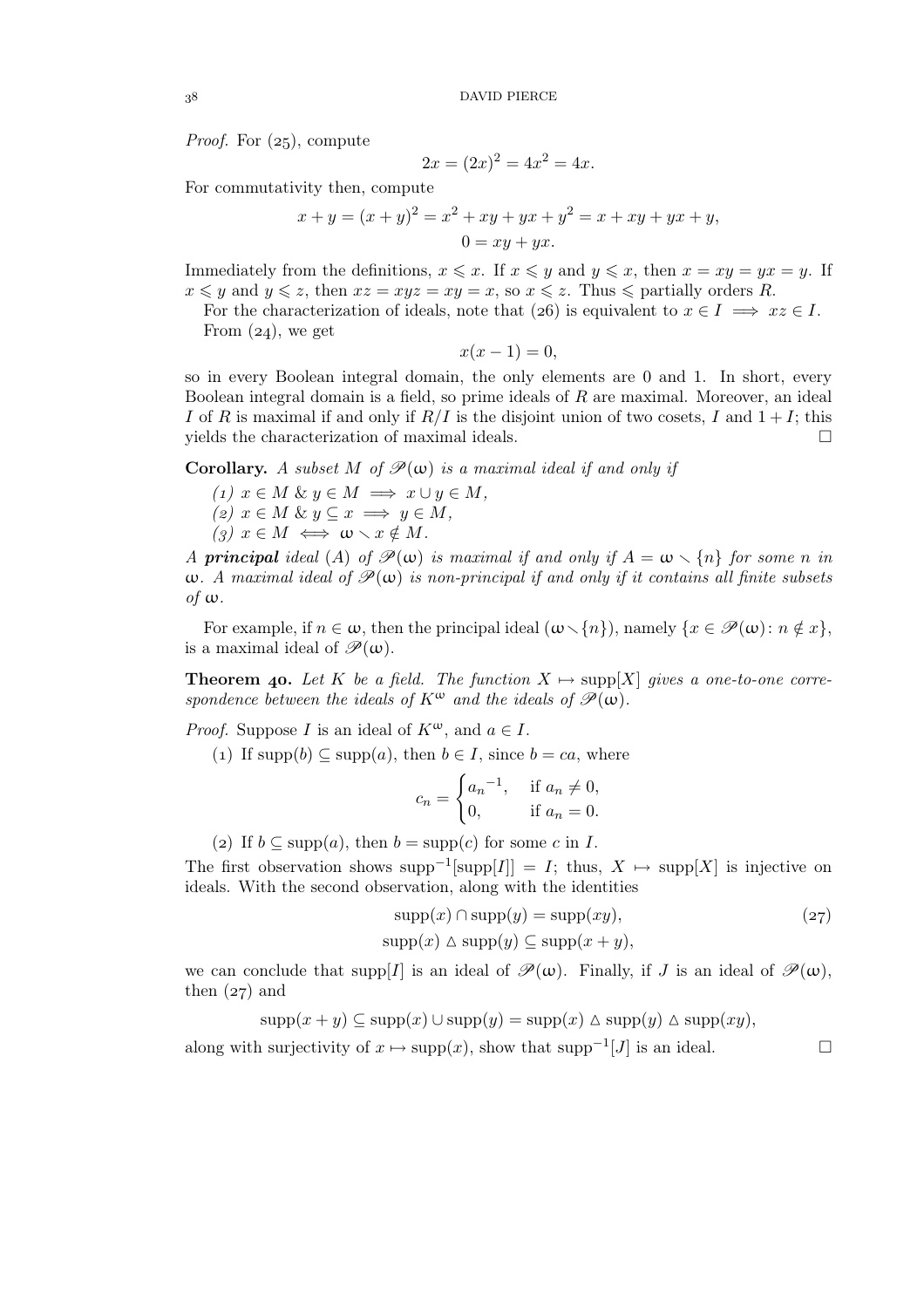*Proof.* For (25), compute

$$2x = (2x)^2 = 4x^2 = 4x.$$

For commutativity then, compute

$$x + y = (x + y)^2 = x^2 + xy + yx + y^2 = x + xy + yx + y,$$
$$0 = xy + yx.$$

Immediately from the definitions, $x \leqslant x$. If $x \leqslant y$ and $y \leqslant x$, then $x = xy = yx = y$. If $x \leqslant y$ and $y \leqslant z$, then $xz = xyz = xy = x$, so $x \leqslant z$. Thus $\leqslant$ partially orders $R$.

For the characterization of ideals, note that (26) is equivalent to $x \in I \implies xz \in I$.

From (24), we get

$$x(x - 1) = 0,$$

so in every Boolean integral domain, the only elements are 0 and 1. In short, every Boolean integral domain is a field, so prime ideals of $R$ are maximal. Moreover, an ideal $I$ of $R$ is maximal if and only if $R/I$ is the disjoint union of two cosets, $I$ and $1 + I$; this yields the characterization of maximal ideals. □

**Corollary.** *A subset $M$ of $\mathscr{P}(\omega)$ is a maximal ideal if and only if*

*(1) $x \in M$ & $y \in M \implies x \cup y \in M$,*
*(2) $x \in M$ & $y \subseteq x \implies y \in M$,*
*(3) $x \in M \iff \omega \smallsetminus x \notin M$.*

*A* ***principal*** *ideal $(A)$ of $\mathscr{P}(\omega)$ is maximal if and only if $A = \omega \smallsetminus \{n\}$ for some $n$ in $\omega$. A maximal ideal of $\mathscr{P}(\omega)$ is non-principal if and only if it contains all finite subsets of $\omega$.*

For example, if $n \in \omega$, then the principal ideal $(\omega \smallsetminus \{n\})$, namely $\{x \in \mathscr{P}(\omega) : n \notin x\}$, is a maximal ideal of $\mathscr{P}(\omega)$.

**Theorem 40.** *Let $K$ be a field. The function $X \mapsto \operatorname{supp}[X]$ gives a one-to-one correspondence between the ideals of $K^\omega$ and the ideals of $\mathscr{P}(\omega)$.*

*Proof.* Suppose $I$ is an ideal of $K^\omega$, and $a \in I$.

(1) If $\operatorname{supp}(b) \subseteq \operatorname{supp}(a)$, then $b \in I$, since $b = ca$, where

$$c_n = \begin{cases} {a_n}^{-1}, & \text{if } a_n \neq 0, \\ 0, & \text{if } a_n = 0. \end{cases}$$

(2) If $b \subseteq \operatorname{supp}(a)$, then $b = \operatorname{supp}(c)$ for some $c$ in $I$.

The first observation shows $\operatorname{supp}^{-1}[\operatorname{supp}[I]] = I$; thus, $X \mapsto \operatorname{supp}[X]$ is injective on ideals. With the second observation, along with the identities

$$\begin{aligned} \operatorname{supp}(x) \cap \operatorname{supp}(y) &= \operatorname{supp}(xy), \\ \operatorname{supp}(x) \vartriangle \operatorname{supp}(y) &\subseteq \operatorname{supp}(x + y), \end{aligned} \tag{27}$$

we can conclude that $\operatorname{supp}[I]$ is an ideal of $\mathscr{P}(\omega)$. Finally, if $J$ is an ideal of $\mathscr{P}(\omega)$, then (27) and

$$\operatorname{supp}(x + y) \subseteq \operatorname{supp}(x) \cup \operatorname{supp}(y) = \operatorname{supp}(x) \vartriangle \operatorname{supp}(y) \vartriangle \operatorname{supp}(xy),$$

along with surjectivity of $x \mapsto \operatorname{supp}(x)$, show that $\operatorname{supp}^{-1}[J]$ is an ideal. □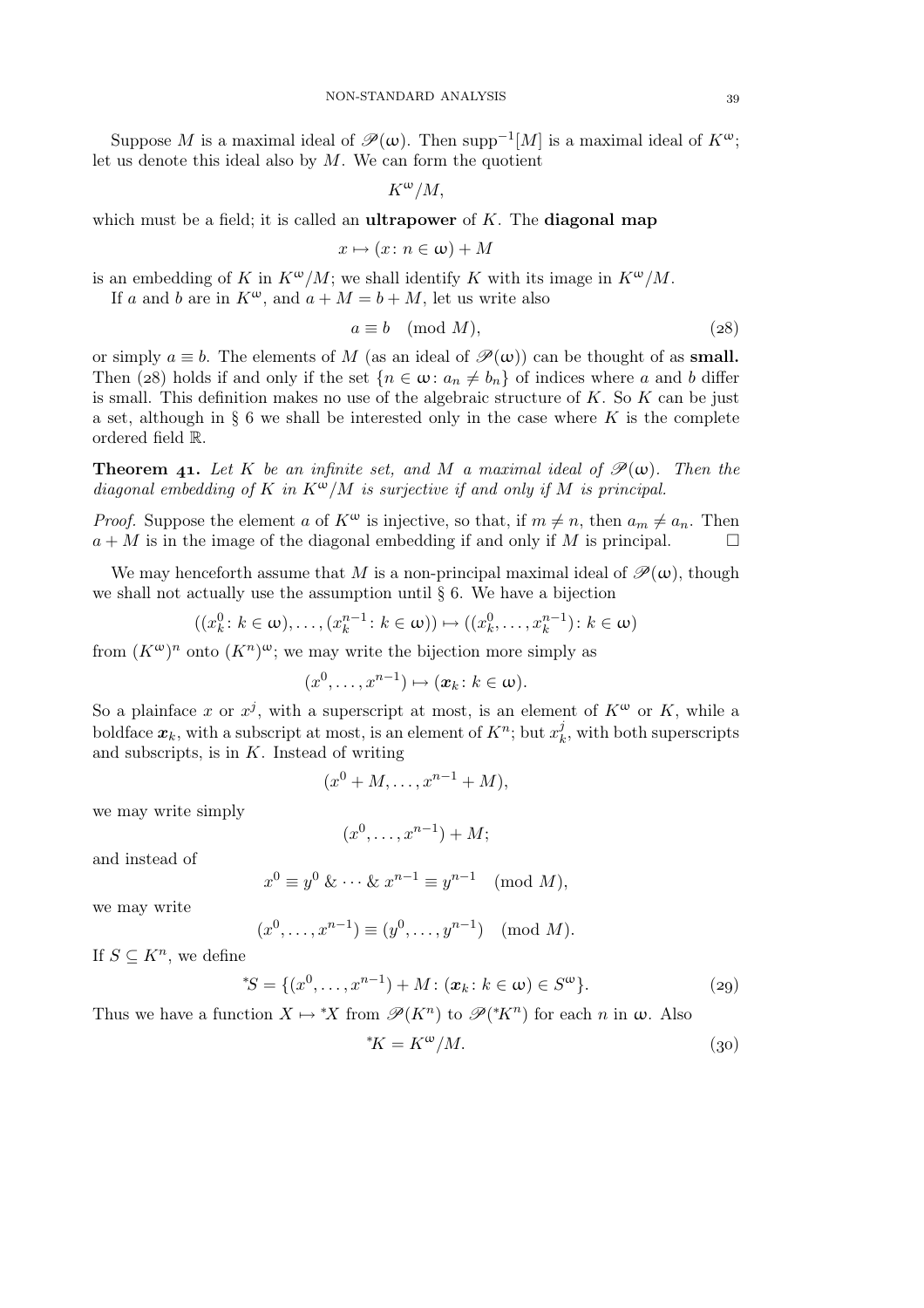Suppose $M$ is a maximal ideal of $\mathscr{P}(\omega)$. Then $\operatorname{supp}^{-1}[M]$ is a maximal ideal of $K^\omega$; let us denote this ideal also by $M$. We can form the quotient

$$K^\omega/M,$$

which must be a field; it is called an **ultrapower** of $K$. The **diagonal map**

$$x \mapsto (x \colon n \in \omega) + M$$

is an embedding of $K$ in $K^\omega/M$; we shall identify $K$ with its image in $K^\omega/M$.

If $a$ and $b$ are in $K^\omega$, and $a + M = b + M$, let us write also

$$a \equiv b \pmod{M}, \tag{28}$$

or simply $a \equiv b$. The elements of $M$ (as an ideal of $\mathscr{P}(\omega)$) can be thought of as **small.** Then (28) holds if and only if the set $\{n \in \omega \colon a_n \neq b_n\}$ of indices where $a$ and $b$ differ is small. This definition makes no use of the algebraic structure of $K$. So $K$ can be just a set, although in § 6 we shall be interested only in the case where $K$ is the complete ordered field $\mathbb{R}$.

**Theorem 41.** *Let $K$ be an infinite set, and $M$ a maximal ideal of $\mathscr{P}(\omega)$. Then the diagonal embedding of $K$ in $K^\omega/M$ is surjective if and only if $M$ is principal.*

*Proof.* Suppose the element $a$ of $K^\omega$ is injective, so that, if $m \neq n$, then $a_m \neq a_n$. Then $a + M$ is in the image of the diagonal embedding if and only if $M$ is principal. □

We may henceforth assume that $M$ is a non-principal maximal ideal of $\mathscr{P}(\omega)$, though we shall not actually use the assumption until § 6. We have a bijection

$$((x^0_k \colon k \in \omega), \dots, (x^{n-1}_k \colon k \in \omega)) \mapsto ((x^0_k, \dots, x^{n-1}_k) \colon k \in \omega)$$

from $(K^\omega)^n$ onto $(K^n)^\omega$; we may write the bijection more simply as

$$(x^0, \dots, x^{n-1}) \mapsto (\boldsymbol{x}_k \colon k \in \omega).$$

So a plainface $x$ or $x^j$, with a superscript at most, is an element of $K^\omega$ or $K$, while a boldface $\boldsymbol{x}_k$, with a subscript at most, is an element of $K^n$; but $x^j_k$, with both superscripts and subscripts, is in $K$. Instead of writing

$$(x^0 + M, \dots, x^{n-1} + M),$$

we may write simply

$$(x^0, \dots, x^{n-1}) + M;$$

and instead of

$$x^0 \equiv y^0 \;\&\; \cdots \;\&\; x^{n-1} \equiv y^{n-1} \pmod{M},$$

we may write

$$(x^0, \dots, x^{n-1}) \equiv (y^0, \dots, y^{n-1}) \pmod{M}.$$

If $S \subseteq K^n$, we define

$${}^*S = \{(x^0, \dots, x^{n-1}) + M \colon (\boldsymbol{x}_k \colon k \in \omega) \in S^\omega\}. \tag{29}$$

Thus we have a function $X \mapsto {}^*X$ from $\mathscr{P}(K^n)$ to $\mathscr{P}({}^*K^n)$ for each $n$ in $\omega$. Also

$${}^*K = K^\omega/M. \tag{30}$$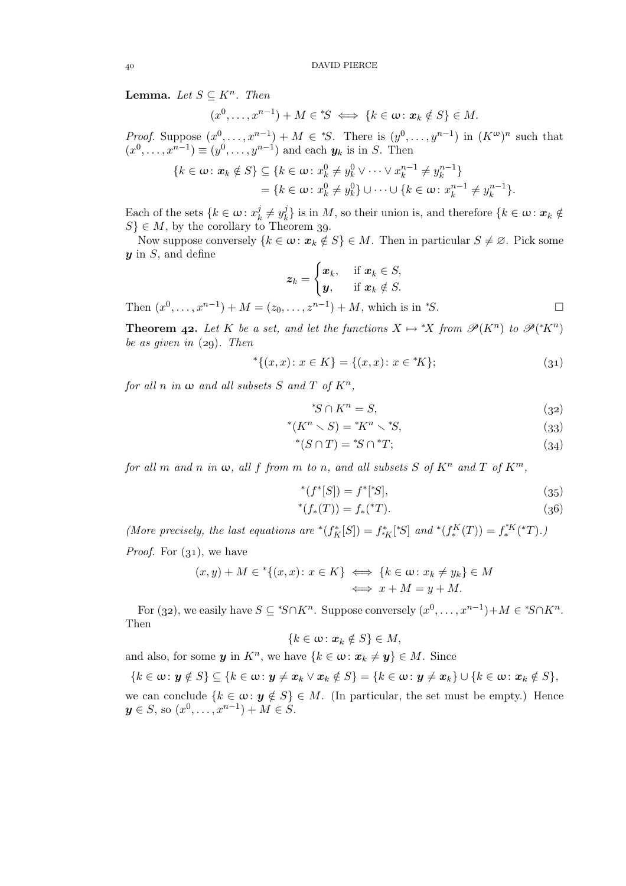**Lemma.** *Let $S \subseteq K^n$. Then*

$$(x^0, \dots, x^{n-1}) + M \in {}^*S \iff \{k \in \omega \colon \boldsymbol{x}_k \notin S\} \in M.$$

*Proof.* Suppose $(x^0, \dots, x^{n-1}) + M \in {}^*S$. There is $(y^0, \dots, y^{n-1})$ in $(K^\omega)^n$ such that $(x^0, \dots, x^{n-1}) \equiv (y^0, \dots, y^{n-1})$ and each $\boldsymbol{y}_k$ is in $S$. Then

$$\begin{aligned}\{k \in \omega \colon \boldsymbol{x}_k \notin S\} &\subseteq \{k \in \omega \colon x^0_k \neq y^0_k \vee \dots \vee x^{n-1}_k \neq y^{n-1}_k\} \\ &= \{k \in \omega \colon x^0_k \neq y^0_k\} \cup \dots \cup \{k \in \omega \colon x^{n-1}_k \neq y^{n-1}_k\}.\end{aligned}$$

Each of the sets $\{k \in \omega \colon x^j_k \neq y^j_k\}$ is in $M$, so their union is, and therefore $\{k \in \omega \colon \boldsymbol{x}_k \notin S\} \in M$, by the corollary to Theorem 39.

Now suppose conversely $\{k \in \omega \colon \boldsymbol{x}_k \notin S\} \in M$. Then in particular $S \neq \varnothing$. Pick some $\boldsymbol{y}$ in $S$, and define

$$\boldsymbol{z}_k = \begin{cases} \boldsymbol{x}_k, & \text{if } \boldsymbol{x}_k \in S, \\ \boldsymbol{y}, & \text{if } \boldsymbol{x}_k \notin S. \end{cases}$$

Then $(x^0, \dots, x^{n-1}) + M = (z_0, \dots, z^{n-1}) + M$, which is in ${}^*S$. □

**Theorem 42.** *Let $K$ be a set, and let the functions $X \mapsto {}^*X$ from $\mathscr{P}(K^n)$ to $\mathscr{P}({}^*K^n)$ be as given in (29). Then*

$${}^*\{(x, x) \colon x \in K\} = \{(x, x) \colon x \in {}^*K\}; \tag{31}$$

*for all $n$ in $\omega$ and all subsets $S$ and $T$ of $K^n$,*

$${}^*S \cap K^n = S, \tag{32}$$

$${}^*(K^n \smallsetminus S) = {}^*K^n \smallsetminus {}^*S, \tag{33}$$

$${}^*(S \cap T) = {}^*S \cap {}^*T; \tag{34}$$

*for all $m$ and $n$ in $\omega$, all $f$ from $m$ to $n$, and all subsets $S$ of $K^n$ and $T$ of $K^m$,*

$${}^*(f^*[S]) = f^*[{}^*S], \tag{35}$$

$${}^*(f_*(T)) = f_*({}^*T). \tag{36}$$

*(More precisely, the last equations are ${}^*(f^*_K[S]) = f^*_{{}^*K}[{}^*S]$ and ${}^*(f^K_*(T)) = f^{*K}_*({}^*T)$.)*

*Proof.* For (31), we have

$$\begin{aligned}(x, y) + M \in {}^*\{(x, x) \colon x \in K\} &\iff \{k \in \omega \colon x_k \neq y_k\} \in M \\ &\iff x + M = y + M.\end{aligned}$$

For (32), we easily have $S \subseteq {}^*S \cap K^n$. Suppose conversely $(x^0, \dots, x^{n-1}) + M \in {}^*S \cap K^n$. Then

$$\{k \in \omega \colon \boldsymbol{x}_k \notin S\} \in M,$$

and also, for some $\boldsymbol{y}$ in $K^n$, we have $\{k \in \omega \colon \boldsymbol{x}_k \neq \boldsymbol{y}\} \in M$. Since

$$\{k \in \omega \colon \boldsymbol{y} \notin S\} \subseteq \{k \in \omega \colon \boldsymbol{y} \neq \boldsymbol{x}_k \vee \boldsymbol{x}_k \notin S\} = \{k \in \omega \colon \boldsymbol{y} \neq \boldsymbol{x}_k\} \cup \{k \in \omega \colon \boldsymbol{x}_k \notin S\},$$

we can conclude $\{k \in \omega \colon \boldsymbol{y} \notin S\} \in M$. (In particular, the set must be empty.) Hence $\boldsymbol{y} \in S$, so $(x^0, \dots, x^{n-1}) + M \in S$.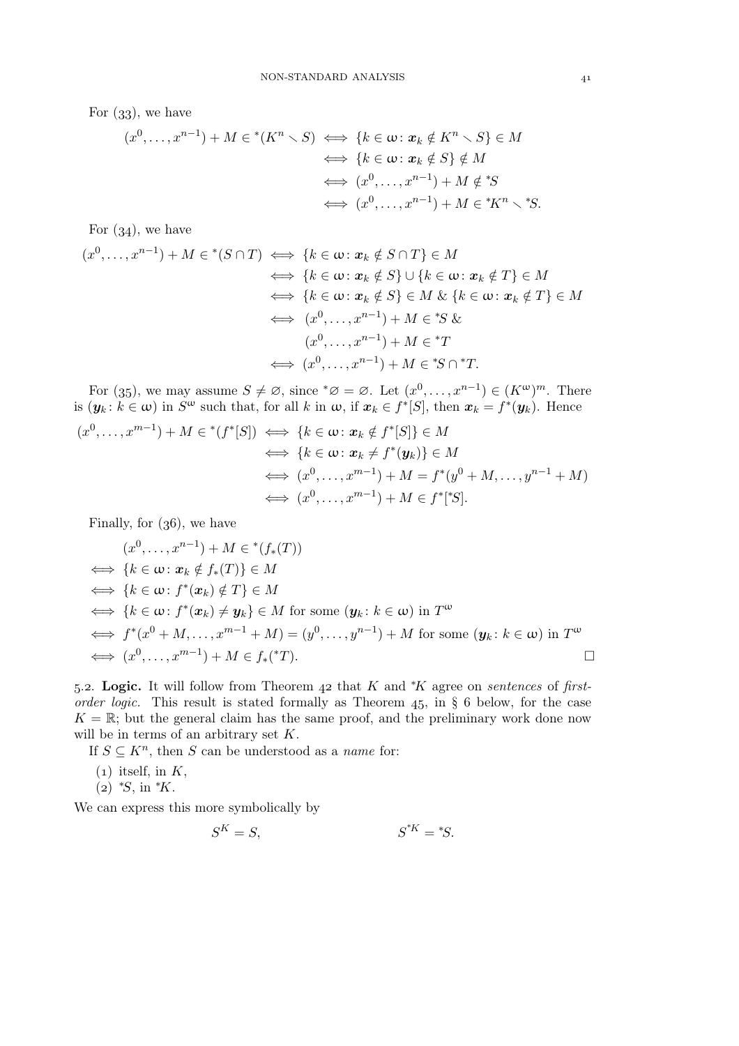For (33), we have

$$
\begin{aligned}
(x^0,\dots,x^{n-1})+M\in {}^*(K^n\smallsetminus S) &\iff \{k\in\omega\colon \boldsymbol{x}_k\notin K^n\smallsetminus S\}\in M\\
&\iff \{k\in\omega\colon \boldsymbol{x}_k\notin S\}\notin M\\
&\iff (x^0,\dots,x^{n-1})+M\notin {}^*S\\
&\iff (x^0,\dots,x^{n-1})+M\in {}^*K^n\smallsetminus {}^*S.
\end{aligned}
$$

For (34), we have

$$
\begin{aligned}
(x^0,\dots,x^{n-1})+M\in {}^*(S\cap T) &\iff \{k\in\omega\colon \boldsymbol{x}_k\notin S\cap T\}\in M\\
&\iff \{k\in\omega\colon \boldsymbol{x}_k\notin S\}\cup\{k\in\omega\colon \boldsymbol{x}_k\notin T\}\in M\\
&\iff \{k\in\omega\colon \boldsymbol{x}_k\notin S\}\in M \;\&\; \{k\in\omega\colon \boldsymbol{x}_k\notin T\}\in M\\
&\iff (x^0,\dots,x^{n-1})+M\in {}^*S\;\&\\
&\qquad\; (x^0,\dots,x^{n-1})+M\in {}^*T\\
&\iff (x^0,\dots,x^{n-1})+M\in {}^*S\cap {}^*T.
\end{aligned}
$$

For (35), we may assume $S\neq\varnothing$, since ${}^*\varnothing=\varnothing$. Let $(x^0,\dots,x^{n-1})\in(K^\omega)^m$. There is $(\boldsymbol{y}_k\colon k\in\omega)$ in $S^\omega$ such that, for all $k$ in $\omega$, if $\boldsymbol{x}_k\in f^*[S]$, then $\boldsymbol{x}_k=f^*(\boldsymbol{y}_k)$. Hence

$$
\begin{aligned}
(x^0,\dots,x^{m-1})+M\in {}^*(f^*[S]) &\iff \{k\in\omega\colon \boldsymbol{x}_k\notin f^*[S]\}\in M\\
&\iff \{k\in\omega\colon \boldsymbol{x}_k\neq f^*(\boldsymbol{y}_k)\}\in M\\
&\iff (x^0,\dots,x^{m-1})+M=f^*(y^0+M,\dots,y^{n-1}+M)\\
&\iff (x^0,\dots,x^{m-1})+M\in f^*[{}^*S].
\end{aligned}
$$

Finally, for (36), we have

$$
\begin{aligned}
&(x^0,\dots,x^{n-1})+M\in {}^*(f_*(T))\\
\iff{}& \{k\in\omega\colon \boldsymbol{x}_k\notin f_*(T)\}\in M\\
\iff{}& \{k\in\omega\colon f^*(\boldsymbol{x}_k)\notin T\}\in M\\
\iff{}& \{k\in\omega\colon f^*(\boldsymbol{x}_k)\neq \boldsymbol{y}_k\}\in M \text{ for some } (\boldsymbol{y}_k\colon k\in\omega) \text{ in } T^\omega\\
\iff{}& f^*(x^0+M,\dots,x^{m-1}+M)=(y^0,\dots,y^{n-1})+M \text{ for some } (\boldsymbol{y}_k\colon k\in\omega) \text{ in } T^\omega\\
\iff{}& (x^0,\dots,x^{m-1})+M\in f_*({}^*T).
\end{aligned}
$$

□

5.2. **Logic.** It will follow from Theorem 42 that $K$ and ${}^*K$ agree on *sentences* of *first-order logic.* This result is stated formally as Theorem 45, in § 6 below, for the case $K=\mathbb{R}$; but the general claim has the same proof, and the preliminary work done now will be in terms of an arbitrary set $K$.

If $S\subseteq K^n$, then $S$ can be understood as a *name* for:

(1) itself, in $K$,

(2) ${}^*S$, in ${}^*K$.

We can express this more symbolically by

$$
S^K=S,\qquad\qquad S^{{}^*K}={}^*S.
$$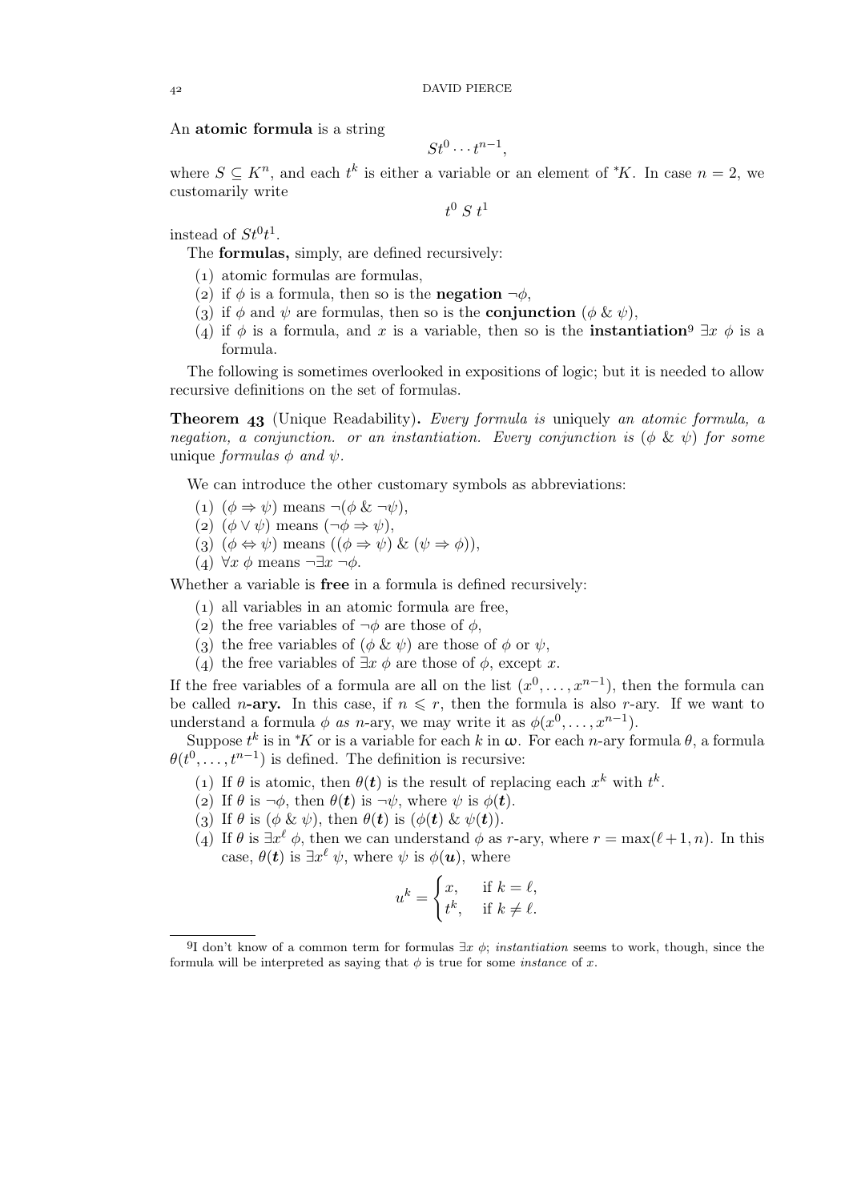An **atomic formula** is a string

$$St^0 \cdots t^{n-1},$$

where $S \subseteq K^n$, and each $t^k$ is either a variable or an element of ${}^*K$. In case $n = 2$, we customarily write

$$t^0 \; S \; t^1$$

instead of $St^0t^1$.

The **formulas,** simply, are defined recursively:

(1) atomic formulas are formulas,
(2) if $\phi$ is a formula, then so is the **negation** $\neg\phi$,
(3) if $\phi$ and $\psi$ are formulas, then so is the **conjunction** $(\phi \mathbin{\&} \psi)$,
(4) if $\phi$ is a formula, and $x$ is a variable, then so is the **instantiation**[9] $\exists x \; \phi$ is a formula.

The following is sometimes overlooked in expositions of logic; but it is needed to allow recursive definitions on the set of formulas.

**Theorem 43** (Unique Readability)**.** *Every formula is* uniquely *an atomic formula, a negation, a conjunction. or an instantiation. Every conjunction is* $(\phi \mathbin{\&} \psi)$ *for some* unique *formulas* $\phi$ *and* $\psi$.

We can introduce the other customary symbols as abbreviations:

(1) $(\phi \Rightarrow \psi)$ means $\neg(\phi \mathbin{\&} \neg\psi)$,
(2) $(\phi \vee \psi)$ means $(\neg\phi \Rightarrow \psi)$,
(3) $(\phi \Leftrightarrow \psi)$ means $((\phi \Rightarrow \psi) \mathbin{\&} (\psi \Rightarrow \phi))$,
(4) $\forall x \; \phi$ means $\neg\exists x \; \neg\phi$.

Whether a variable is **free** in a formula is defined recursively:

(1) all variables in an atomic formula are free,
(2) the free variables of $\neg\phi$ are those of $\phi$,
(3) the free variables of $(\phi \mathbin{\&} \psi)$ are those of $\phi$ or $\psi$,
(4) the free variables of $\exists x \; \phi$ are those of $\phi$, except $x$.

If the free variables of a formula are all on the list $(x^0, \dots, x^{n-1})$, then the formula can be called $n$**-ary.** In this case, if $n \leqslant r$, then the formula is also $r$-ary. If we want to understand a formula $\phi$ *as* $n$-ary, we may write it as $\phi(x^0, \dots, x^{n-1})$.

Suppose $t^k$ is in ${}^*K$ or is a variable for each $k$ in $\omega$. For each $n$-ary formula $\theta$, a formula $\theta(t^0, \dots, t^{n-1})$ is defined. The definition is recursive:

(1) If $\theta$ is atomic, then $\theta(\boldsymbol{t})$ is the result of replacing each $x^k$ with $t^k$.
(2) If $\theta$ is $\neg\phi$, then $\theta(\boldsymbol{t})$ is $\neg\psi$, where $\psi$ is $\phi(\boldsymbol{t})$.
(3) If $\theta$ is $(\phi \mathbin{\&} \psi)$, then $\theta(\boldsymbol{t})$ is $(\phi(\boldsymbol{t}) \mathbin{\&} \psi(\boldsymbol{t}))$.
(4) If $\theta$ is $\exists x^\ell \; \phi$, then we can understand $\phi$ as $r$-ary, where $r = \max(\ell+1, n)$. In this case, $\theta(\boldsymbol{t})$ is $\exists x^\ell \; \psi$, where $\psi$ is $\phi(\boldsymbol{u})$, where

$$u^k = \begin{cases} x, & \text{if } k = \ell, \\ t^k, & \text{if } k \neq \ell. \end{cases}$$

[9] I don't know of a common term for formulas $\exists x \; \phi$; *instantiation* seems to work, though, since the formula will be interpreted as saying that $\phi$ is true for some *instance* of $x$.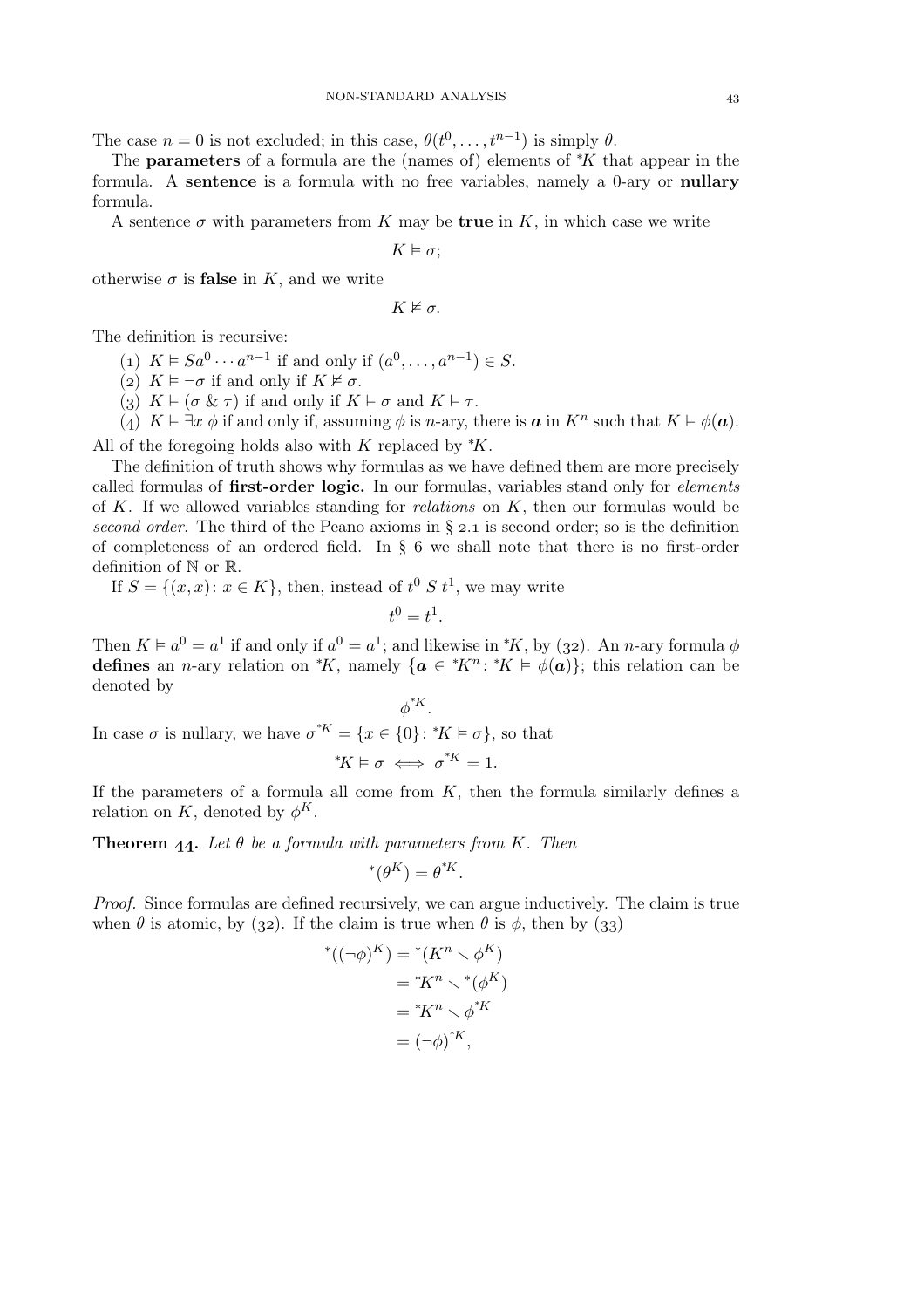The case $n = 0$ is not excluded; in this case, $\theta(t^0, \dots, t^{n-1})$ is simply $\theta$.

The **parameters** of a formula are the (names of) elements of ${}^*K$ that appear in the formula. A **sentence** is a formula with no free variables, namely a 0-ary or **nullary** formula.

A sentence $\sigma$ with parameters from $K$ may be **true** in $K$, in which case we write

$$K \vDash \sigma;$$

otherwise $\sigma$ is **false** in $K$, and we write

$$K \nvDash \sigma.$$

The definition is recursive:

(1) $K \vDash S a^0 \cdots a^{n-1}$ if and only if $(a^0, \dots, a^{n-1}) \in S$.

(2) $K \vDash \neg\sigma$ if and only if $K \nvDash \sigma$.

(3) $K \vDash (\sigma \mathbin{\&} \tau)$ if and only if $K \vDash \sigma$ and $K \vDash \tau$.

(4) $K \vDash \exists x\ \phi$ if and only if, assuming $\phi$ is $n$-ary, there is $\boldsymbol{a}$ in $K^n$ such that $K \vDash \phi(\boldsymbol{a})$.

All of the foregoing holds also with $K$ replaced by ${}^*K$.

The definition of truth shows why formulas as we have defined them are more precisely called formulas of **first-order logic.** In our formulas, variables stand only for *elements* of $K$. If we allowed variables standing for *relations* on $K$, then our formulas would be *second order*. The third of the Peano axioms in § 2.1 is second order; so is the definition of completeness of an ordered field. In § 6 we shall note that there is no first-order definition of $\mathbb{N}$ or $\mathbb{R}$.

If $S = \{(x, x) \colon x \in K\}$, then, instead of $t^0\ S\ t^1$, we may write

$$t^0 = t^1.$$

Then $K \vDash a^0 = a^1$ if and only if $a^0 = a^1$; and likewise in ${}^*K$, by (32). An $n$-ary formula $\phi$ **defines** an $n$-ary relation on ${}^*K$, namely $\{\boldsymbol{a} \in {}^*K^n \colon {}^*K \vDash \phi(\boldsymbol{a})\}$; this relation can be denoted by

$$\phi^{{}^*K}.$$

In case $\sigma$ is nullary, we have $\sigma^{{}^*K} = \{x \in \{0\} \colon {}^*K \vDash \sigma\}$, so that

$${}^*K \vDash \sigma \iff \sigma^{{}^*K} = 1.$$

If the parameters of a formula all come from $K$, then the formula similarly defines a relation on $K$, denoted by $\phi^K$.

**Theorem 44.** *Let $\theta$ be a formula with parameters from $K$. Then*

$${}^*(\theta^K) = \theta^{{}^*K}.$$

*Proof.* Since formulas are defined recursively, we can argue inductively. The claim is true when $\theta$ is atomic, by (32). If the claim is true when $\theta$ is $\phi$, then by (33)

$$\begin{aligned}
{}^*((\neg\phi)^K) &= {}^*(K^n \smallsetminus \phi^K) \\
&= {}^*K^n \smallsetminus {}^*(\phi^K) \\
&= {}^*K^n \smallsetminus \phi^{{}^*K} \\
&= (\neg\phi)^{{}^*K},
\end{aligned}$$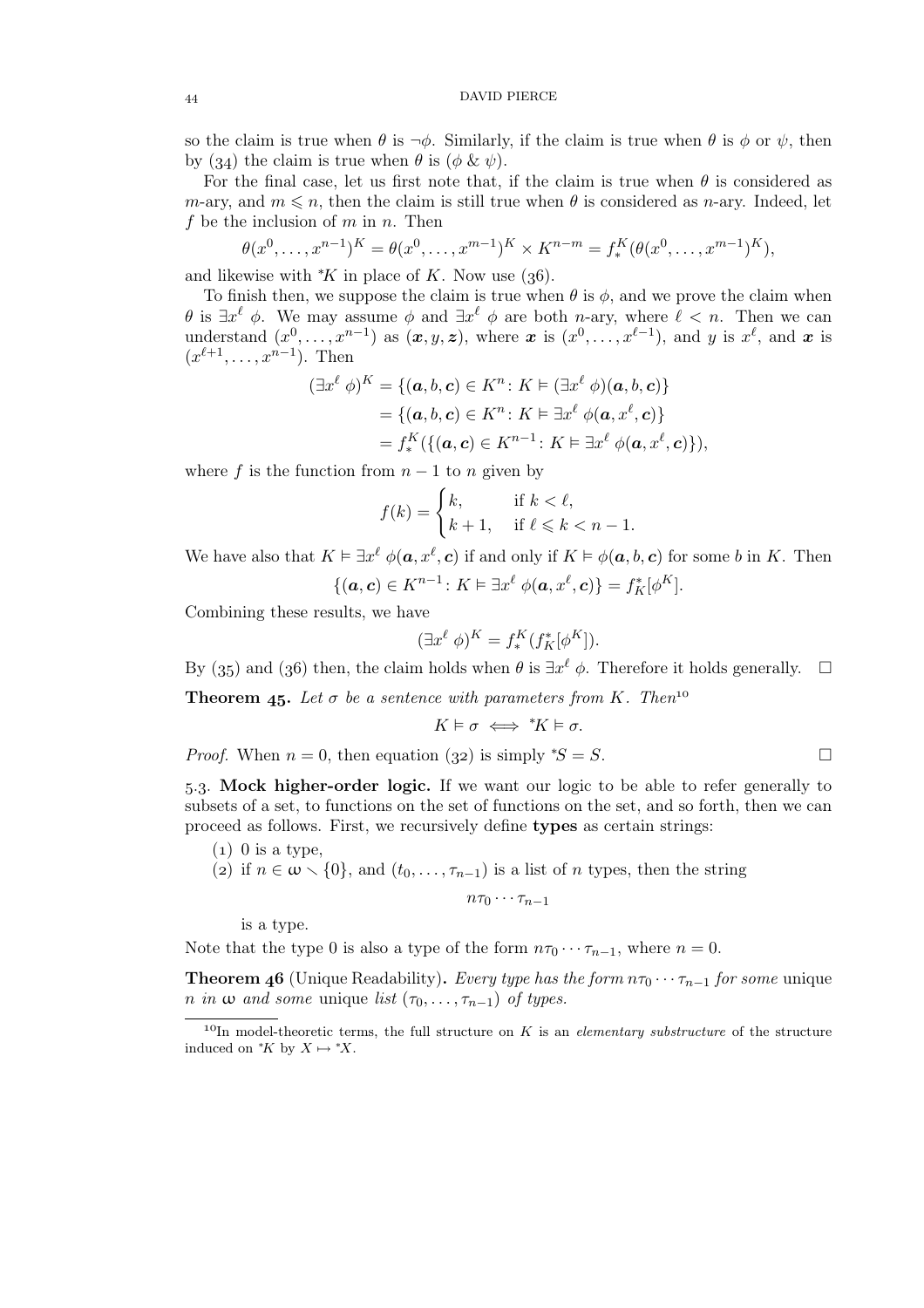so the claim is true when $\theta$ is $\neg\phi$. Similarly, if the claim is true when $\theta$ is $\phi$ or $\psi$, then by (34) the claim is true when $\theta$ is $(\phi \mathbin{\&} \psi)$.

For the final case, let us first note that, if the claim is true when $\theta$ is considered as $m$-ary, and $m \leqslant n$, then the claim is still true when $\theta$ is considered as $n$-ary. Indeed, let $f$ be the inclusion of $m$ in $n$. Then

$$\theta(x^0, \dots, x^{n-1})^K = \theta(x^0, \dots, x^{m-1})^K \times K^{n-m} = f^K_*(\theta(x^0, \dots, x^{m-1})^K),$$

and likewise with ${}^*K$ in place of $K$. Now use (36).

To finish then, we suppose the claim is true when $\theta$ is $\phi$, and we prove the claim when $\theta$ is $\exists x^\ell\ \phi$. We may assume $\phi$ and $\exists x^\ell\ \phi$ are both $n$-ary, where $\ell < n$. Then we can understand $(x^0, \dots, x^{n-1})$ as $(\boldsymbol{x}, y, \boldsymbol{z})$, where $\boldsymbol{x}$ is $(x^0, \dots, x^{\ell-1})$, and $y$ is $x^\ell$, and $\boldsymbol{x}$ is $(x^{\ell+1}, \dots, x^{n-1})$. Then

$$\begin{aligned}
(\exists x^\ell\ \phi)^K &= \{(\boldsymbol{a}, b, \boldsymbol{c}) \in K^n \colon K \vDash (\exists x^\ell\ \phi)(\boldsymbol{a}, b, \boldsymbol{c})\} \\
&= \{(\boldsymbol{a}, b, \boldsymbol{c}) \in K^n \colon K \vDash \exists x^\ell\ \phi(\boldsymbol{a}, x^\ell, \boldsymbol{c})\} \\
&= f^K_*(\{(\boldsymbol{a}, \boldsymbol{c}) \in K^{n-1} \colon K \vDash \exists x^\ell\ \phi(\boldsymbol{a}, x^\ell, \boldsymbol{c})\}),
\end{aligned}$$

where $f$ is the function from $n-1$ to $n$ given by

$$f(k) = \begin{cases} k, & \text{if } k < \ell, \\ k+1, & \text{if } \ell \leqslant k < n-1. \end{cases}$$

We have also that $K \vDash \exists x^\ell\ \phi(\boldsymbol{a}, x^\ell, \boldsymbol{c})$ if and only if $K \vDash \phi(\boldsymbol{a}, b, \boldsymbol{c})$ for some $b$ in $K$. Then

$$\{(\boldsymbol{a}, \boldsymbol{c}) \in K^{n-1} \colon K \vDash \exists x^\ell\ \phi(\boldsymbol{a}, x^\ell, \boldsymbol{c})\} = f^*_K[\phi^K].$$

Combining these results, we have

$$(\exists x^\ell\ \phi)^K = f^K_*(f^*_K[\phi^K]).$$

By (35) and (36) then, the claim holds when $\theta$ is $\exists x^\ell\ \phi$. Therefore it holds generally. $\square$

**Theorem 45.** *Let $\sigma$ be a sentence with parameters from $K$. Then*[10]

$$K \vDash \sigma \iff {}^*K \vDash \sigma.$$

*Proof.* When $n = 0$, then equation (32) is simply ${}^*S = S$. $\square$

### 5.3. Mock higher-order logic.

If we want our logic to be able to refer generally to subsets of a set, to functions on the set of functions on the set, and so forth, then we can proceed as follows. First, we recursively define **types** as certain strings:

(1) 0 is a type,
(2) if $n \in \boldsymbol{\omega} \smallsetminus \{0\}$, and $(t_0, \dots, \tau_{n-1})$ is a list of $n$ types, then the string

$$n\tau_0 \cdots \tau_{n-1}$$

is a type.

Note that the type 0 is also a type of the form $n\tau_0 \cdots \tau_{n-1}$, where $n = 0$.

**Theorem 46** (Unique Readability)**.** *Every type has the form $n\tau_0 \cdots \tau_{n-1}$ for some* unique *$n$ in $\boldsymbol{\omega}$ and some* unique *list $(\tau_0, \dots, \tau_{n-1})$ of types.*

[10] In model-theoretic terms, the full structure on $K$ is an *elementary substructure* of the structure induced on ${}^*K$ by $X \mapsto {}^*X$.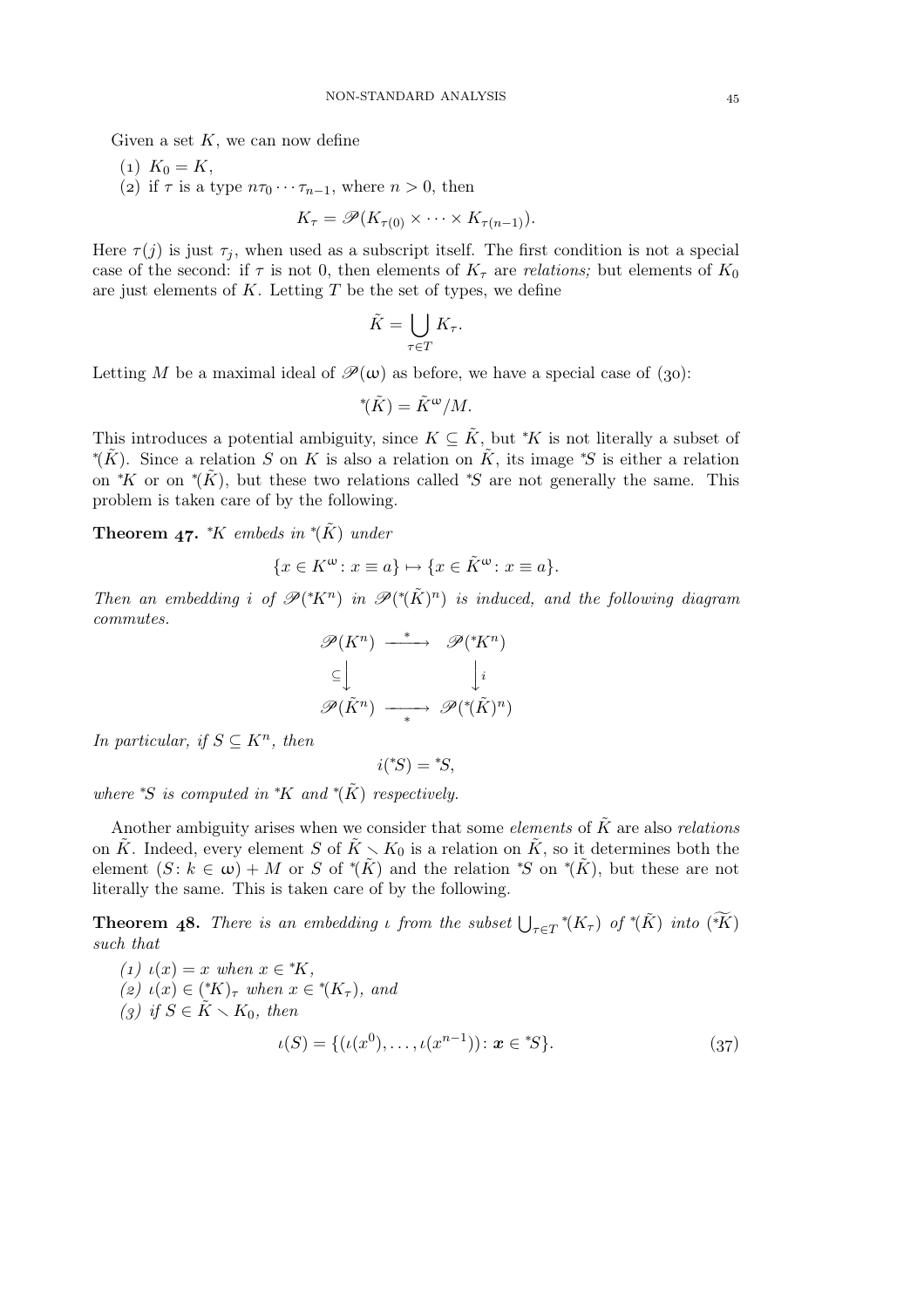Given a set $K$, we can now define

(1) $K_0 = K$,

(2) if $\tau$ is a type $n\tau_0 \cdots \tau_{n-1}$, where $n > 0$, then

$$K_\tau = \mathscr{P}(K_{\tau(0)} \times \cdots \times K_{\tau(n-1)}).$$

Here $\tau(j)$ is just $\tau_j$, when used as a subscript itself. The first condition is not a special case of the second: if $\tau$ is not 0, then elements of $K_\tau$ are *relations;* but elements of $K_0$ are just elements of $K$. Letting $T$ be the set of types, we define

$$\tilde{K} = \bigcup_{\tau \in T} K_\tau.$$

Letting $M$ be a maximal ideal of $\mathscr{P}(\omega)$ as before, we have a special case of (30):

$${}^*(\tilde{K}) = \tilde{K}^\omega / M.$$

This introduces a potential ambiguity, since $K \subseteq \tilde{K}$, but ${}^*K$ is not literally a subset of ${}^*(\tilde{K})$. Since a relation $S$ on $K$ is also a relation on $\tilde{K}$, its image ${}^*S$ is either a relation on ${}^*K$ or on ${}^*(\tilde{K})$, but these two relations called ${}^*S$ are not generally the same. This problem is taken care of by the following.

**Theorem 47.** *${}^*K$ embeds in ${}^*(\tilde{K})$ under*

$$\{x \in K^\omega \colon x \equiv a\} \mapsto \{x \in \tilde{K}^\omega \colon x \equiv a\}.$$

*Then an embedding $i$ of $\mathscr{P}({}^*K^n)$ in $\mathscr{P}({}^*(\tilde{K})^n)$ is induced, and the following diagram commutes.*

$$\begin{array}{ccc}
\mathscr{P}(K^n) & \xrightarrow{\ *\ } & \mathscr{P}({}^*K^n) \\
{\scriptstyle\subseteq}\big\downarrow & & \big\downarrow{\scriptstyle i} \\
\mathscr{P}(\tilde{K}^n) & \xrightarrow[\ *\ ]{} & \mathscr{P}({}^*(\tilde{K})^n)
\end{array}$$

*In particular, if $S \subseteq K^n$, then*

$$i({}^*S) = {}^*S,$$

*where ${}^*S$ is computed in ${}^*K$ and ${}^*(\tilde{K})$ respectively.*

Another ambiguity arises when we consider that some *elements* of $\tilde{K}$ are also *relations* on $\tilde{K}$. Indeed, every element $S$ of $\tilde{K} \smallsetminus K_0$ is a relation on $\tilde{K}$, so it determines both the element $(S \colon k \in \omega) + M$ or $S$ of ${}^*(\tilde{K})$ and the relation ${}^*S$ on ${}^*(\tilde{K})$, but these are not literally the same. This is taken care of by the following.

**Theorem 48.** *There is an embedding $\iota$ from the subset $\bigcup_{\tau \in T} {}^*(K_\tau)$ of ${}^*(\tilde{K})$ into $\widetilde{({}^*K)}$ such that*

*(1) $\iota(x) = x$ when $x \in {}^*K$,*

*(2) $\iota(x) \in ({}^*K)_\tau$ when $x \in {}^*(K_\tau)$, and*

*(3) if $S \in \tilde{K} \smallsetminus K_0$, then*

$$\iota(S) = \{(\iota(x^0), \ldots, \iota(x^{n-1})) \colon \boldsymbol{x} \in {}^*S\}. \tag{37}$$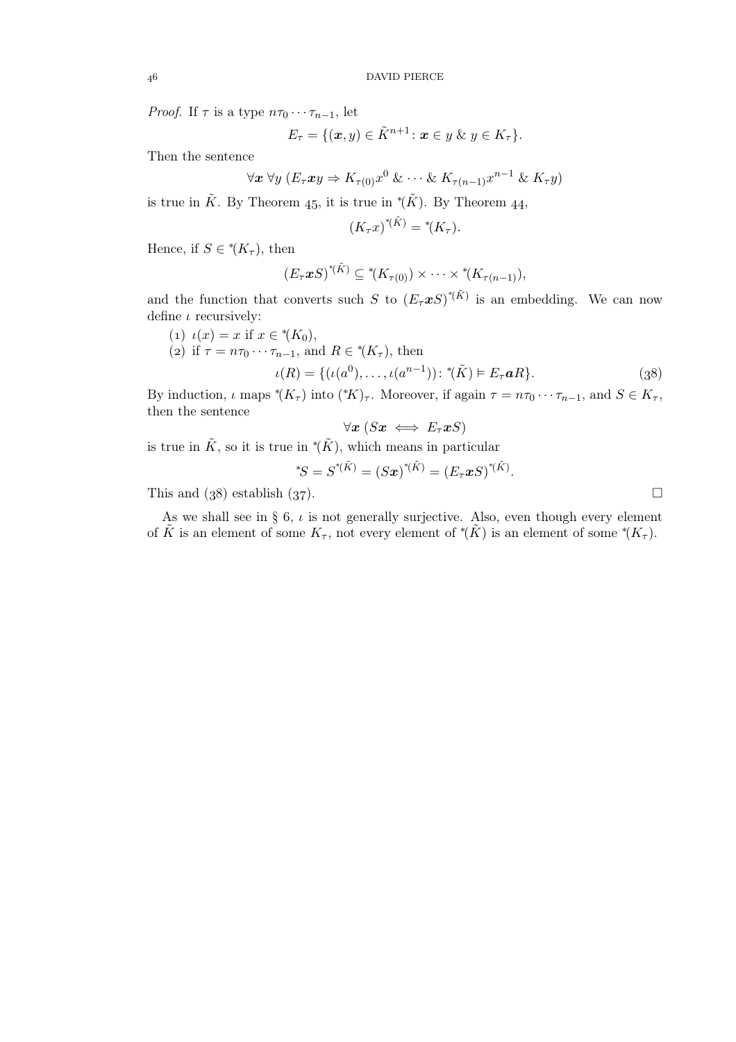*Proof.* If $\tau$ is a type $n\tau_0 \cdots \tau_{n-1}$, let

$$E_\tau = \{(\boldsymbol{x}, y) \in \tilde{K}^{n+1} \colon \boldsymbol{x} \in y \ \&\ y \in K_\tau\}.$$

Then the sentence

$$\forall \boldsymbol{x}\ \forall y\ (E_\tau \boldsymbol{x} y \Rightarrow K_{\tau(0)} x^0 \ \&\ \cdots \ \&\ K_{\tau(n-1)} x^{n-1} \ \&\ K_\tau y)$$

is true in $\tilde{K}$. By Theorem 45, it is true in ${}^*(\tilde{K})$. By Theorem 44,

$$(K_\tau x)^{{}^*(\tilde{K})} = {}^*(K_\tau).$$

Hence, if $S \in {}^*(K_\tau)$, then

$$(E_\tau \boldsymbol{x} S)^{{}^*(\tilde{K})} \subseteq {}^*(K_{\tau(0)}) \times \cdots \times {}^*(K_{\tau(n-1)}),$$

and the function that converts such $S$ to $(E_\tau \boldsymbol{x} S)^{{}^*(\tilde{K})}$ is an embedding. We can now define $\iota$ recursively:

(1) $\iota(x) = x$ if $x \in {}^*(K_0)$,

(2) if $\tau = n\tau_0 \cdots \tau_{n-1}$, and $R \in {}^*(K_\tau)$, then

$$\iota(R) = \{(\iota(a^0), \ldots, \iota(a^{n-1})) \colon {}^*(\tilde{K}) \vDash E_\tau \boldsymbol{a} R\}. \tag{38}$$

By induction, $\iota$ maps ${}^*(K_\tau)$ into $({}^*K)_\tau$. Moreover, if again $\tau = n\tau_0 \cdots \tau_{n-1}$, and $S \in K_\tau$, then the sentence

$$\forall \boldsymbol{x}\ (S\boldsymbol{x} \iff E_\tau \boldsymbol{x} S)$$

is true in $\tilde{K}$, so it is true in ${}^*(\tilde{K})$, which means in particular

$${}^*S = S^{{}^*(\tilde{K})} = (S\boldsymbol{x})^{{}^*(\tilde{K})} = (E_\tau \boldsymbol{x} S)^{{}^*(\tilde{K})}.$$

This and (38) establish (37). □

As we shall see in § 6, $\iota$ is not generally surjective. Also, even though every element of $\tilde{K}$ is an element of some $K_\tau$, not every element of ${}^*(\tilde{K})$ is an element of some ${}^*(K_\tau)$.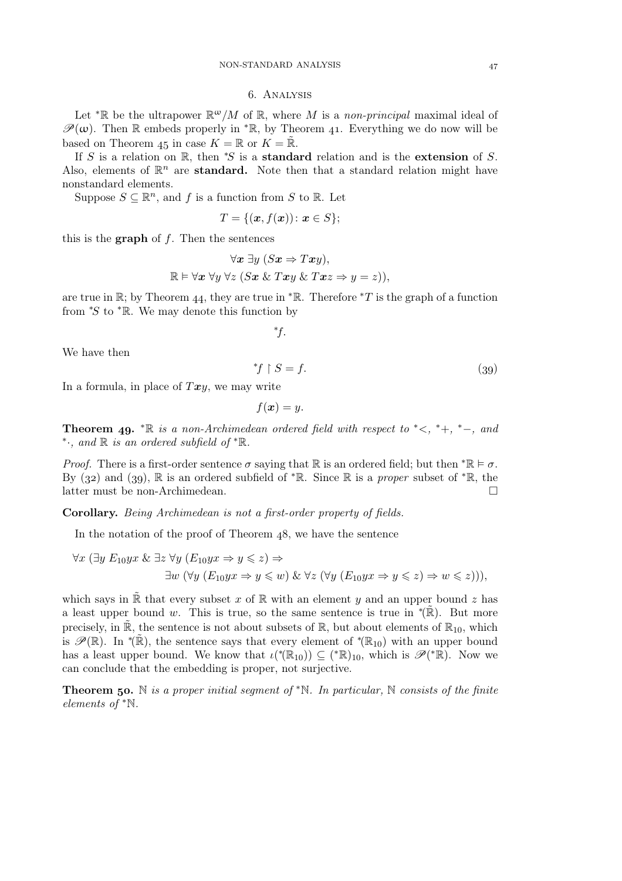## 6. Analysis

Let ${}^*\mathbb{R}$ be the ultrapower $\mathbb{R}^\omega/M$ of $\mathbb{R}$, where $M$ is a *non-principal* maximal ideal of $\mathscr{P}(\omega)$. Then $\mathbb{R}$ embeds properly in ${}^*\mathbb{R}$, by Theorem 41. Everything we do now will be based on Theorem 45 in case $K = \mathbb{R}$ or $K = \tilde{\mathbb{R}}$.

If $S$ is a relation on $\mathbb{R}$, then ${}^*S$ is a **standard** relation and is the **extension** of $S$. Also, elements of $\mathbb{R}^n$ are **standard.** Note then that a standard relation might have nonstandard elements.

Suppose $S \subseteq \mathbb{R}^n$, and $f$ is a function from $S$ to $\mathbb{R}$. Let

$$T = \{(\boldsymbol{x}, f(\boldsymbol{x}))\colon \boldsymbol{x} \in S\};$$

this is the **graph** of $f$. Then the sentences

$$\forall \boldsymbol{x}\ \exists y\ (S\boldsymbol{x} \Rightarrow T\boldsymbol{x}y),$$
$$\mathbb{R} \vDash \forall \boldsymbol{x}\ \forall y\ \forall z\ (S\boldsymbol{x}\ \&\ T\boldsymbol{x}y\ \&\ T\boldsymbol{x}z \Rightarrow y = z)),$$

are true in $\mathbb{R}$; by Theorem 44, they are true in ${}^*\mathbb{R}$. Therefore ${}^*T$ is the graph of a function from ${}^*S$ to ${}^*\mathbb{R}$. We may denote this function by

$${}^*f.$$

We have then

$${}^*f \restriction S = f. \tag{39}$$

In a formula, in place of $T\boldsymbol{x}y$, we may write

$$f(\boldsymbol{x}) = y.$$

**Theorem 49.** *${}^*\mathbb{R}$ is a non-Archimedean ordered field with respect to ${}^*{<}$, ${}^*{+}$, ${}^*{-}$, and ${}^*{\cdot}$, and $\mathbb{R}$ is an ordered subfield of ${}^*\mathbb{R}$.*

*Proof.* There is a first-order sentence $\sigma$ saying that $\mathbb{R}$ is an ordered field; but then ${}^*\mathbb{R} \vDash \sigma$. By (32) and (39), $\mathbb{R}$ is an ordered subfield of ${}^*\mathbb{R}$. Since $\mathbb{R}$ is a *proper* subset of ${}^*\mathbb{R}$, the latter must be non-Archimedean. □

**Corollary.** *Being Archimedean is not a first-order property of fields.*

In the notation of the proof of Theorem 48, we have the sentence

$$\forall x\ (\exists y\ E_{10}yx\ \&\ \exists z\ \forall y\ (E_{10}yx \Rightarrow y \leqslant z) \Rightarrow$$
$$\exists w\ (\forall y\ (E_{10}yx \Rightarrow y \leqslant w)\ \&\ \forall z\ (\forall y\ (E_{10}yx \Rightarrow y \leqslant z) \Rightarrow w \leqslant z))),$$

which says in $\tilde{\mathbb{R}}$ that every subset $x$ of $\mathbb{R}$ with an element $y$ and an upper bound $z$ has a least upper bound $w$. This is true, so the same sentence is true in ${}^*(\tilde{\mathbb{R}})$. But more precisely, in $\tilde{\mathbb{R}}$, the sentence is not about subsets of $\mathbb{R}$, but about elements of $\mathbb{R}_{10}$, which is $\mathscr{P}(\mathbb{R})$. In ${}^*(\tilde{\mathbb{R}})$, the sentence says that every element of ${}^*(\mathbb{R}_{10})$ with an upper bound has a least upper bound. We know that $\iota({}^*(\mathbb{R}_{10})) \subseteq ({}^*\mathbb{R})_{10}$, which is $\mathscr{P}({}^*\mathbb{R})$. Now we can conclude that the embedding is proper, not surjective.

**Theorem 50.** *$\mathbb{N}$ is a proper initial segment of ${}^*\mathbb{N}$. In particular, $\mathbb{N}$ consists of the finite elements of ${}^*\mathbb{N}$.*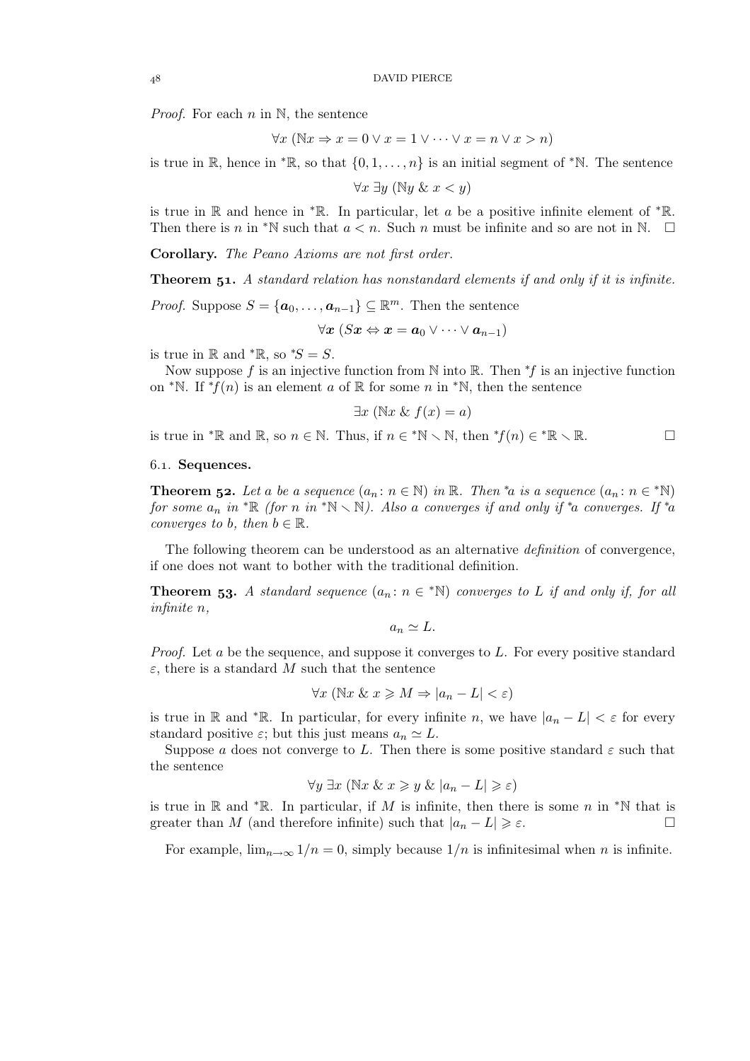*Proof.* For each $n$ in $\mathbb{N}$, the sentence

$$\forall x\ (\mathbb{N}x \Rightarrow x = 0 \lor x = 1 \lor \cdots \lor x = n \lor x > n)$$

is true in $\mathbb{R}$, hence in ${}^*\mathbb{R}$, so that $\{0, 1, \ldots, n\}$ is an initial segment of ${}^*\mathbb{N}$. The sentence

$$\forall x\ \exists y\ (\mathbb{N}y\ \&\ x < y)$$

is true in $\mathbb{R}$ and hence in ${}^*\mathbb{R}$. In particular, let $a$ be a positive infinite element of ${}^*\mathbb{R}$. Then there is $n$ in ${}^*\mathbb{N}$ such that $a < n$. Such $n$ must be infinite and so are not in $\mathbb{N}$. □

**Corollary.** *The Peano Axioms are not first order.*

**Theorem 51.** *A standard relation has nonstandard elements if and only if it is infinite.*

*Proof.* Suppose $S = \{\boldsymbol{a}_0, \ldots, \boldsymbol{a}_{n-1}\} \subseteq \mathbb{R}^m$. Then the sentence

$$\forall \boldsymbol{x}\ (S\boldsymbol{x} \Leftrightarrow \boldsymbol{x} = \boldsymbol{a}_0 \lor \cdots \lor \boldsymbol{a}_{n-1})$$

is true in $\mathbb{R}$ and ${}^*\mathbb{R}$, so ${}^*S = S$.

Now suppose $f$ is an injective function from $\mathbb{N}$ into $\mathbb{R}$. Then ${}^*f$ is an injective function on ${}^*\mathbb{N}$. If ${}^*f(n)$ is an element $a$ of $\mathbb{R}$ for some $n$ in ${}^*\mathbb{N}$, then the sentence

$$\exists x\ (\mathbb{N}x\ \&\ f(x) = a)$$

is true in ${}^*\mathbb{R}$ and $\mathbb{R}$, so $n \in \mathbb{N}$. Thus, if $n \in {}^*\mathbb{N} \smallsetminus \mathbb{N}$, then ${}^*f(n) \in {}^*\mathbb{R} \smallsetminus \mathbb{R}$. □

### 6.1. Sequences.

**Theorem 52.** *Let $a$ be a sequence $(a_n : n \in \mathbb{N})$ in $\mathbb{R}$. Then ${}^*a$ is a sequence $(a_n : n \in {}^*\mathbb{N})$ for some $a_n$ in ${}^*\mathbb{R}$ (for $n$ in ${}^*\mathbb{N} \smallsetminus \mathbb{N}$). Also $a$ converges if and only if ${}^*a$ converges. If ${}^*a$ converges to $b$, then $b \in \mathbb{R}$.*

The following theorem can be understood as an alternative *definition* of convergence, if one does not want to bother with the traditional definition.

**Theorem 53.** *A standard sequence $(a_n : n \in {}^*\mathbb{N})$ converges to $L$ if and only if, for all infinite $n$,*

$$a_n \simeq L.$$

*Proof.* Let $a$ be the sequence, and suppose it converges to $L$. For every positive standard $\varepsilon$, there is a standard $M$ such that the sentence

$$\forall x\ (\mathbb{N}x\ \&\ x \geqslant M \Rightarrow |a_n - L| < \varepsilon)$$

is true in $\mathbb{R}$ and ${}^*\mathbb{R}$. In particular, for every infinite $n$, we have $|a_n - L| < \varepsilon$ for every standard positive $\varepsilon$; but this just means $a_n \simeq L$.

Suppose $a$ does not converge to $L$. Then there is some positive standard $\varepsilon$ such that the sentence

$$\forall y\ \exists x\ (\mathbb{N}x\ \&\ x \geqslant y\ \&\ |a_n - L| \geqslant \varepsilon)$$

is true in $\mathbb{R}$ and ${}^*\mathbb{R}$. In particular, if $M$ is infinite, then there is some $n$ in ${}^*\mathbb{N}$ that is greater than $M$ (and therefore infinite) such that $|a_n - L| \geqslant \varepsilon$. □

For example, $\lim_{n\to\infty} 1/n = 0$, simply because $1/n$ is infinitesimal when $n$ is infinite.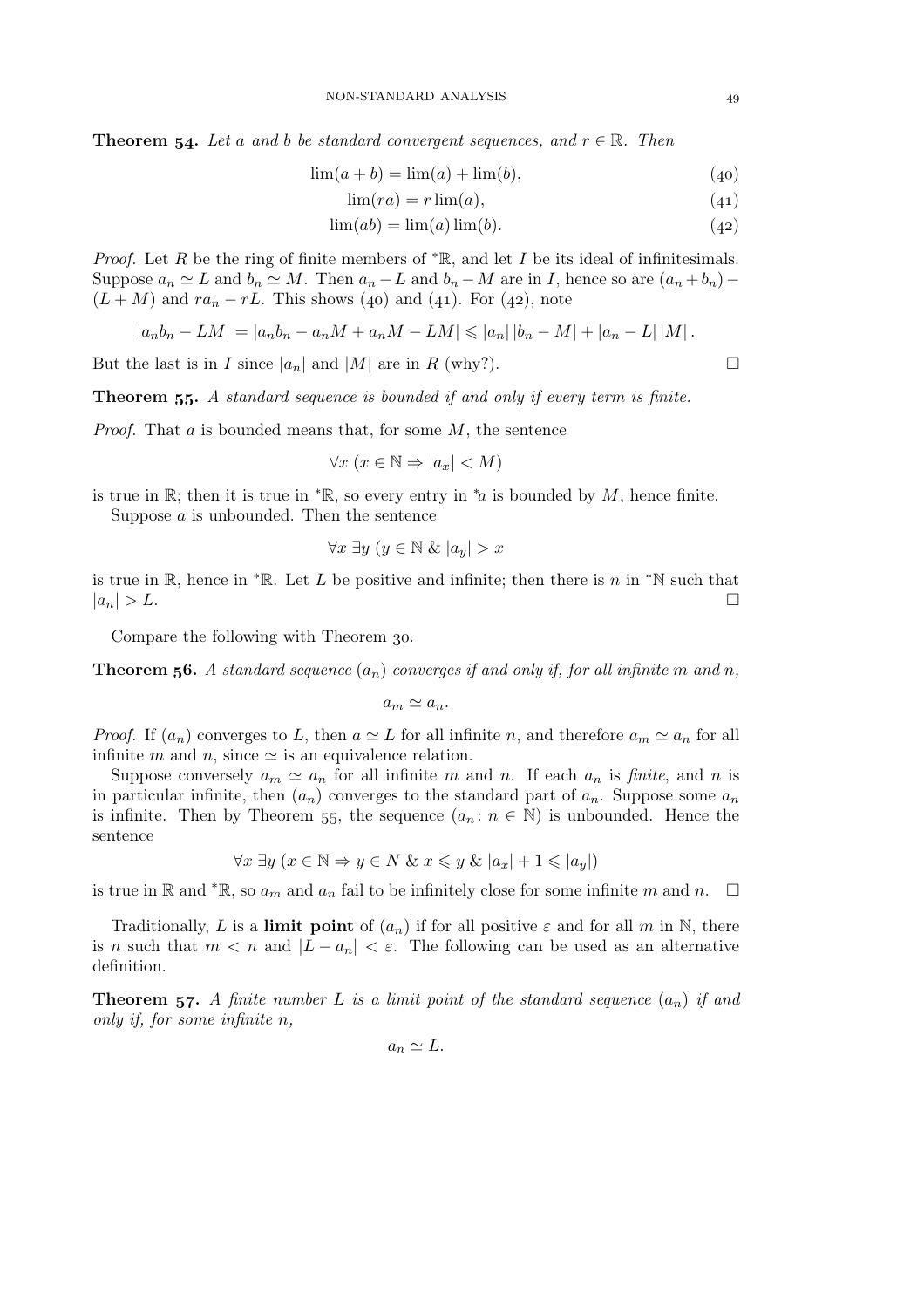**Theorem 54.** *Let $a$ and $b$ be standard convergent sequences, and $r \in \mathbb{R}$. Then*

$$\lim(a+b) = \lim(a) + \lim(b), \tag{40}$$

$$\lim(ra) = r\lim(a), \tag{41}$$

$$\lim(ab) = \lim(a)\lim(b). \tag{42}$$

*Proof.* Let $R$ be the ring of finite members of ${}^*\mathbb{R}$, and let $I$ be its ideal of infinitesimals. Suppose $a_n \simeq L$ and $b_n \simeq M$. Then $a_n - L$ and $b_n - M$ are in $I$, hence so are $(a_n + b_n) - (L + M)$ and $ra_n - rL$. This shows (40) and (41). For (42), note

$$|a_n b_n - LM| = |a_n b_n - a_n M + a_n M - LM| \leqslant |a_n|\,|b_n - M| + |a_n - L|\,|M|.$$

But the last is in $I$ since $|a_n|$ and $|M|$ are in $R$ (why?). □

**Theorem 55.** *A standard sequence is bounded if and only if every term is finite.*

*Proof.* That $a$ is bounded means that, for some $M$, the sentence

$$\forall x\ (x \in \mathbb{N} \Rightarrow |a_x| < M)$$

is true in $\mathbb{R}$; then it is true in ${}^*\mathbb{R}$, so every entry in ${}^*a$ is bounded by $M$, hence finite.

Suppose $a$ is unbounded. Then the sentence

$$\forall x\ \exists y\ (y \in \mathbb{N}\ \&\ |a_y| > x$$

is true in $\mathbb{R}$, hence in ${}^*\mathbb{R}$. Let $L$ be positive and infinite; then there is $n$ in ${}^*\mathbb{N}$ such that $|a_n| > L$. □

Compare the following with Theorem 30.

**Theorem 56.** *A standard sequence $(a_n)$ converges if and only if, for all infinite $m$ and $n$,*

$$a_m \simeq a_n.$$

*Proof.* If $(a_n)$ converges to $L$, then $a \simeq L$ for all infinite $n$, and therefore $a_m \simeq a_n$ for all infinite $m$ and $n$, since $\simeq$ is an equivalence relation.

Suppose conversely $a_m \simeq a_n$ for all infinite $m$ and $n$. If each $a_n$ is *finite*, and $n$ is in particular infinite, then $(a_n)$ converges to the standard part of $a_n$. Suppose some $a_n$ is infinite. Then by Theorem 55, the sequence $(a_n \colon n \in \mathbb{N})$ is unbounded. Hence the sentence

$$\forall x\ \exists y\ (x \in \mathbb{N} \Rightarrow y \in N\ \&\ x \leqslant y\ \&\ |a_x| + 1 \leqslant |a_y|)$$

is true in $\mathbb{R}$ and ${}^*\mathbb{R}$, so $a_m$ and $a_n$ fail to be infinitely close for some infinite $m$ and $n$. □

Traditionally, $L$ is a **limit point** of $(a_n)$ if for all positive $\varepsilon$ and for all $m$ in $\mathbb{N}$, there is $n$ such that $m < n$ and $|L - a_n| < \varepsilon$. The following can be used as an alternative definition.

**Theorem 57.** *A finite number $L$ is a limit point of the standard sequence $(a_n)$ if and only if, for some infinite $n$,*

$$a_n \simeq L.$$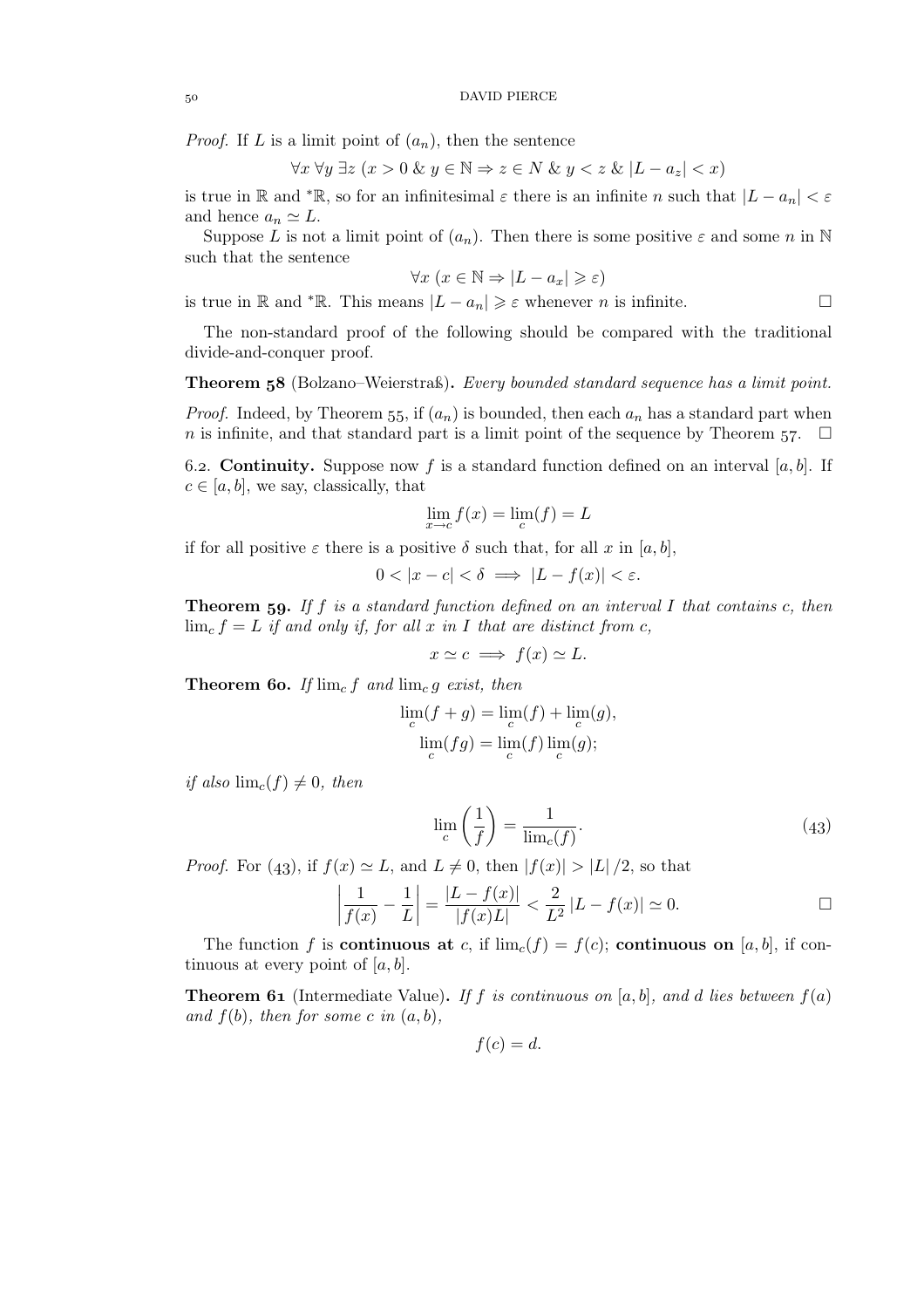*Proof.* If $L$ is a limit point of $(a_n)$, then the sentence

$$\forall x\ \forall y\ \exists z\ (x > 0\ \&\ y \in \mathbb{N} \Rightarrow z \in N\ \&\ y < z\ \&\ |L - a_z| < x)$$

is true in $\mathbb{R}$ and ${}^*\mathbb{R}$, so for an infinitesimal $\varepsilon$ there is an infinite $n$ such that $|L - a_n| < \varepsilon$ and hence $a_n \simeq L$.

Suppose $L$ is not a limit point of $(a_n)$. Then there is some positive $\varepsilon$ and some $n$ in $\mathbb{N}$ such that the sentence

$$\forall x\ (x \in \mathbb{N} \Rightarrow |L - a_x| \geqslant \varepsilon)$$

is true in $\mathbb{R}$ and ${}^*\mathbb{R}$. This means $|L - a_n| \geqslant \varepsilon$ whenever $n$ is infinite. □

The non-standard proof of the following should be compared with the traditional divide-and-conquer proof.

**Theorem 58** (Bolzano–Weierstraß)**.** *Every bounded standard sequence has a limit point.*

*Proof.* Indeed, by Theorem 55, if $(a_n)$ is bounded, then each $a_n$ has a standard part when $n$ is infinite, and that standard part is a limit point of the sequence by Theorem 57. □

6.2. **Continuity.** Suppose now $f$ is a standard function defined on an interval $[a, b]$. If $c \in [a, b]$, we say, classically, that

$$\lim_{x \to c} f(x) = \lim_c(f) = L$$

if for all positive $\varepsilon$ there is a positive $\delta$ such that, for all $x$ in $[a, b]$,

$$0 < |x - c| < \delta \implies |L - f(x)| < \varepsilon.$$

**Theorem 59.** *If $f$ is a standard function defined on an interval $I$ that contains $c$, then $\lim_c f = L$ if and only if, for all $x$ in $I$ that are distinct from $c$,*

$$x \simeq c \implies f(x) \simeq L.$$

**Theorem 60.** *If $\lim_c f$ and $\lim_c g$ exist, then*

$$\lim_c(f + g) = \lim_c(f) + \lim_c(g),$$
$$\lim_c(fg) = \lim_c(f) \lim_c(g);$$

*if also $\lim_c(f) \neq 0$, then*

$$\lim_c \left(\frac{1}{f}\right) = \frac{1}{\lim_c(f)}. \tag{43}$$

*Proof.* For (43), if $f(x) \simeq L$, and $L \neq 0$, then $|f(x)| > |L|/2$, so that

$$\left|\frac{1}{f(x)} - \frac{1}{L}\right| = \frac{|L - f(x)|}{|f(x)L|} < \frac{2}{L^2}|L - f(x)| \simeq 0.$$

□

The function $f$ is **continuous at** $c$, if $\lim_c(f) = f(c)$; **continuous on** $[a, b]$, if continuous at every point of $[a, b]$.

**Theorem 61** (Intermediate Value)**.** *If $f$ is continuous on $[a, b]$, and $d$ lies between $f(a)$ and $f(b)$, then for some $c$ in $(a, b)$,*

$$f(c) = d.$$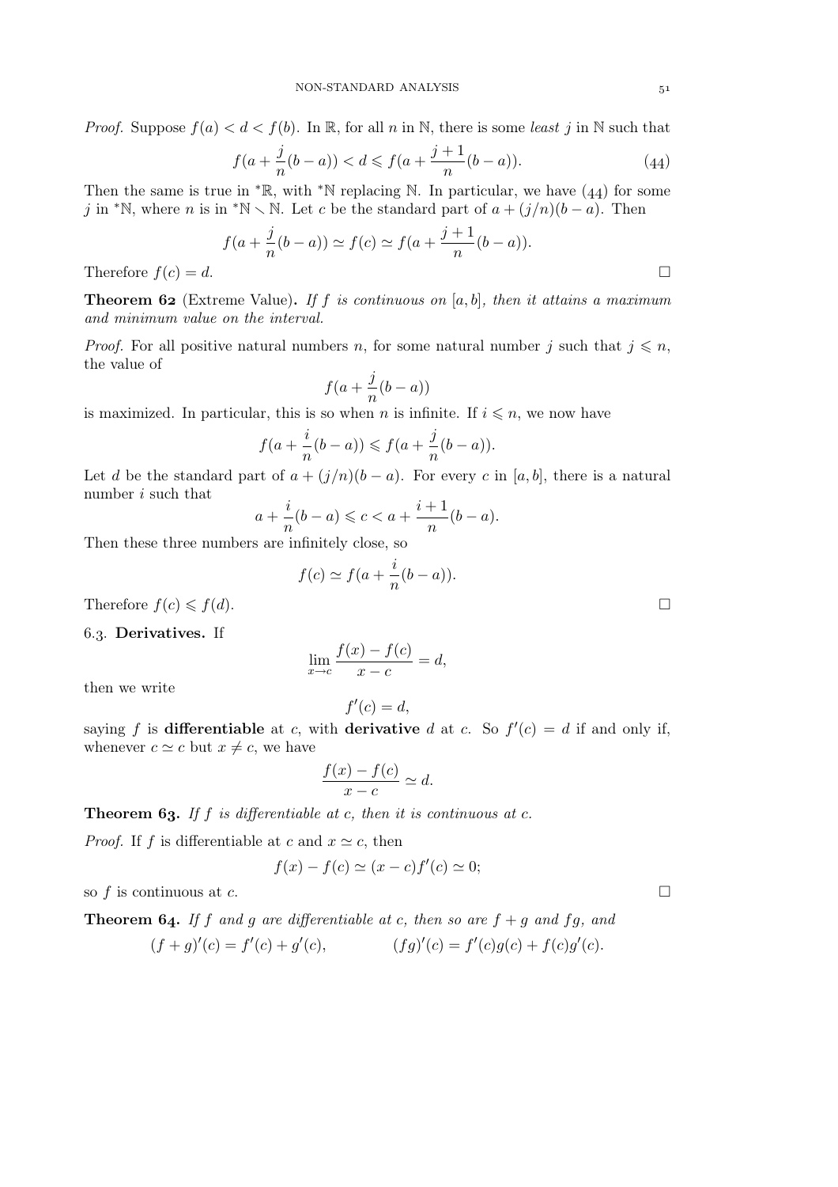*Proof.* Suppose $f(a) < d < f(b)$. In $\mathbb{R}$, for all $n$ in $\mathbb{N}$, there is some *least* $j$ in $\mathbb{N}$ such that

$$f(a + \frac{j}{n}(b-a)) < d \leqslant f(a + \frac{j+1}{n}(b-a)). \tag{44}$$

Then the same is true in ${}^*\mathbb{R}$, with ${}^*\mathbb{N}$ replacing $\mathbb{N}$. In particular, we have (44) for some $j$ in ${}^*\mathbb{N}$, where $n$ is in ${}^*\mathbb{N} \smallsetminus \mathbb{N}$. Let $c$ be the standard part of $a + (j/n)(b-a)$. Then

$$f(a + \frac{j}{n}(b-a)) \simeq f(c) \simeq f(a + \frac{j+1}{n}(b-a)).$$

Therefore $f(c) = d$. □

**Theorem 62** (Extreme Value)**.** *If $f$ is continuous on $[a,b]$, then it attains a maximum and minimum value on the interval.*

*Proof.* For all positive natural numbers $n$, for some natural number $j$ such that $j \leqslant n$, the value of

$$f(a + \frac{j}{n}(b-a))$$

is maximized. In particular, this is so when $n$ is infinite. If $i \leqslant n$, we now have

$$f(a + \frac{i}{n}(b-a)) \leqslant f(a + \frac{j}{n}(b-a)).$$

Let $d$ be the standard part of $a + (j/n)(b-a)$. For every $c$ in $[a,b]$, there is a natural number $i$ such that

$$a + \frac{i}{n}(b-a) \leqslant c < a + \frac{i+1}{n}(b-a).$$

Then these three numbers are infinitely close, so

$$f(c) \simeq f(a + \frac{i}{n}(b-a)).$$

Therefore $f(c) \leqslant f(d)$. □

6.3. **Derivatives.** If

$$\lim_{x \to c} \frac{f(x) - f(c)}{x - c} = d,$$

then we write

$$f'(c) = d,$$

saying $f$ is **differentiable** at $c$, with **derivative** $d$ at $c$. So $f'(c) = d$ if and only if, whenever $c \simeq c$ but $x \neq c$, we have

$$\frac{f(x) - f(c)}{x - c} \simeq d.$$

**Theorem 63.** *If $f$ is differentiable at $c$, then it is continuous at $c$.*

*Proof.* If $f$ is differentiable at $c$ and $x \simeq c$, then

$$f(x) - f(c) \simeq (x - c) f'(c) \simeq 0;$$

so $f$ is continuous at $c$. □

**Theorem 64.** *If $f$ and $g$ are differentiable at $c$, then so are $f + g$ and $fg$, and*

$$(f+g)'(c) = f'(c) + g'(c), \qquad (fg)'(c) = f'(c)g(c) + f(c)g'(c).$$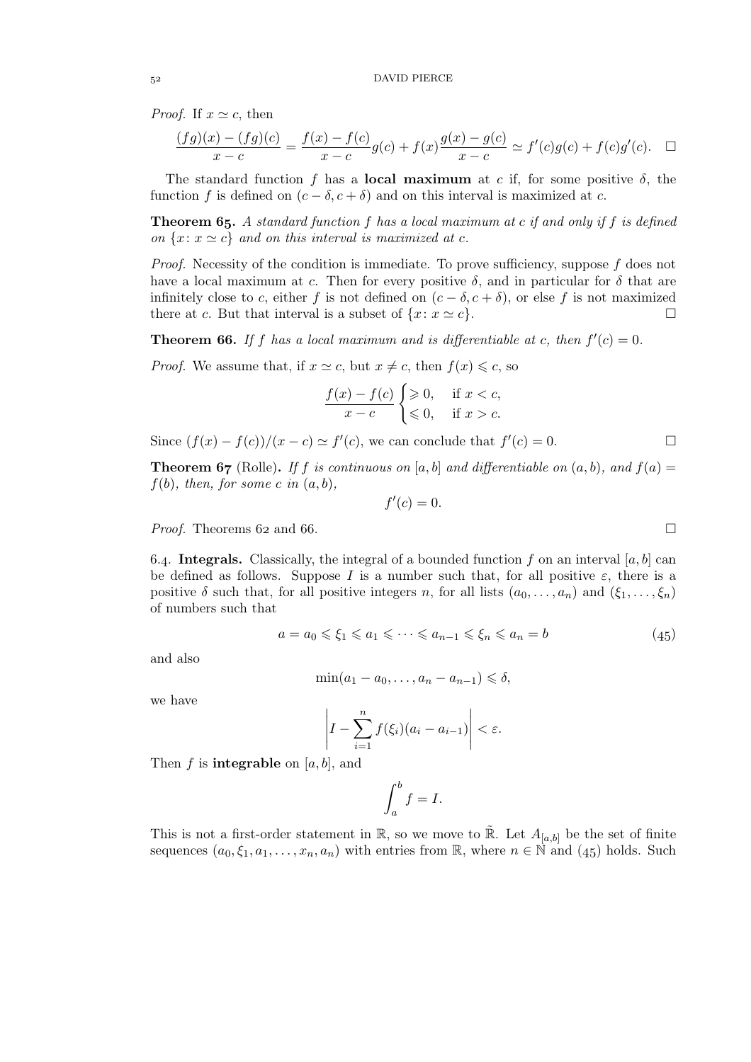*Proof.* If $x \simeq c$, then

$$\frac{(fg)(x) - (fg)(c)}{x - c} = \frac{f(x) - f(c)}{x - c} g(c) + f(x) \frac{g(x) - g(c)}{x - c} \simeq f'(c)g(c) + f(c)g'(c). \quad \square$$

The standard function $f$ has a **local maximum** at $c$ if, for some positive $\delta$, the function $f$ is defined on $(c - \delta, c + \delta)$ and on this interval is maximized at $c$.

**Theorem 65.** *A standard function $f$ has a local maximum at $c$ if and only if $f$ is defined on $\{x : x \simeq c\}$ and on this interval is maximized at $c$.*

*Proof.* Necessity of the condition is immediate. To prove sufficiency, suppose $f$ does not have a local maximum at $c$. Then for every positive $\delta$, and in particular for $\delta$ that are infinitely close to $c$, either $f$ is not defined on $(c - \delta, c + \delta)$, or else $f$ is not maximized there at $c$. But that interval is a subset of $\{x : x \simeq c\}$. $\square$

**Theorem 66.** *If $f$ has a local maximum and is differentiable at $c$, then $f'(c) = 0$.*

*Proof.* We assume that, if $x \simeq c$, but $x \neq c$, then $f(x) \leqslant c$, so

$$\frac{f(x) - f(c)}{x - c} \begin{cases} \geqslant 0, & \text{if } x < c, \\ \leqslant 0, & \text{if } x > c. \end{cases}$$

Since $(f(x) - f(c))/(x - c) \simeq f'(c)$, we can conclude that $f'(c) = 0$. $\square$

**Theorem 67** (Rolle)**.** *If $f$ is continuous on $[a, b]$ and differentiable on $(a, b)$, and $f(a) = f(b)$, then, for some $c$ in $(a, b)$,*

$$f'(c) = 0.$$

*Proof.* Theorems 62 and 66. $\square$

6.4. **Integrals.** Classically, the integral of a bounded function $f$ on an interval $[a, b]$ can be defined as follows. Suppose $I$ is a number such that, for all positive $\varepsilon$, there is a positive $\delta$ such that, for all positive integers $n$, for all lists $(a_0, \dots, a_n)$ and $(\xi_1, \dots, \xi_n)$ of numbers such that

$$a = a_0 \leqslant \xi_1 \leqslant a_1 \leqslant \dots \leqslant a_{n-1} \leqslant \xi_n \leqslant a_n = b \tag{45}$$

and also

$$\min(a_1 - a_0, \dots, a_n - a_{n-1}) \leqslant \delta,$$

we have

$$\left| I - \sum_{i=1}^{n} f(\xi_i)(a_i - a_{i-1}) \right| < \varepsilon.$$

Then $f$ is **integrable** on $[a, b]$, and

$$\int_a^b f = I.$$

This is not a first-order statement in $\mathbb{R}$, so we move to $\tilde{\mathbb{R}}$. Let $A_{[a,b]}$ be the set of finite sequences $(a_0, \xi_1, a_1, \dots, x_n, a_n)$ with entries from $\mathbb{R}$, where $n \in \mathbb{N}$ and (45) holds. Such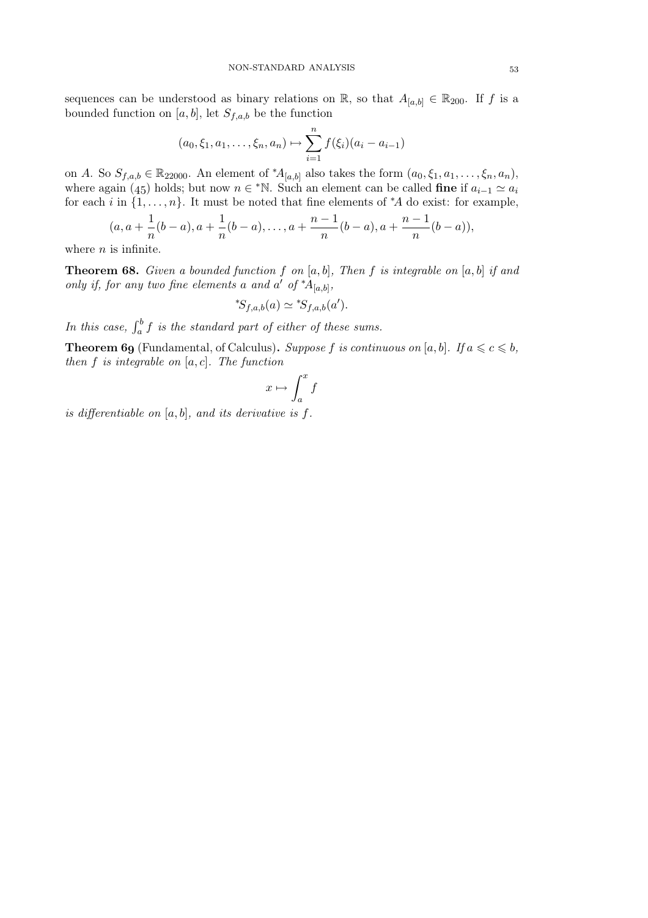sequences can be understood as binary relations on $\mathbb{R}$, so that $A_{[a,b]} \in \mathbb{R}_{200}$. If $f$ is a bounded function on $[a,b]$, let $S_{f,a,b}$ be the function

$$(a_0, \xi_1, a_1, \dots, \xi_n, a_n) \mapsto \sum_{i=1}^{n} f(\xi_i)(a_i - a_{i-1})$$

on $A$. So $S_{f,a,b} \in \mathbb{R}_{22000}$. An element of ${}^*A_{[a,b]}$ also takes the form $(a_0, \xi_1, a_1, \dots, \xi_n, a_n)$, where again (45) holds; but now $n \in {}^*\mathbb{N}$. Such an element can be called **fine** if $a_{i-1} \simeq a_i$ for each $i$ in $\{1, \dots, n\}$. It must be noted that fine elements of ${}^*A$ do exist: for example,

$$(a, a + \frac{1}{n}(b-a), a + \frac{1}{n}(b-a), \dots, a + \frac{n-1}{n}(b-a), a + \frac{n-1}{n}(b-a)),$$

where $n$ is infinite.

**Theorem 68.** *Given a bounded function $f$ on $[a,b]$, Then $f$ is integrable on $[a,b]$ if and only if, for any two fine elements $a$ and $a'$ of ${}^*A_{[a,b]}$,*

$${}^*S_{f,a,b}(a) \simeq {}^*S_{f,a,b}(a').$$

*In this case, $\int_a^b f$ is the standard part of either of these sums.*

**Theorem 69** (Fundamental, of Calculus)**.** *Suppose $f$ is continuous on $[a,b]$. If $a \leqslant c \leqslant b$, then $f$ is integrable on $[a,c]$. The function*

$$x \mapsto \int_a^x f$$

*is differentiable on $[a,b]$, and its derivative is $f$.*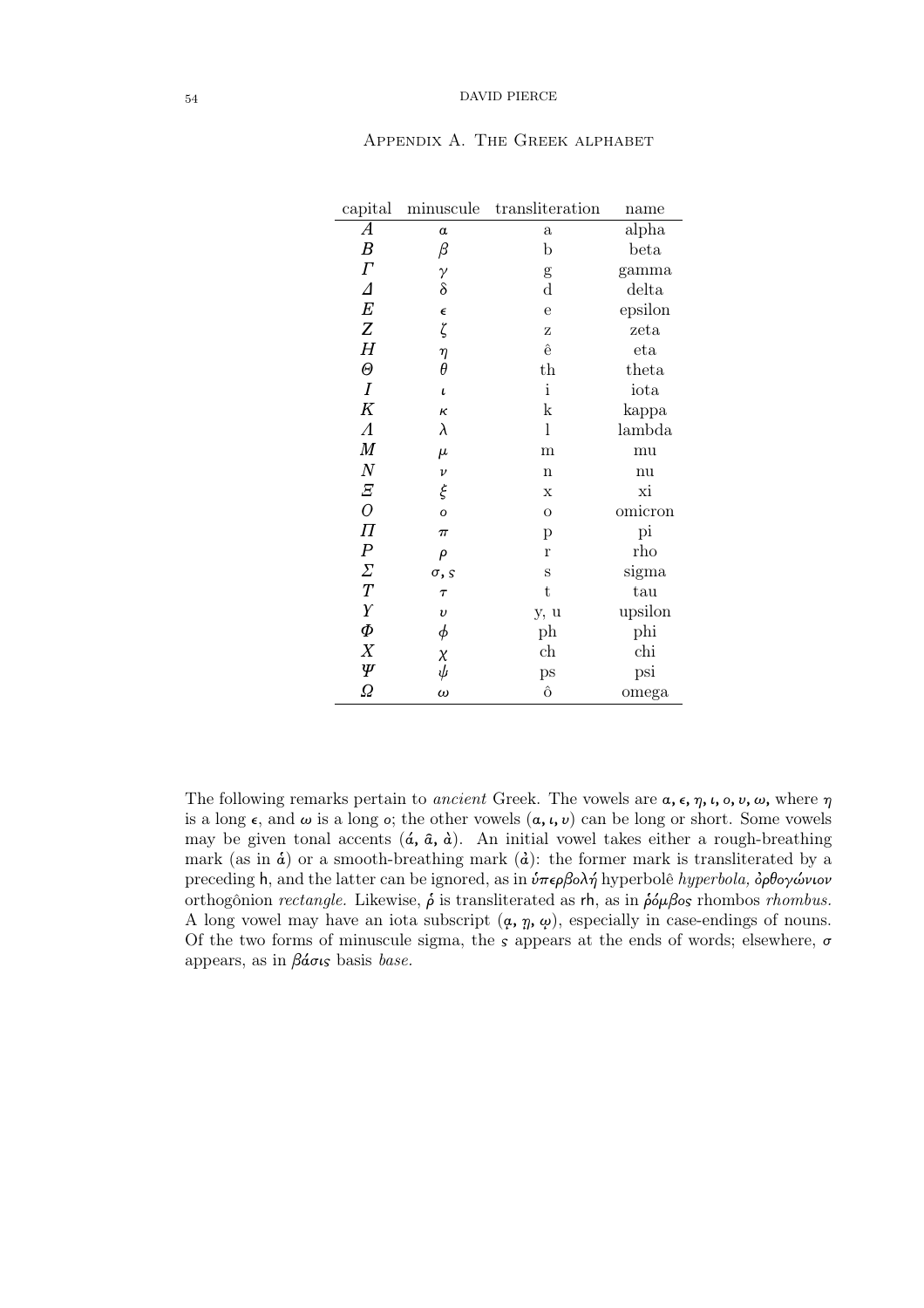## Appendix A. The Greek alphabet

| capital | minuscule | transliteration | name |
|---|---|---|---|
| $A$ | α | a | alpha |
| $B$ | $\beta$ | b | beta |
| $\Gamma$ | $\gamma$ | g | gamma |
| $\Delta$ | δ | d | delta |
| $E$ | $\epsilon$ | e | epsilon |
| $Z$ | $\zeta$ | z | zeta |
| $H$ | $\eta$ | ê | eta |
| $\Theta$ | $\theta$ | th | theta |
| $I$ | $\iota$ | i | iota |
| $K$ | $\kappa$ | k | kappa |
| $\Lambda$ | λ | l | lambda |
| $M$ | $\mu$ | m | mu |
| $N$ | $\nu$ | n | nu |
| $\Xi$ | $\xi$ | x | xi |
| $O$ | $o$ | o | omicron |
| $\Pi$ | $\pi$ | p | pi |
| $P$ | $\rho$ | r | rho |
| $\Sigma$ | $\sigma$, ς | s | sigma |
| $T$ | $\tau$ | t | tau |
| $\Upsilon$ | $\upsilon$ | y, u | upsilon |
| $\Phi$ | $\phi$ | ph | phi |
| $X$ | $\chi$ | ch | chi |
| $\Psi$ | $\psi$ | ps | psi |
| $\Omega$ | $\omega$ | ô | omega |

The following remarks pertain to *ancient* Greek. The vowels are α, ε, η, ι, ο, υ, ω, where η is a long ε, and ω is a long ο; the other vowels (α, ι, υ) can be long or short. Some vowels may be given tonal accents (ά, ᾶ, ὰ). An initial vowel takes either a rough-breathing mark (as in ἁ) or a smooth-breathing mark (ἀ): the former mark is transliterated by a preceding h, and the latter can be ignored, as in ὑπερβολή hyperbolê *hyperbola*, ὀρθογώνιον orthogônion *rectangle*. Likewise, ῥ is transliterated as rh, as in ῥόμβος rhombos *rhombus*. A long vowel may have an iota subscript (ᾳ, ῃ, ῳ), especially in case-endings of nouns. Of the two forms of minuscule sigma, the ς appears at the ends of words; elsewhere, σ appears, as in βάσις basis *base*.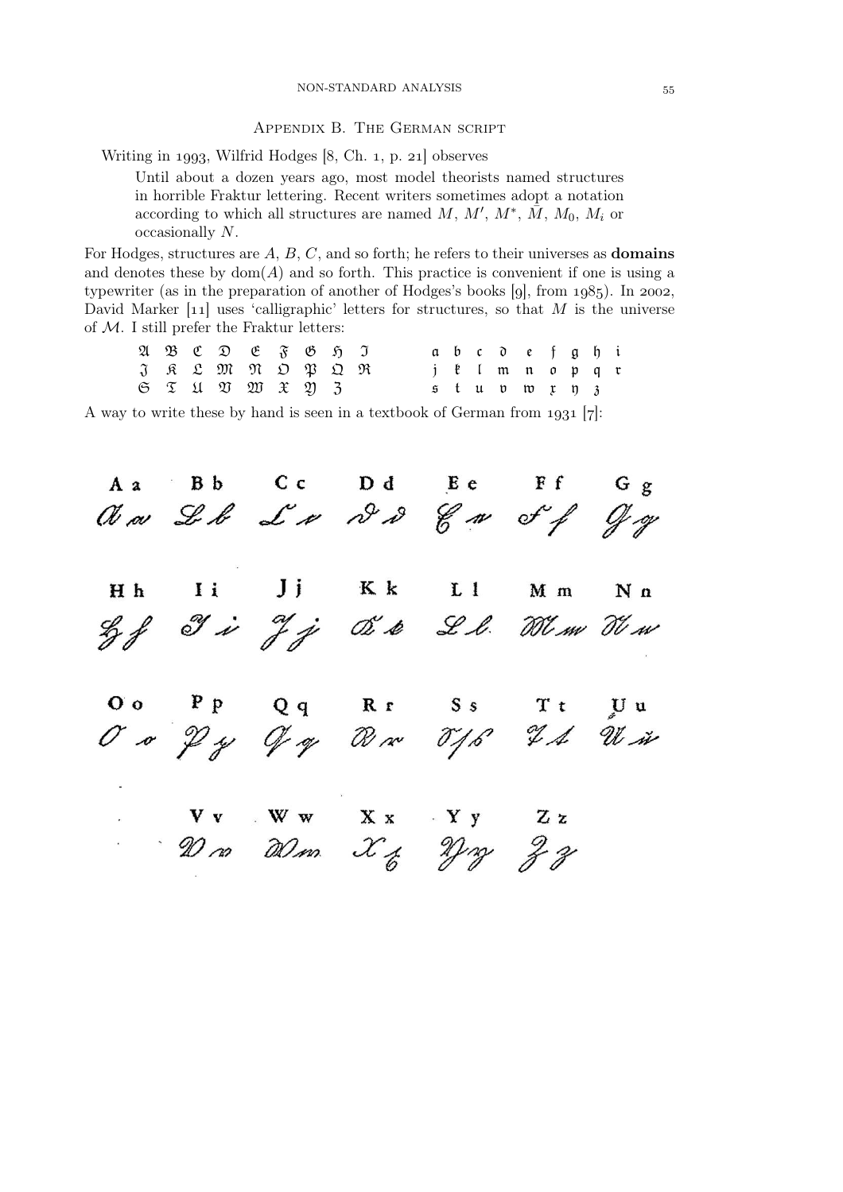## Appendix B. The German script

Writing in 1993, Wilfrid Hodges [8, Ch. 1, p. 21] observes

> Until about a dozen years ago, most model theorists named structures in horrible Fraktur lettering. Recent writers sometimes adopt a notation according to which all structures are named $M$, $M'$, $M^*$, $\bar{M}$, $M_0$, $M_i$ or occasionally $N$.

For Hodges, structures are $A$, $B$, $C$, and so forth; he refers to their universes as **domains** and denotes these by $\operatorname{dom}(A)$ and so forth. This practice is convenient if one is using a typewriter (as in the preparation of another of Hodges's books [9], from 1985). In 2002, David Marker [11] uses 'calligraphic' letters for structures, so that $M$ is the universe of $\mathcal{M}$. I still prefer the Fraktur letters:

$$\begin{array}{ccccccccc} \mathfrak{A} & \mathfrak{B} & \mathfrak{C} & \mathfrak{D} & \mathfrak{E} & \mathfrak{F} & \mathfrak{G} & \mathfrak{H} & \mathfrak{I} \\ \mathfrak{J} & \mathfrak{K} & \mathfrak{L} & \mathfrak{M} & \mathfrak{N} & \mathfrak{O} & \mathfrak{P} & \mathfrak{Q} & \mathfrak{R} \\ \mathfrak{S} & \mathfrak{T} & \mathfrak{U} & \mathfrak{V} & \mathfrak{W} & \mathfrak{X} & \mathfrak{Y} & \mathfrak{Z} & \end{array} \qquad \begin{array}{ccccccccc} \mathfrak{a} & \mathfrak{b} & \mathfrak{c} & \mathfrak{d} & \mathfrak{e} & \mathfrak{f} & \mathfrak{g} & \mathfrak{h} & \mathfrak{i} \\ \mathfrak{j} & \mathfrak{k} & \mathfrak{l} & \mathfrak{m} & \mathfrak{n} & \mathfrak{o} & \mathfrak{p} & \mathfrak{q} & \mathfrak{r} \\ \mathfrak{s} & \mathfrak{t} & \mathfrak{u} & \mathfrak{v} & \mathfrak{w} & \mathfrak{x} & \mathfrak{y} & \mathfrak{z} & \end{array}$$

A way to write these by hand is seen in a textbook of German from 1931 [7]:

A a B b C c D d E e F f G g

H h I i J j K k L l M m N n

O o P p Q q R r S s T t U u

V v W w X x Y y Z z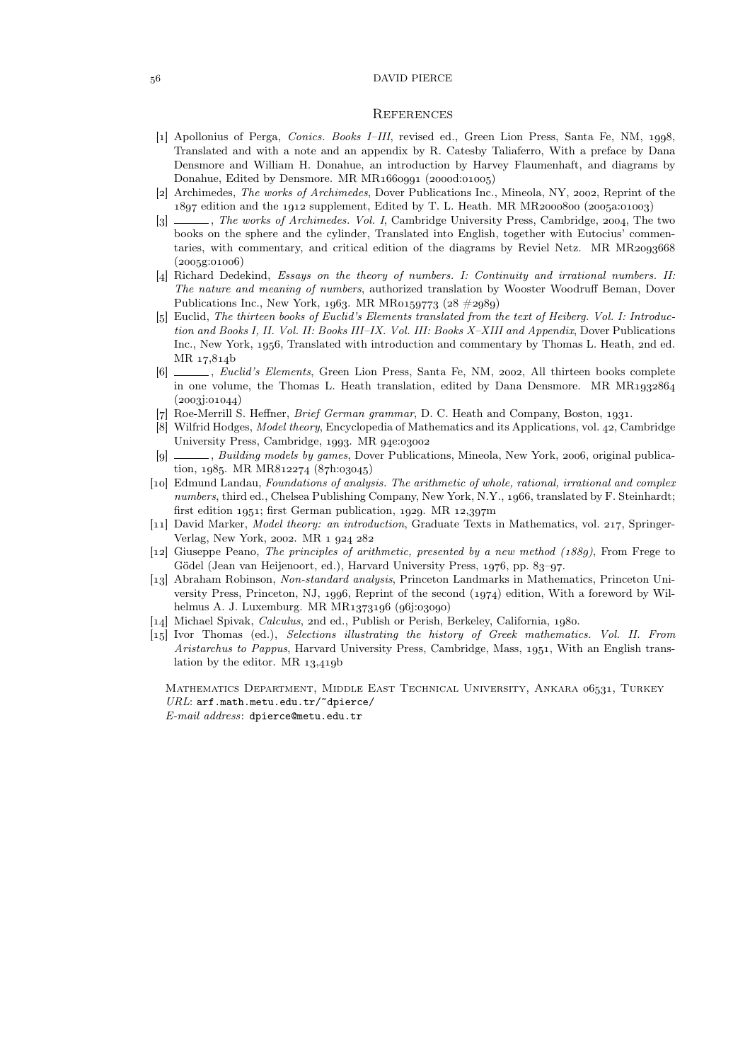## References

[1] Apollonius of Perga, *Conics. Books I–III*, revised ed., Green Lion Press, Santa Fe, NM, 1998, Translated and with a note and an appendix by R. Catesby Taliaferro, With a preface by Dana Densmore and William H. Donahue, an introduction by Harvey Flaumenhaft, and diagrams by Donahue, Edited by Densmore. MR MR1660991 (2000d:01005)

[2] Archimedes, *The works of Archimedes*, Dover Publications Inc., Mineola, NY, 2002, Reprint of the 1897 edition and the 1912 supplement, Edited by T. L. Heath. MR MR2000800 (2005a:01003)

[3] ______, *The works of Archimedes. Vol. I*, Cambridge University Press, Cambridge, 2004, The two books on the sphere and the cylinder, Translated into English, together with Eutocius' commentaries, with commentary, and critical edition of the diagrams by Reviel Netz. MR MR2093668 (2005g:01006)

[4] Richard Dedekind, *Essays on the theory of numbers. I: Continuity and irrational numbers. II: The nature and meaning of numbers*, authorized translation by Wooster Woodruff Beman, Dover Publications Inc., New York, 1963. MR MR0159773 (28 #2989)

[5] Euclid, *The thirteen books of Euclid's Elements translated from the text of Heiberg. Vol. I: Introduction and Books I, II. Vol. II: Books III–IX. Vol. III: Books X–XIII and Appendix*, Dover Publications Inc., New York, 1956, Translated with introduction and commentary by Thomas L. Heath, 2nd ed. MR 17,814b

[6] ______, *Euclid's Elements*, Green Lion Press, Santa Fe, NM, 2002, All thirteen books complete in one volume, the Thomas L. Heath translation, edited by Dana Densmore. MR MR1932864 (2003j:01044)

[7] Roe-Merrill S. Heffner, *Brief German grammar*, D. C. Heath and Company, Boston, 1931.

[8] Wilfrid Hodges, *Model theory*, Encyclopedia of Mathematics and its Applications, vol. 42, Cambridge University Press, Cambridge, 1993. MR 94e:03002

[9] ______, *Building models by games*, Dover Publications, Mineola, New York, 2006, original publication, 1985. MR MR812274 (87h:03045)

[10] Edmund Landau, *Foundations of analysis. The arithmetic of whole, rational, irrational and complex numbers*, third ed., Chelsea Publishing Company, New York, N.Y., 1966, translated by F. Steinhardt; first edition 1951; first German publication, 1929. MR 12,397m

[11] David Marker, *Model theory: an introduction*, Graduate Texts in Mathematics, vol. 217, Springer-Verlag, New York, 2002. MR 1 924 282

[12] Giuseppe Peano, *The principles of arithmetic, presented by a new method (1889)*, From Frege to Gödel (Jean van Heijenoort, ed.), Harvard University Press, 1976, pp. 83–97.

[13] Abraham Robinson, *Non-standard analysis*, Princeton Landmarks in Mathematics, Princeton University Press, Princeton, NJ, 1996, Reprint of the second (1974) edition, With a foreword by Wilhelmus A. J. Luxemburg. MR MR1373196 (96j:03090)

[14] Michael Spivak, *Calculus*, 2nd ed., Publish or Perish, Berkeley, California, 1980.

[15] Ivor Thomas (ed.), *Selections illustrating the history of Greek mathematics. Vol. II. From Aristarchus to Pappus*, Harvard University Press, Cambridge, Mass, 1951, With an English translation by the editor. MR 13,419b

Mathematics Department, Middle East Technical University, Ankara 06531, Turkey
*URL*: `arf.math.metu.edu.tr/~dpierce/`
*E-mail address*: `dpierce@metu.edu.tr`